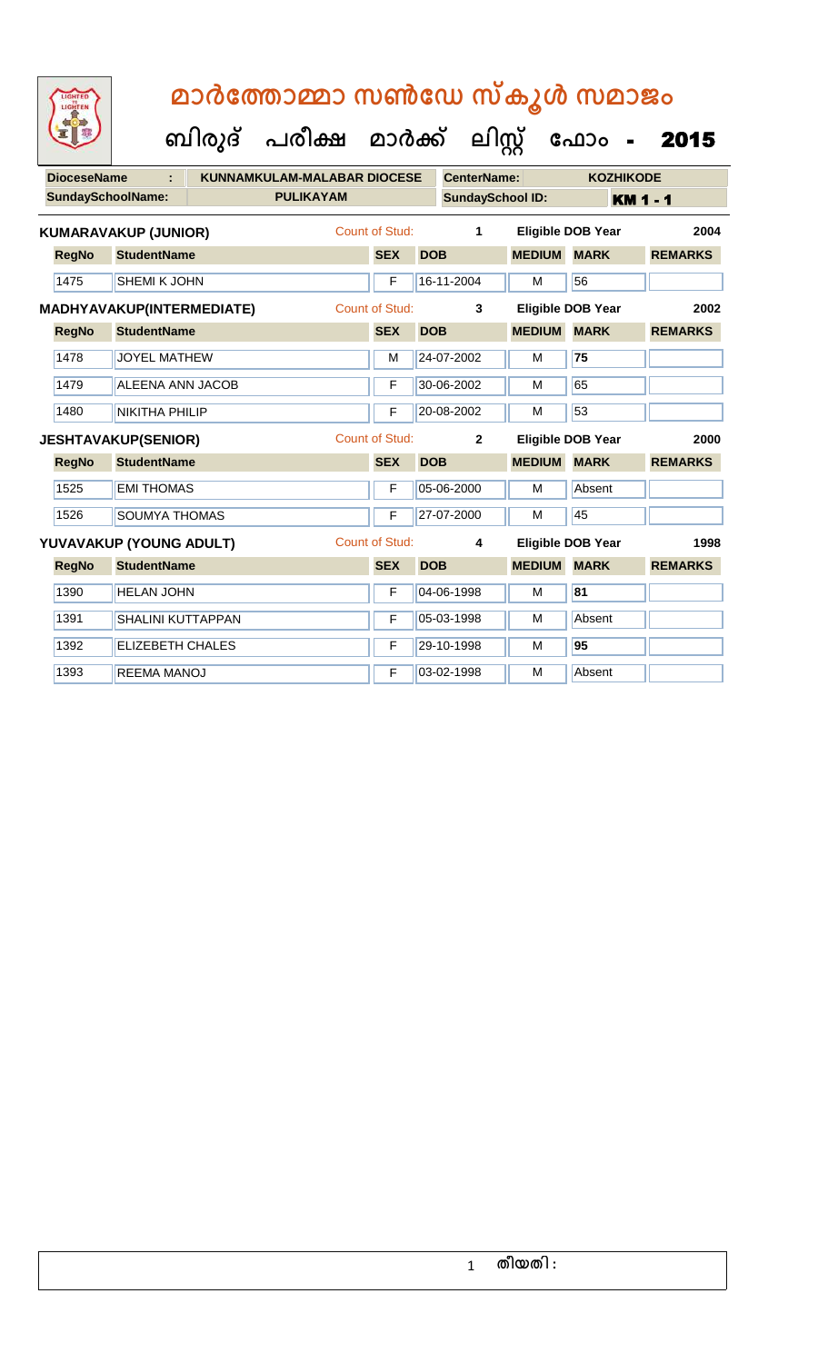# മാർത്തോമ്മാ സൺഡേ സ്കൂൾ സമാജം

## ബിരുദ് പരീക്ഷ മാർക്ക് ലിസ്റ്റ് ഫോം - 2015

| DioceseName | : | KUNNAMKULAM-MALABAR DIOCESE | CenterName: | KOZHIKODE |
|---|---|---|---|---|
| SundaySchoolName: | | PULIKAYAM | SundaySchool ID: | KM 1 - 1 |

**KUMARAVAKUP (JUNIOR)** Count of Stud: 1 Eligible DOB Year 2004

| RegNo | StudentName | SEX | DOB | MEDIUM | MARK | REMARKS |
|---|---|---|---|---|---|---|
| 1475 | SHEMI K JOHN | F | 16-11-2004 | M | 56 | |

**MADHYAVAKUP(INTERMEDIATE)** Count of Stud: 3 Eligible DOB Year 2002

| RegNo | StudentName | SEX | DOB | MEDIUM | MARK | REMARKS |
|---|---|---|---|---|---|---|
| 1478 | JOYEL MATHEW | M | 24-07-2002 | M | 75 | |
| 1479 | ALEENA ANN JACOB | F | 30-06-2002 | M | 65 | |
| 1480 | NIKITHA PHILIP | F | 20-08-2002 | M | 53 | |

**JESHTAVAKUP(SENIOR)** Count of Stud: 2 Eligible DOB Year 2000

| RegNo | StudentName | SEX | DOB | MEDIUM | MARK | REMARKS |
|---|---|---|---|---|---|---|
| 1525 | EMI THOMAS | F | 05-06-2000 | M | Absent | |
| 1526 | SOUMYA THOMAS | F | 27-07-2000 | M | 45 | |

**YUVAVAKUP (YOUNG ADULT)** Count of Stud: 4 Eligible DOB Year 1998

| RegNo | StudentName | SEX | DOB | MEDIUM | MARK | REMARKS |
|---|---|---|---|---|---|---|
| 1390 | HELAN JOHN | F | 04-06-1998 | M | 81 | |
| 1391 | SHALINI KUTTAPPAN | F | 05-03-1998 | M | Absent | |
| 1392 | ELIZEBETH CHALES | F | 29-10-1998 | M | 95 | |
| 1393 | REEMA MANOJ | F | 03-02-1998 | M | Absent | |

തീയതി :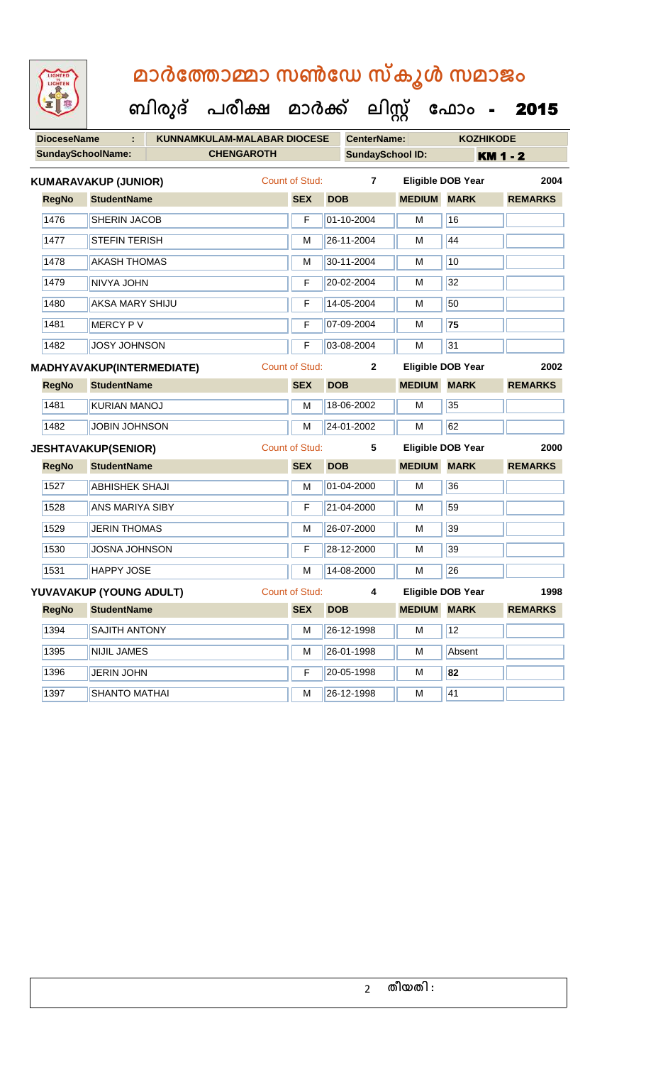# മാർത്തോമ്മാ സൺഡേ സ്കൂൾ സമാജം

## ബിരുദ് പരീക്ഷ മാർക്ക് ലിസ്റ്റ് ഫോം - 2015

| | | | |
|---|---|---|---|
| **DioceseName** : | KUNNAMKULAM-MALABAR DIOCESE | **CenterName:** | KOZHIKODE |
| **SundaySchoolName:** | CHENGAROTH | **SundaySchool ID:** | KM 1 - 2 |

**KUMARAVAKUP (JUNIOR)** Count of Stud: 7 Eligible DOB Year 2004

| RegNo | StudentName | SEX | DOB | MEDIUM | MARK | REMARKS |
|---|---|---|---|---|---|---|
| 1476 | SHERIN JACOB | F | 01-10-2004 | M | 16 | |
| 1477 | STEFIN TERISH | M | 26-11-2004 | M | 44 | |
| 1478 | AKASH THOMAS | M | 30-11-2004 | M | 10 | |
| 1479 | NIVYA JOHN | F | 20-02-2004 | M | 32 | |
| 1480 | AKSA MARY SHIJU | F | 14-05-2004 | M | 50 | |
| 1481 | MERCY P V | F | 07-09-2004 | M | **75** | |
| 1482 | JOSY JOHNSON | F | 03-08-2004 | M | 31 | |

**MADHYAVAKUP(INTERMEDIATE)** Count of Stud: 2 Eligible DOB Year 2002

| RegNo | StudentName | SEX | DOB | MEDIUM | MARK | REMARKS |
|---|---|---|---|---|---|---|
| 1481 | KURIAN MANOJ | M | 18-06-2002 | M | 35 | |
| 1482 | JOBIN JOHNSON | M | 24-01-2002 | M | 62 | |

**JESHTAVAKUP(SENIOR)** Count of Stud: 5 Eligible DOB Year 2000

| RegNo | StudentName | SEX | DOB | MEDIUM | MARK | REMARKS |
|---|---|---|---|---|---|---|
| 1527 | ABHISHEK SHAJI | M | 01-04-2000 | M | 36 | |
| 1528 | ANS MARIYA SIBY | F | 21-04-2000 | M | 59 | |
| 1529 | JERIN THOMAS | M | 26-07-2000 | M | 39 | |
| 1530 | JOSNA JOHNSON | F | 28-12-2000 | M | 39 | |
| 1531 | HAPPY JOSE | M | 14-08-2000 | M | 26 | |

**YUVAVAKUP (YOUNG ADULT)** Count of Stud: 4 Eligible DOB Year 1998

| RegNo | StudentName | SEX | DOB | MEDIUM | MARK | REMARKS |
|---|---|---|---|---|---|---|
| 1394 | SAJITH ANTONY | M | 26-12-1998 | M | 12 | |
| 1395 | NIJIL JAMES | M | 26-01-1998 | M | Absent | |
| 1396 | JERIN JOHN | F | 20-05-1998 | M | **82** | |
| 1397 | SHANTO MATHAI | M | 26-12-1998 | M | 41 | |

തീയതി :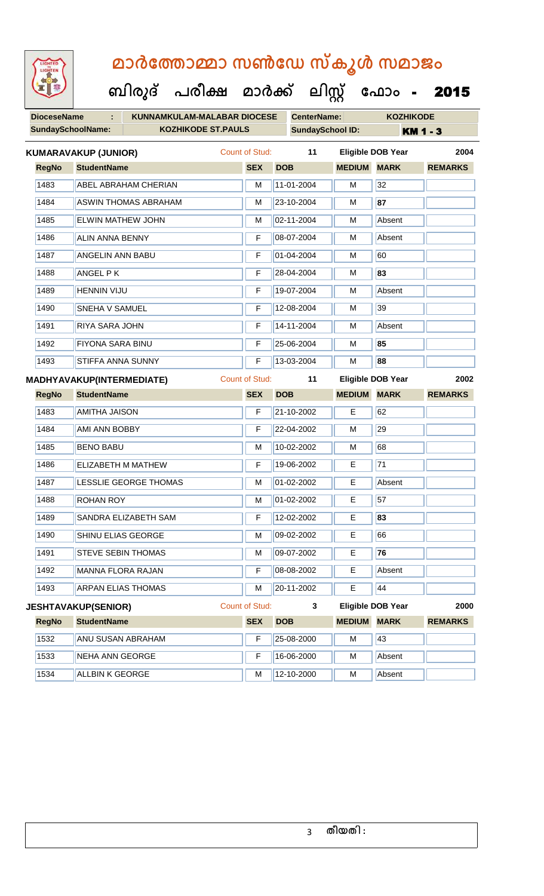# മാർത്തോമ്മാ സൺഡേ സ്കൂൾ സമാജം

**ബിരുദ് പരീക്ഷ മാർക്ക് ലിസ്റ്റ് ഫോം - 2015**

| | | | |
|---|---|---|---|
| **DioceseName** : KUNNAMKULAM-MALABAR DIOCESE | | **CenterName:** | **KOZHIKODE** |
| **SundaySchoolName:** KOZHIKODE ST.PAULS | | **SundaySchool ID:** | **KM 1 - 3** |

**KUMARAVAKUP (JUNIOR)** Count of Stud: 11 Eligible DOB Year 2004

| RegNo | StudentName | SEX | DOB | MEDIUM | MARK | REMARKS |
|---|---|---|---|---|---|---|
| 1483 | ABEL ABRAHAM CHERIAN | M | 11-01-2004 | M | 32 | |
| 1484 | ASWIN THOMAS ABRAHAM | M | 23-10-2004 | M | **87** | |
| 1485 | ELWIN MATHEW JOHN | M | 02-11-2004 | M | Absent | |
| 1486 | ALIN ANNA BENNY | F | 08-07-2004 | M | Absent | |
| 1487 | ANGELIN ANN BABU | F | 01-04-2004 | M | 60 | |
| 1488 | ANGEL P K | F | 28-04-2004 | M | **83** | |
| 1489 | HENNIN VIJU | F | 19-07-2004 | M | Absent | |
| 1490 | SNEHA V SAMUEL | F | 12-08-2004 | M | 39 | |
| 1491 | RIYA SARA JOHN | F | 14-11-2004 | M | Absent | |
| 1492 | FIYONA SARA BINU | F | 25-06-2004 | M | **85** | |
| 1493 | STIFFA ANNA SUNNY | F | 13-03-2004 | M | **88** | |

**MADHYAVAKUP(INTERMEDIATE)** Count of Stud: 11 Eligible DOB Year 2002

| RegNo | StudentName | SEX | DOB | MEDIUM | MARK | REMARKS |
|---|---|---|---|---|---|---|
| 1483 | AMITHA JAISON | F | 21-10-2002 | E | 62 | |
| 1484 | AMI ANN BOBBY | F | 22-04-2002 | M | 29 | |
| 1485 | BENO BABU | M | 10-02-2002 | M | 68 | |
| 1486 | ELIZABETH M MATHEW | F | 19-06-2002 | E | 71 | |
| 1487 | LESSLIE GEORGE THOMAS | M | 01-02-2002 | E | Absent | |
| 1488 | ROHAN ROY | M | 01-02-2002 | E | 57 | |
| 1489 | SANDRA ELIZABETH SAM | F | 12-02-2002 | E | **83** | |
| 1490 | SHINU ELIAS GEORGE | M | 09-02-2002 | E | 66 | |
| 1491 | STEVE SEBIN THOMAS | M | 09-07-2002 | E | **76** | |
| 1492 | MANNA FLORA RAJAN | F | 08-08-2002 | E | Absent | |
| 1493 | ARPAN ELIAS THOMAS | M | 20-11-2002 | E | 44 | |

**JESHTAVAKUP(SENIOR)** Count of Stud: 3 Eligible DOB Year 2000

| RegNo | StudentName | SEX | DOB | MEDIUM | MARK | REMARKS |
|---|---|---|---|---|---|---|
| 1532 | ANU SUSAN ABRAHAM | F | 25-08-2000 | M | 43 | |
| 1533 | NEHA ANN GEORGE | F | 16-06-2000 | M | Absent | |
| 1534 | ALLBIN K GEORGE | M | 12-10-2000 | M | Absent | |

തീയതി :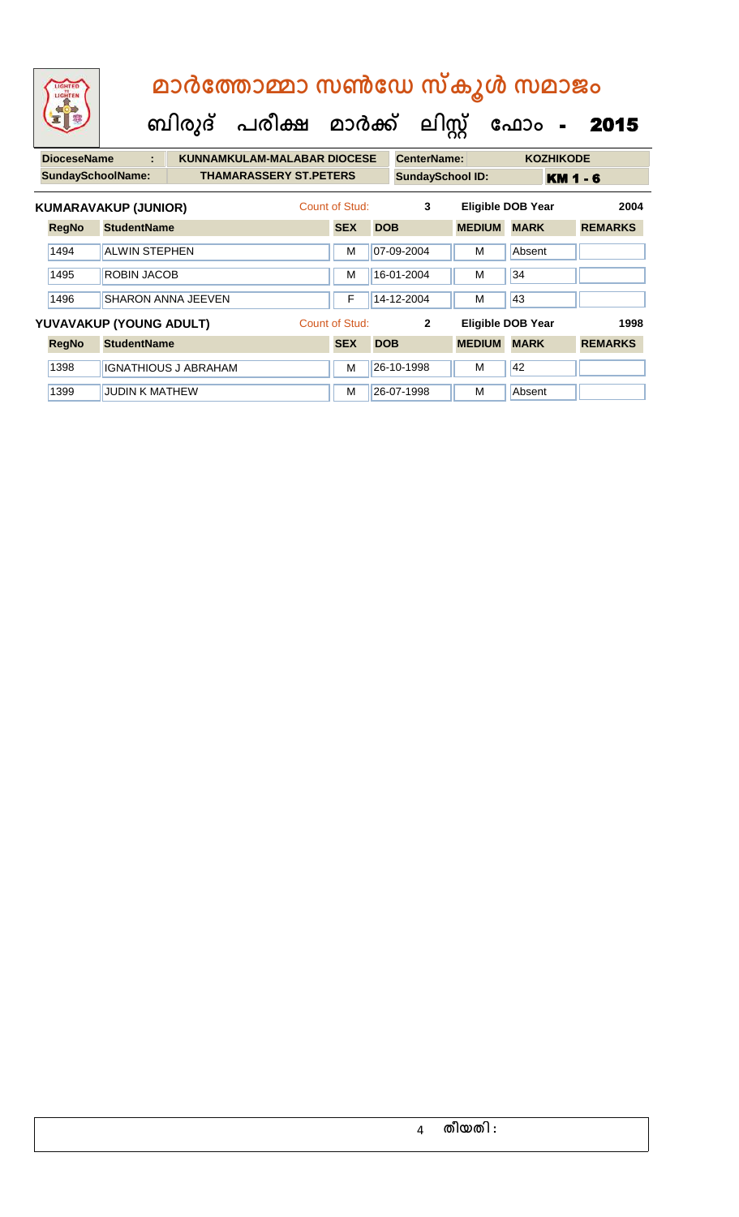# മാർത്തോമ്മാ സൺഡേ സ്കൂൾ സമാജം

## ബിരുദ് പരീക്ഷ മാർക്ക് ലിസ്റ്റ് ഫോം - 2015

| DioceseName : | KUNNAMKULAM-MALABAR DIOCESE | CenterName: | KOZHIKODE |
|---|---|---|---|
| SundaySchoolName: | THAMARASSERY ST.PETERS | SundaySchool ID: | KM 1 - 6 |

**KUMARAVAKUP (JUNIOR)** Count of Stud: 3 Eligible DOB Year 2004

| RegNo | StudentName | SEX | DOB | MEDIUM | MARK | REMARKS |
|---|---|---|---|---|---|---|
| 1494 | ALWIN STEPHEN | M | 07-09-2004 | M | Absent | |
| 1495 | ROBIN JACOB | M | 16-01-2004 | M | 34 | |
| 1496 | SHARON ANNA JEEVEN | F | 14-12-2004 | M | 43 | |

**YUVAVAKUP (YOUNG ADULT)** Count of Stud: 2 Eligible DOB Year 1998

| RegNo | StudentName | SEX | DOB | MEDIUM | MARK | REMARKS |
|---|---|---|---|---|---|---|
| 1398 | IGNATHIOUS J ABRAHAM | M | 26-10-1998 | M | 42 | |
| 1399 | JUDIN K MATHEW | M | 26-07-1998 | M | Absent | |

തീയതി :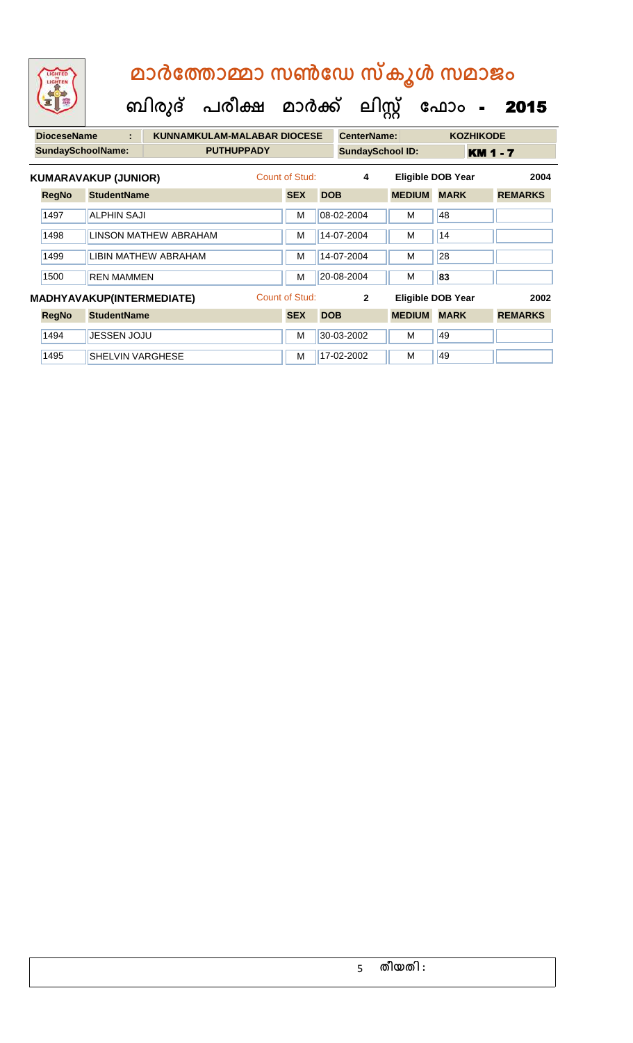# മാർത്തോമ്മാ സൺഡേ സ്കൂൾ സമാജം

## ബിരുദ് പരീക്ഷ മാർക്ക് ലിസ്റ്റ് ഫോം - 2015

| DioceseName : | KUNNAMKULAM-MALABAR DIOCESE | CenterName: | KOZHIKODE |
|---|---|---|---|
| SundaySchoolName: | PUTHUPPADY | SundaySchool ID: | KM 1 - 7 |

**KUMARAVAKUP (JUNIOR)** Count of Stud: 4 Eligible DOB Year 2004

| RegNo | StudentName | SEX | DOB | MEDIUM | MARK | REMARKS |
|---|---|---|---|---|---|---|
| 1497 | ALPHIN SAJI | M | 08-02-2004 | M | 48 | |
| 1498 | LINSON MATHEW ABRAHAM | M | 14-07-2004 | M | 14 | |
| 1499 | LIBIN MATHEW ABRAHAM | M | 14-07-2004 | M | 28 | |
| 1500 | REN MAMMEN | M | 20-08-2004 | M | 83 | |

**MADHYAVAKUP(INTERMEDIATE)** Count of Stud: 2 Eligible DOB Year 2002

| RegNo | StudentName | SEX | DOB | MEDIUM | MARK | REMARKS |
|---|---|---|---|---|---|---|
| 1494 | JESSEN JOJU | M | 30-03-2002 | M | 49 | |
| 1495 | SHELVIN VARGHESE | M | 17-02-2002 | M | 49 | |

തീയതി :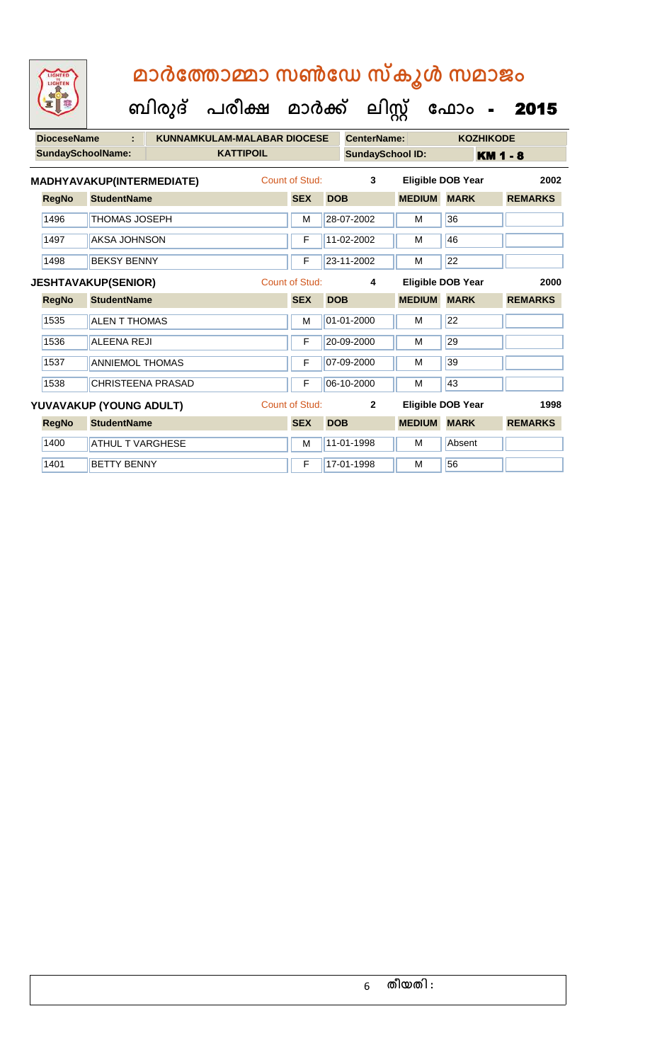# മാർത്തോമ്മാ സൺഡേ സ്കൂൾ സമാജം

## ബിരുദ് പരീക്ഷ മാർക്ക് ലിസ്റ്റ് ഫോം - 2015

| **DioceseName** | : | KUNNAMKULAM-MALABAR DIOCESE | **CenterName:** | KOZHIKODE |
|---|---|---|---|---|
| **SundaySchoolName:** | | KATTIPOIL | **SundaySchool ID:** | KM 1 - 8 |

**MADHYAVAKUP(INTERMEDIATE)** Count of Stud: 3 Eligible DOB Year 2002

| RegNo | StudentName | SEX | DOB | MEDIUM | MARK | REMARKS |
|---|---|---|---|---|---|---|
| 1496 | THOMAS JOSEPH | M | 28-07-2002 | M | 36 | |
| 1497 | AKSA JOHNSON | F | 11-02-2002 | M | 46 | |
| 1498 | BEKSY BENNY | F | 23-11-2002 | M | 22 | |

**JESHTAVAKUP(SENIOR)** Count of Stud: 4 Eligible DOB Year 2000

| RegNo | StudentName | SEX | DOB | MEDIUM | MARK | REMARKS |
|---|---|---|---|---|---|---|
| 1535 | ALEN T THOMAS | M | 01-01-2000 | M | 22 | |
| 1536 | ALEENA REJI | F | 20-09-2000 | M | 29 | |
| 1537 | ANNIEMOL THOMAS | F | 07-09-2000 | M | 39 | |
| 1538 | CHRISTEENA PRASAD | F | 06-10-2000 | M | 43 | |

**YUVAVAKUP (YOUNG ADULT)** Count of Stud: 2 Eligible DOB Year 1998

| RegNo | StudentName | SEX | DOB | MEDIUM | MARK | REMARKS |
|---|---|---|---|---|---|---|
| 1400 | ATHUL T VARGHESE | M | 11-01-1998 | M | Absent | |
| 1401 | BETTY BENNY | F | 17-01-1998 | M | 56 | |

തീയതി :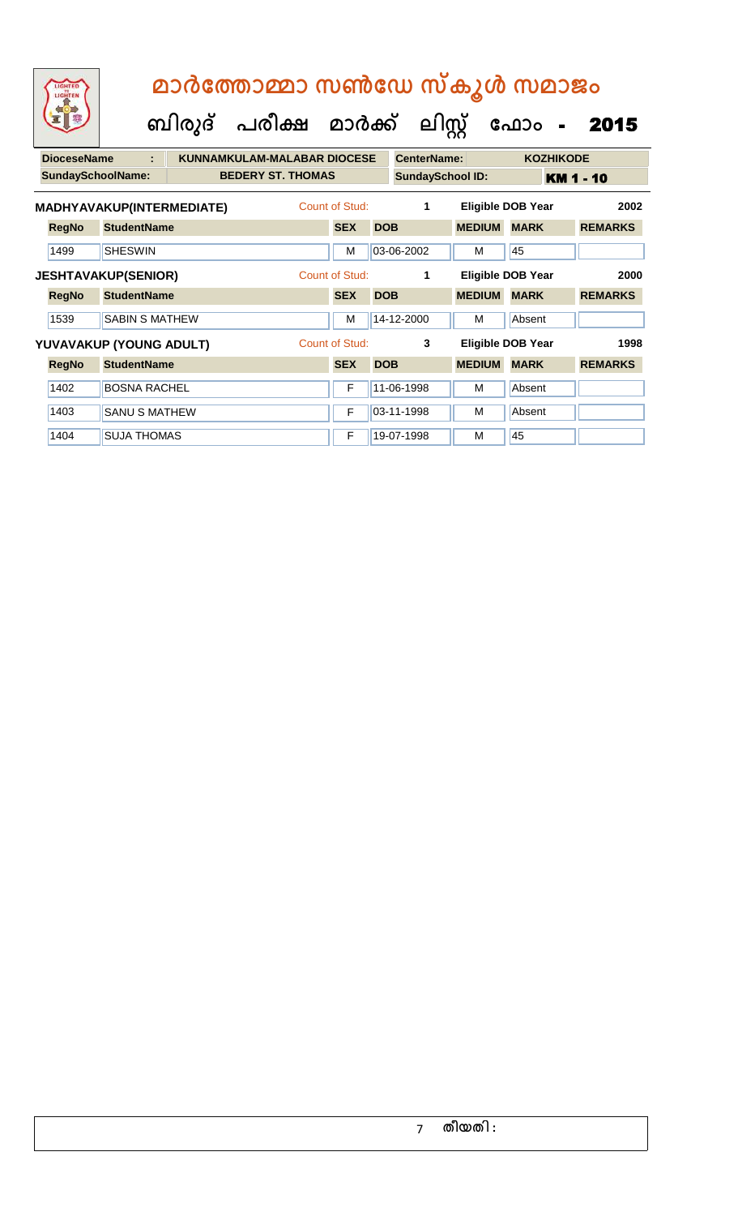# മാർത്തോമ്മാ സൺഡേ സ്കൂൾ സമാജം

## ബിരുദ് പരീക്ഷ മാർക്ക് ലിസ്റ്റ് ഫോം - 2015

| DioceseName : | KUNNAMKULAM-MALABAR DIOCESE | CenterName: | KOZHIKODE |
|---|---|---|---|
| SundaySchoolName: | BEDERY ST. THOMAS | SundaySchool ID: | KM 1 - 10 |

**MADHYAVAKUP(INTERMEDIATE)** Count of Stud: 1 Eligible DOB Year 2002

| RegNo | StudentName | SEX | DOB | MEDIUM | MARK | REMARKS |
|---|---|---|---|---|---|---|
| 1499 | SHESWIN | M | 03-06-2002 | M | 45 | |

**JESHTAVAKUP(SENIOR)** Count of Stud: 1 Eligible DOB Year 2000

| RegNo | StudentName | SEX | DOB | MEDIUM | MARK | REMARKS |
|---|---|---|---|---|---|---|
| 1539 | SABIN S MATHEW | M | 14-12-2000 | M | Absent | |

**YUVAVAKUP (YOUNG ADULT)** Count of Stud: 3 Eligible DOB Year 1998

| RegNo | StudentName | SEX | DOB | MEDIUM | MARK | REMARKS |
|---|---|---|---|---|---|---|
| 1402 | BOSNA RACHEL | F | 11-06-1998 | M | Absent | |
| 1403 | SANU S MATHEW | F | 03-11-1998 | M | Absent | |
| 1404 | SUJA THOMAS | F | 19-07-1998 | M | 45 | |

തീയതി :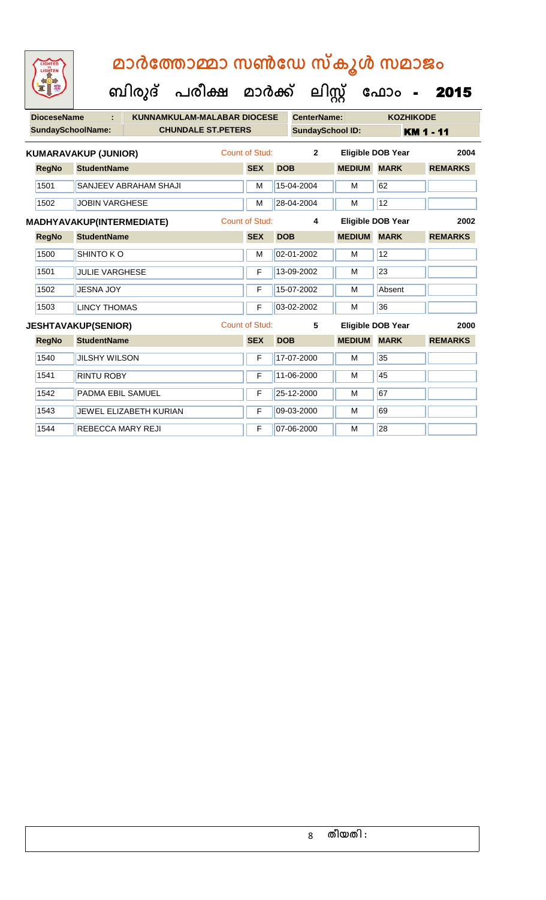# മാർത്തോമ്മാ സൺഡേ സ്കൂൾ സമാജം

## ബിരുദ് പരീക്ഷ മാർക്ക് ലിസ്റ്റ് ഫോം - 2015

| DioceseName : | KUNNAMKULAM-MALABAR DIOCESE | CenterName: | KOZHIKODE |
|---|---|---|---|
| SundaySchoolName: | CHUNDALE ST.PETERS | SundaySchool ID: | KM 1 - 11 |

**KUMARAVAKUP (JUNIOR)** Count of Stud: 2 Eligible DOB Year 2004

| RegNo | StudentName | SEX | DOB | MEDIUM | MARK | REMARKS |
|---|---|---|---|---|---|---|
| 1501 | SANJEEV ABRAHAM SHAJI | M | 15-04-2004 | M | 62 | |
| 1502 | JOBIN VARGHESE | M | 28-04-2004 | M | 12 | |

**MADHYAVAKUP(INTERMEDIATE)** Count of Stud: 4 Eligible DOB Year 2002

| RegNo | StudentName | SEX | DOB | MEDIUM | MARK | REMARKS |
|---|---|---|---|---|---|---|
| 1500 | SHINTO K O | M | 02-01-2002 | M | 12 | |
| 1501 | JULIE VARGHESE | F | 13-09-2002 | M | 23 | |
| 1502 | JESNA JOY | F | 15-07-2002 | M | Absent | |
| 1503 | LINCY THOMAS | F | 03-02-2002 | M | 36 | |

**JESHTAVAKUP(SENIOR)** Count of Stud: 5 Eligible DOB Year 2000

| RegNo | StudentName | SEX | DOB | MEDIUM | MARK | REMARKS |
|---|---|---|---|---|---|---|
| 1540 | JILSHY WILSON | F | 17-07-2000 | M | 35 | |
| 1541 | RINTU ROBY | F | 11-06-2000 | M | 45 | |
| 1542 | PADMA EBIL SAMUEL | F | 25-12-2000 | M | 67 | |
| 1543 | JEWEL ELIZABETH KURIAN | F | 09-03-2000 | M | 69 | |
| 1544 | REBECCA MARY REJI | F | 07-06-2000 | M | 28 | |

തീയതി :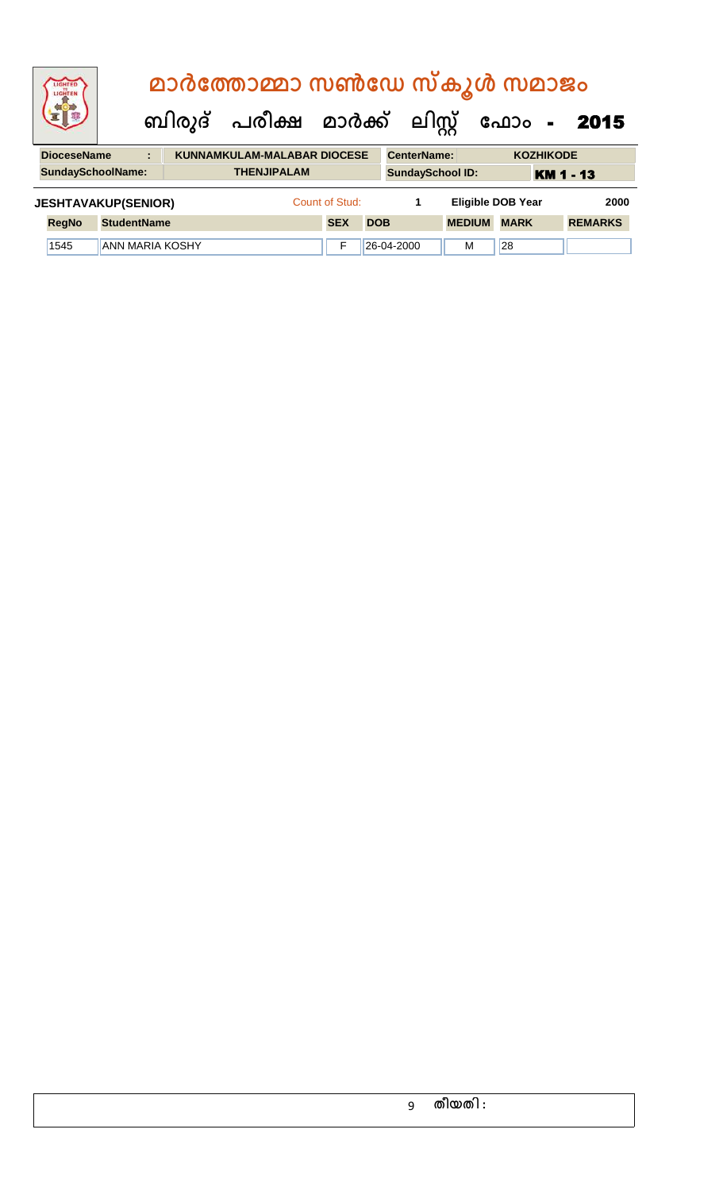# മാർത്തോമ്മാ സൺഡേ സ്കൂൾ സമാജം

## ബിരുദ് പരീക്ഷ മാർക്ക് ലിസ്റ്റ് ഫോം - 2015

| | | | |
|---|---|---|---|
| **DioceseName :** | KUNNAMKULAM-MALABAR DIOCESE | **CenterName:** | KOZHIKODE |
| **SundaySchoolName:** | THENJIPALAM | **SundaySchool ID:** | KM 1 - 13 |

**JESHTAVAKUP(SENIOR)** Count of Stud: 1 **Eligible DOB Year** 2000

| RegNo | StudentName | SEX | DOB | MEDIUM | MARK | REMARKS |
|---|---|---|---|---|---|---|
| 1545 | ANN MARIA KOSHY | F | 26-04-2000 | M | 28 | |

തീയതി :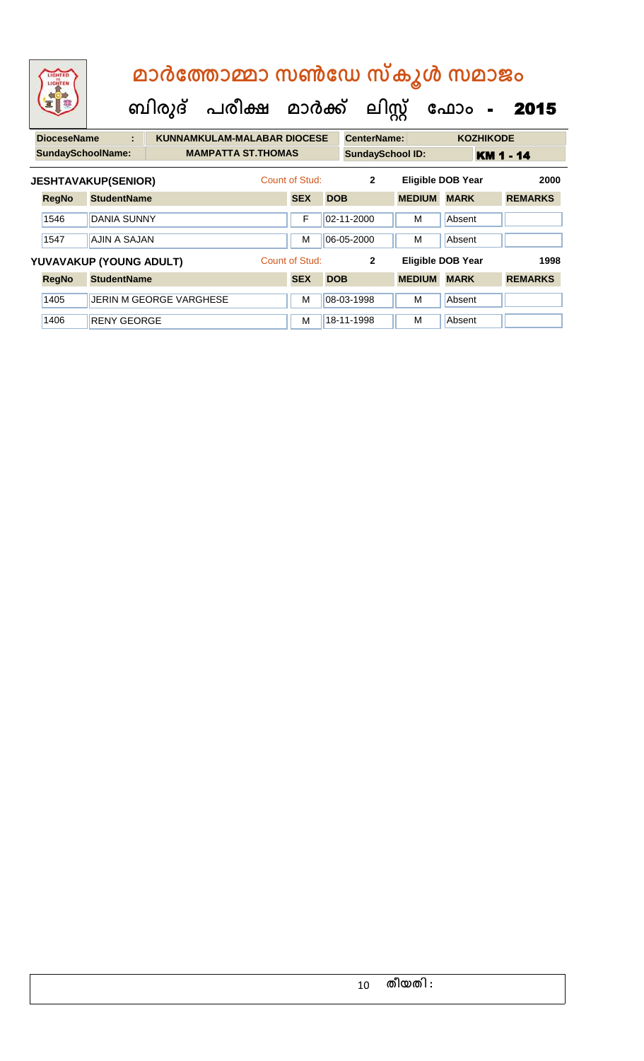# മാർത്തോമ്മാ സൺഡേ സ്കൂൾ സമാജം

## ബിരുദ് പരീക്ഷ മാർക്ക് ലിസ്റ്റ് ഫോം - 2015

| DioceseName : | KUNNAMKULAM-MALABAR DIOCESE | CenterName: | KOZHIKODE |
|---|---|---|---|
| SundaySchoolName: | MAMPATTA ST.THOMAS | SundaySchool ID: | KM 1 - 14 |

**JESHTAVAKUP(SENIOR)** Count of Stud: 2 Eligible DOB Year 2000

| RegNo | StudentName | SEX | DOB | MEDIUM | MARK | REMARKS |
|---|---|---|---|---|---|---|
| 1546 | DANIA SUNNY | F | 02-11-2000 | M | Absent | |
| 1547 | AJIN A SAJAN | M | 06-05-2000 | M | Absent | |

**YUVAVAKUP (YOUNG ADULT)** Count of Stud: 2 Eligible DOB Year 1998

| RegNo | StudentName | SEX | DOB | MEDIUM | MARK | REMARKS |
|---|---|---|---|---|---|---|
| 1405 | JERIN M GEORGE VARGHESE | M | 08-03-1998 | M | Absent | |
| 1406 | RENY GEORGE | M | 18-11-1998 | M | Absent | |

തീയതി :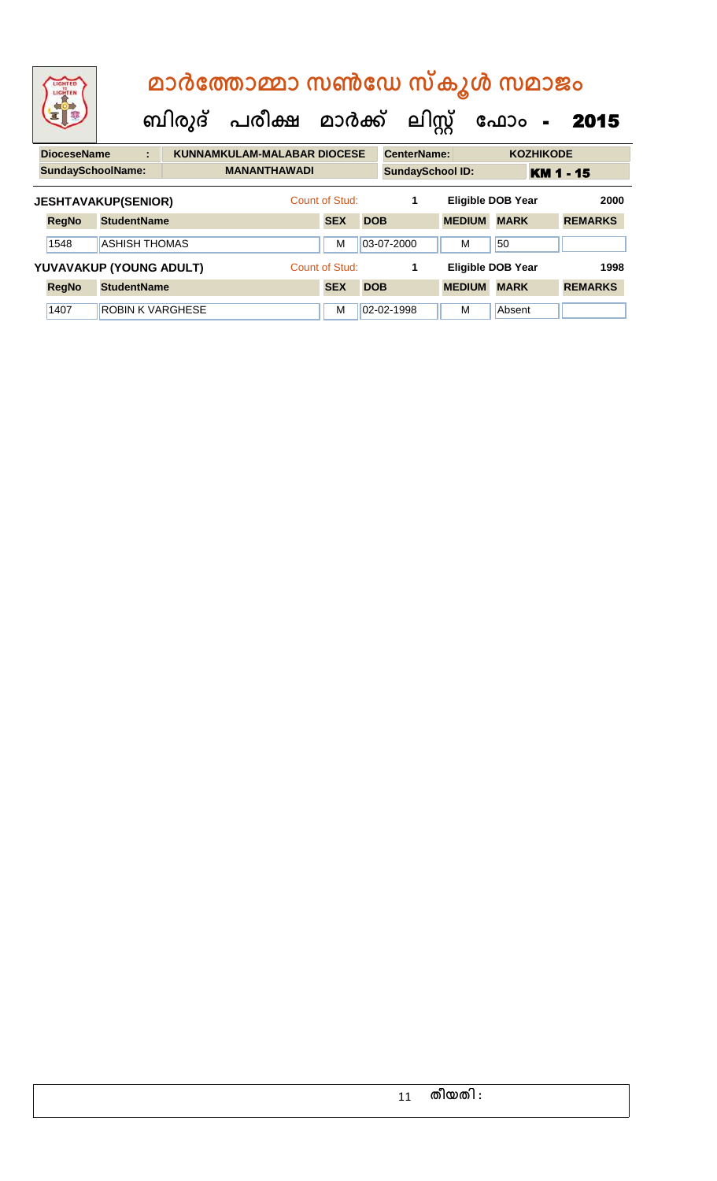# മാർത്തോമ്മാ സൺഡേ സ്കൂൾ സമാജം

## ബിരുദ് പരീക്ഷ മാർക്ക് ലിസ്റ്റ് ഫോം - 2015

| DioceseName | : | KUNNAMKULAM-MALABAR DIOCESE | CenterName: | KOZHIKODE |
|---|---|---|---|---|
| SundaySchoolName: | | MANANTHAWADI | SundaySchool ID: | KM 1 - 15 |

**JESHTAVAKUP(SENIOR)** Count of Stud: 1 Eligible DOB Year 2000

| RegNo | StudentName | SEX | DOB | MEDIUM | MARK | REMARKS |
|---|---|---|---|---|---|---|
| 1548 | ASHISH THOMAS | M | 03-07-2000 | M | 50 | |

**YUVAVAKUP (YOUNG ADULT)** Count of Stud: 1 Eligible DOB Year 1998

| RegNo | StudentName | SEX | DOB | MEDIUM | MARK | REMARKS |
|---|---|---|---|---|---|---|
| 1407 | ROBIN K VARGHESE | M | 02-02-1998 | M | Absent | |

തീയതി :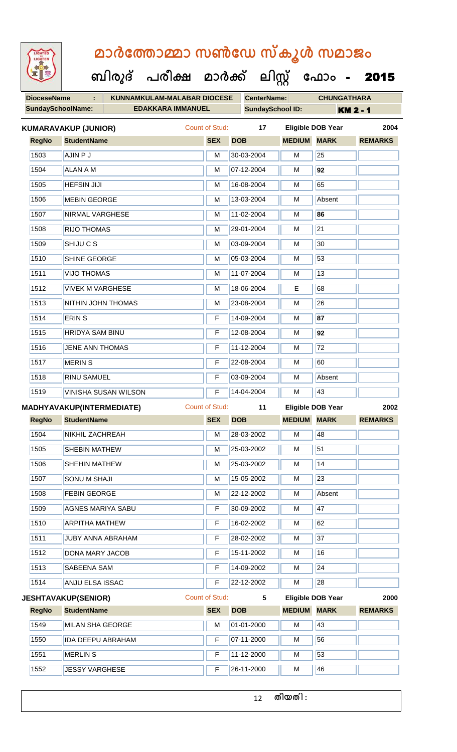# മാർത്തോമ്മാ സൺഡേ സ്കൂൾ സമാജം

## ബിരുദ് പരീക്ഷ മാർക്ക് ലിസ്റ്റ് ഫോം - 2015

| | | | |
|---|---|---|---|
| **DioceseName** : | KUNNAMKULAM-MALABAR DIOCESE | **CenterName:** | CHUNGATHARA |
| **SundaySchoolName:** | EDAKKARA IMMANUEL | **SundaySchool ID:** | KM 2 - 1 |

**KUMARAVAKUP (JUNIOR)** Count of Stud: 17 Eligible DOB Year 2004

| RegNo | StudentName | SEX | DOB | MEDIUM | MARK | REMARKS |
|---|---|---|---|---|---|---|
| 1503 | AJIN P J | M | 30-03-2004 | M | 25 | |
| 1504 | ALAN A M | M | 07-12-2004 | M | **92** | |
| 1505 | HEFSIN JIJI | M | 16-08-2004 | M | 65 | |
| 1506 | MEBIN GEORGE | M | 13-03-2004 | M | Absent | |
| 1507 | NIRMAL VARGHESE | M | 11-02-2004 | M | **86** | |
| 1508 | RIJO THOMAS | M | 29-01-2004 | M | 21 | |
| 1509 | SHIJU C S | M | 03-09-2004 | M | 30 | |
| 1510 | SHINE GEORGE | M | 05-03-2004 | M | 53 | |
| 1511 | VIJO THOMAS | M | 11-07-2004 | M | 13 | |
| 1512 | VIVEK M VARGHESE | M | 18-06-2004 | E | 68 | |
| 1513 | NITHIN JOHN THOMAS | M | 23-08-2004 | M | 26 | |
| 1514 | ERIN S | F | 14-09-2004 | M | **87** | |
| 1515 | HRIDYA SAM BINU | F | 12-08-2004 | M | **92** | |
| 1516 | JENE ANN THOMAS | F | 11-12-2004 | M | 72 | |
| 1517 | MERIN S | F | 22-08-2004 | M | 60 | |
| 1518 | RINU SAMUEL | F | 03-09-2004 | M | Absent | |
| 1519 | VINISHA SUSAN WILSON | F | 14-04-2004 | M | 43 | |

**MADHYAVAKUP(INTERMEDIATE)** Count of Stud: 11 Eligible DOB Year 2002

| RegNo | StudentName | SEX | DOB | MEDIUM | MARK | REMARKS |
|---|---|---|---|---|---|---|
| 1504 | NIKHIL ZACHREAH | M | 28-03-2002 | M | 48 | |
| 1505 | SHEBIN MATHEW | M | 25-03-2002 | M | 51 | |
| 1506 | SHEHIN MATHEW | M | 25-03-2002 | M | 14 | |
| 1507 | SONU M SHAJI | M | 15-05-2002 | M | 23 | |
| 1508 | FEBIN GEORGE | M | 22-12-2002 | M | Absent | |
| 1509 | AGNES MARIYA SABU | F | 30-09-2002 | M | 47 | |
| 1510 | ARPITHA MATHEW | F | 16-02-2002 | M | 62 | |
| 1511 | JUBY ANNA ABRAHAM | F | 28-02-2002 | M | 37 | |
| 1512 | DONA MARY JACOB | F | 15-11-2002 | M | 16 | |
| 1513 | SABEENA SAM | F | 14-09-2002 | M | 24 | |
| 1514 | ANJU ELSA ISSAC | F | 22-12-2002 | M | 28 | |

**JESHTAVAKUP(SENIOR)** Count of Stud: 5 Eligible DOB Year 2000

| RegNo | StudentName | SEX | DOB | MEDIUM | MARK | REMARKS |
|---|---|---|---|---|---|---|
| 1549 | MILAN SHA GEORGE | M | 01-01-2000 | M | 43 | |
| 1550 | IDA DEEPU ABRAHAM | F | 07-11-2000 | M | 56 | |
| 1551 | MERLIN S | F | 11-12-2000 | M | 53 | |
| 1552 | JESSY VARGHESE | F | 26-11-2000 | M | 46 | |

തീയതി :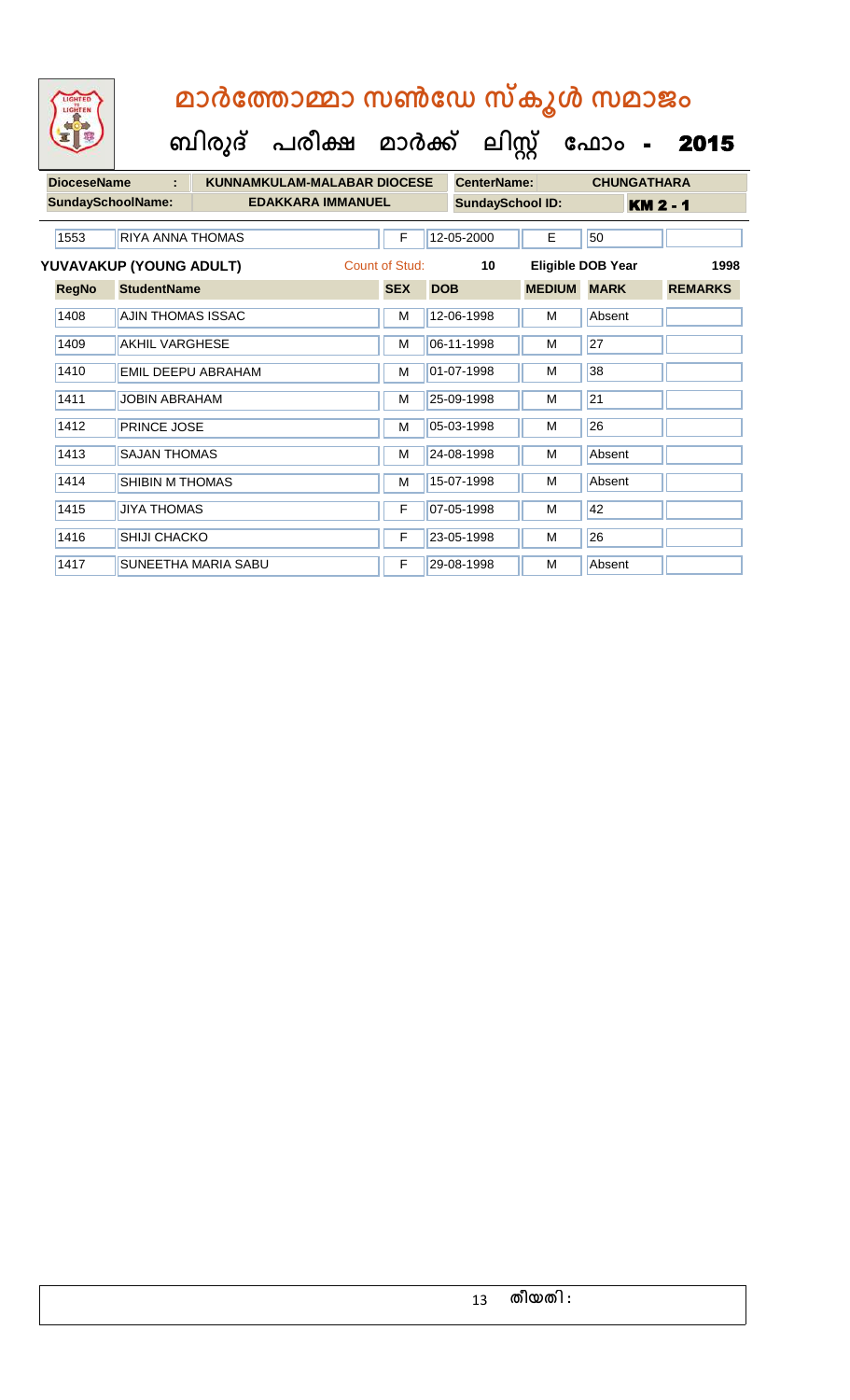# മാർത്തോമ്മാ സൺഡേ സ്കൂൾ സമാജം

## ബിരുദ് പരീക്ഷ മാർക്ക് ലിസ്റ്റ് ഫോം - 2015

| DioceseName : | KUNNAMKULAM-MALABAR DIOCESE | CenterName: | CHUNGATHARA |
|---|---|---|---|
| SundaySchoolName: | EDAKKARA IMMANUEL | SundaySchool ID: | KM 2 - 1 |

| | | | | | | |
|---|---|---|---|---|---|---|
| 1553 | RIYA ANNA THOMAS | F | 12-05-2000 | E | 50 | |

**YUVAVAKUP (YOUNG ADULT)** Count of Stud: 10 Eligible DOB Year 1998

| RegNo | StudentName | SEX | DOB | MEDIUM | MARK | REMARKS |
|---|---|---|---|---|---|---|
| 1408 | AJIN THOMAS ISSAC | M | 12-06-1998 | M | Absent | |
| 1409 | AKHIL VARGHESE | M | 06-11-1998 | M | 27 | |
| 1410 | EMIL DEEPU ABRAHAM | M | 01-07-1998 | M | 38 | |
| 1411 | JOBIN ABRAHAM | M | 25-09-1998 | M | 21 | |
| 1412 | PRINCE JOSE | M | 05-03-1998 | M | 26 | |
| 1413 | SAJAN THOMAS | M | 24-08-1998 | M | Absent | |
| 1414 | SHIBIN M THOMAS | M | 15-07-1998 | M | Absent | |
| 1415 | JIYA THOMAS | F | 07-05-1998 | M | 42 | |
| 1416 | SHIJI CHACKO | F | 23-05-1998 | M | 26 | |
| 1417 | SUNEETHA MARIA SABU | F | 29-08-1998 | M | Absent | |

തീയതി :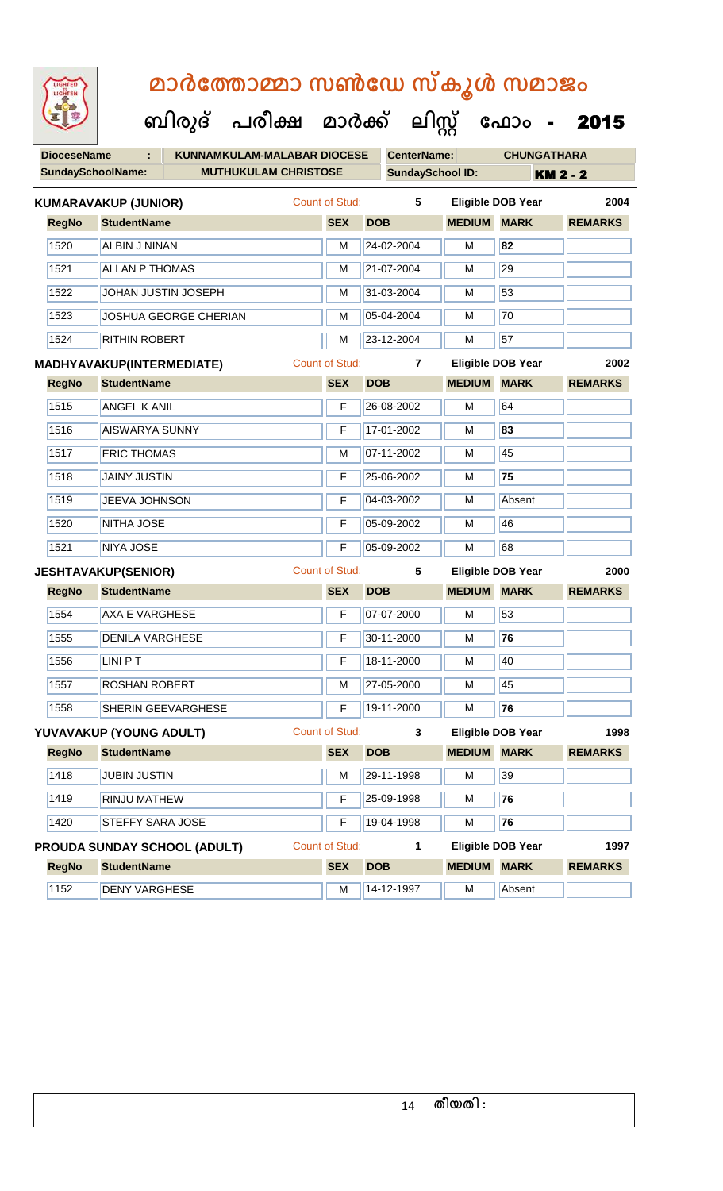# മാർത്തോമ്മാ സൺഡേ സ്കൂൾ സമാജം

## ബിരുദ് പരീക്ഷ മാർക്ക് ലിസ്റ്റ് ഫോം - 2015

| DioceseName : | KUNNAMKULAM-MALABAR DIOCESE | CenterName: | CHUNGATHARA |
|---|---|---|---|
| SundaySchoolName: | MUTHUKULAM CHRISTOSE | SundaySchool ID: | KM 2 - 2 |

**KUMARAVAKUP (JUNIOR)** — Count of Stud: 5 — Eligible DOB Year: 2004

| RegNo | StudentName | SEX | DOB | MEDIUM | MARK | REMARKS |
|---|---|---|---|---|---|---|
| 1520 | ALBIN J NINAN | M | 24-02-2004 | M | 82 | |
| 1521 | ALLAN P THOMAS | M | 21-07-2004 | M | 29 | |
| 1522 | JOHAN JUSTIN JOSEPH | M | 31-03-2004 | M | 53 | |
| 1523 | JOSHUA GEORGE CHERIAN | M | 05-04-2004 | M | 70 | |
| 1524 | RITHIN ROBERT | M | 23-12-2004 | M | 57 | |

**MADHYAVAKUP(INTERMEDIATE)** — Count of Stud: 7 — Eligible DOB Year: 2002

| RegNo | StudentName | SEX | DOB | MEDIUM | MARK | REMARKS |
|---|---|---|---|---|---|---|
| 1515 | ANGEL K ANIL | F | 26-08-2002 | M | 64 | |
| 1516 | AISWARYA SUNNY | F | 17-01-2002 | M | 83 | |
| 1517 | ERIC THOMAS | M | 07-11-2002 | M | 45 | |
| 1518 | JAINY JUSTIN | F | 25-06-2002 | M | 75 | |
| 1519 | JEEVA JOHNSON | F | 04-03-2002 | M | Absent | |
| 1520 | NITHA JOSE | F | 05-09-2002 | M | 46 | |
| 1521 | NIYA JOSE | F | 05-09-2002 | M | 68 | |

**JESHTAVAKUP(SENIOR)** — Count of Stud: 5 — Eligible DOB Year: 2000

| RegNo | StudentName | SEX | DOB | MEDIUM | MARK | REMARKS |
|---|---|---|---|---|---|---|
| 1554 | AXA E VARGHESE | F | 07-07-2000 | M | 53 | |
| 1555 | DENILA VARGHESE | F | 30-11-2000 | M | 76 | |
| 1556 | LINI P T | F | 18-11-2000 | M | 40 | |
| 1557 | ROSHAN ROBERT | M | 27-05-2000 | M | 45 | |
| 1558 | SHERIN GEEVARGHESE | F | 19-11-2000 | M | 76 | |

**YUVAVAKUP (YOUNG ADULT)** — Count of Stud: 3 — Eligible DOB Year: 1998

| RegNo | StudentName | SEX | DOB | MEDIUM | MARK | REMARKS |
|---|---|---|---|---|---|---|
| 1418 | JUBIN JUSTIN | M | 29-11-1998 | M | 39 | |
| 1419 | RINJU MATHEW | F | 25-09-1998 | M | 76 | |
| 1420 | STEFFY SARA JOSE | F | 19-04-1998 | M | 76 | |

**PROUDA SUNDAY SCHOOL (ADULT)** — Count of Stud: 1 — Eligible DOB Year: 1997

| RegNo | StudentName | SEX | DOB | MEDIUM | MARK | REMARKS |
|---|---|---|---|---|---|---|
| 1152 | DENY VARGHESE | M | 14-12-1997 | M | Absent | |

തീയതി :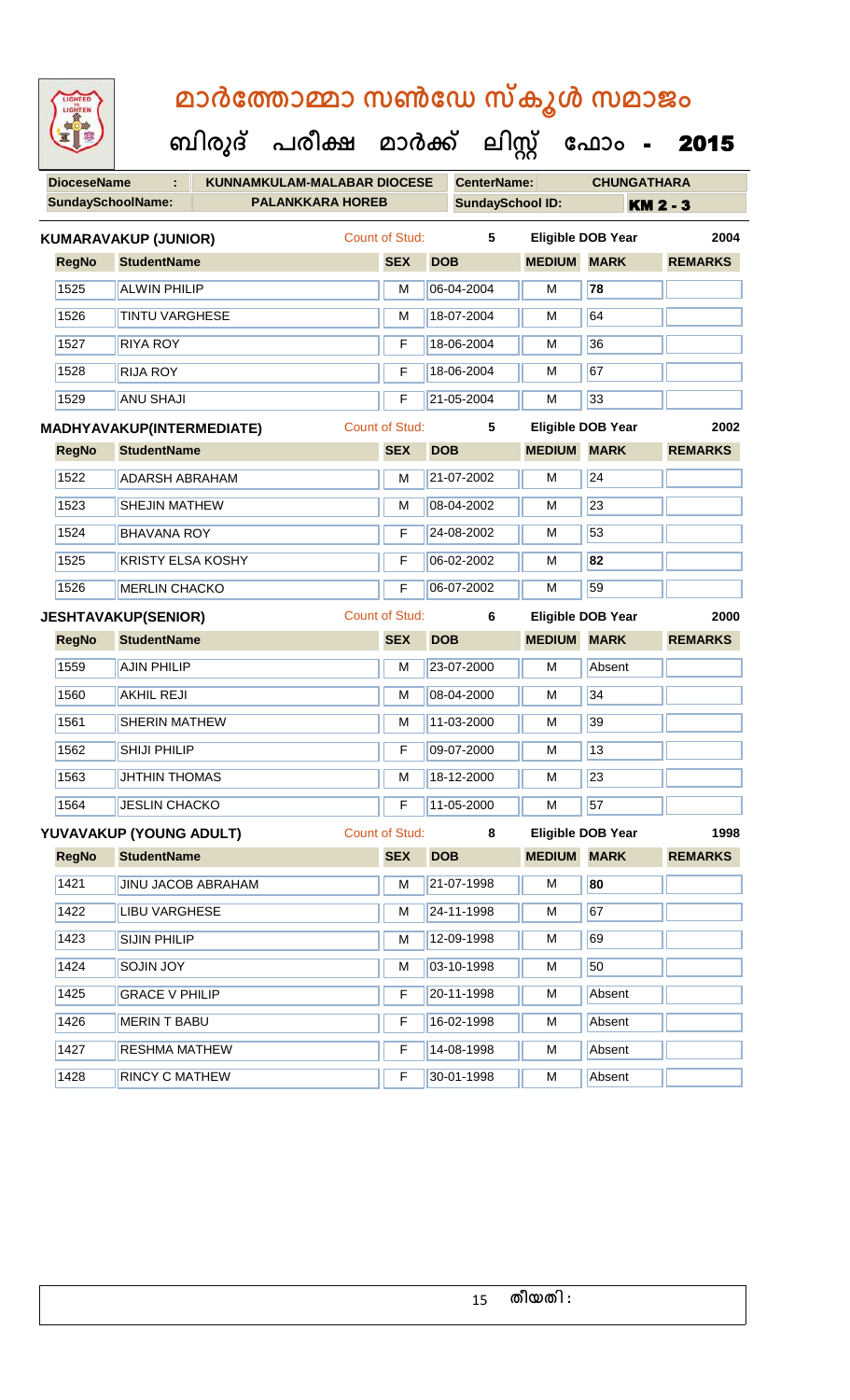# മാർത്തോമ്മാ സൺഡേ സ്കൂൾ സമാജം

## ബിരുദ് പരീക്ഷ മാർക്ക് ലിസ്റ്റ് ഫോം - 2015

| DioceseName : | KUNNAMKULAM-MALABAR DIOCESE | CenterName: | CHUNGATHARA |
|---|---|---|---|
| SundaySchoolName: | PALANKKARA HOREB | SundaySchool ID: | KM 2 - 3 |

**KUMARAVAKUP (JUNIOR)** Count of Stud: 5 Eligible DOB Year 2004

| RegNo | StudentName | SEX | DOB | MEDIUM | MARK | REMARKS |
|---|---|---|---|---|---|---|
| 1525 | ALWIN PHILIP | M | 06-04-2004 | M | 78 | |
| 1526 | TINTU VARGHESE | M | 18-07-2004 | M | 64 | |
| 1527 | RIYA ROY | F | 18-06-2004 | M | 36 | |
| 1528 | RIJA ROY | F | 18-06-2004 | M | 67 | |
| 1529 | ANU SHAJI | F | 21-05-2004 | M | 33 | |

**MADHYAVAKUP(INTERMEDIATE)** Count of Stud: 5 Eligible DOB Year 2002

| RegNo | StudentName | SEX | DOB | MEDIUM | MARK | REMARKS |
|---|---|---|---|---|---|---|
| 1522 | ADARSH ABRAHAM | M | 21-07-2002 | M | 24 | |
| 1523 | SHEJIN MATHEW | M | 08-04-2002 | M | 23 | |
| 1524 | BHAVANA ROY | F | 24-08-2002 | M | 53 | |
| 1525 | KRISTY ELSA KOSHY | F | 06-02-2002 | M | 82 | |
| 1526 | MERLIN CHACKO | F | 06-07-2002 | M | 59 | |

**JESHTAVAKUP(SENIOR)** Count of Stud: 6 Eligible DOB Year 2000

| RegNo | StudentName | SEX | DOB | MEDIUM | MARK | REMARKS |
|---|---|---|---|---|---|---|
| 1559 | AJIN PHILIP | M | 23-07-2000 | M | Absent | |
| 1560 | AKHIL REJI | M | 08-04-2000 | M | 34 | |
| 1561 | SHERIN MATHEW | M | 11-03-2000 | M | 39 | |
| 1562 | SHIJI PHILIP | F | 09-07-2000 | M | 13 | |
| 1563 | JHTHIN THOMAS | M | 18-12-2000 | M | 23 | |
| 1564 | JESLIN CHACKO | F | 11-05-2000 | M | 57 | |

**YUVAVAKUP (YOUNG ADULT)** Count of Stud: 8 Eligible DOB Year 1998

| RegNo | StudentName | SEX | DOB | MEDIUM | MARK | REMARKS |
|---|---|---|---|---|---|---|
| 1421 | JINU JACOB ABRAHAM | M | 21-07-1998 | M | 80 | |
| 1422 | LIBU VARGHESE | M | 24-11-1998 | M | 67 | |
| 1423 | SIJIN PHILIP | M | 12-09-1998 | M | 69 | |
| 1424 | SOJIN JOY | M | 03-10-1998 | M | 50 | |
| 1425 | GRACE V PHILIP | F | 20-11-1998 | M | Absent | |
| 1426 | MERIN T BABU | F | 16-02-1998 | M | Absent | |
| 1427 | RESHMA MATHEW | F | 14-08-1998 | M | Absent | |
| 1428 | RINCY C MATHEW | F | 30-01-1998 | M | Absent | |

തീയതി :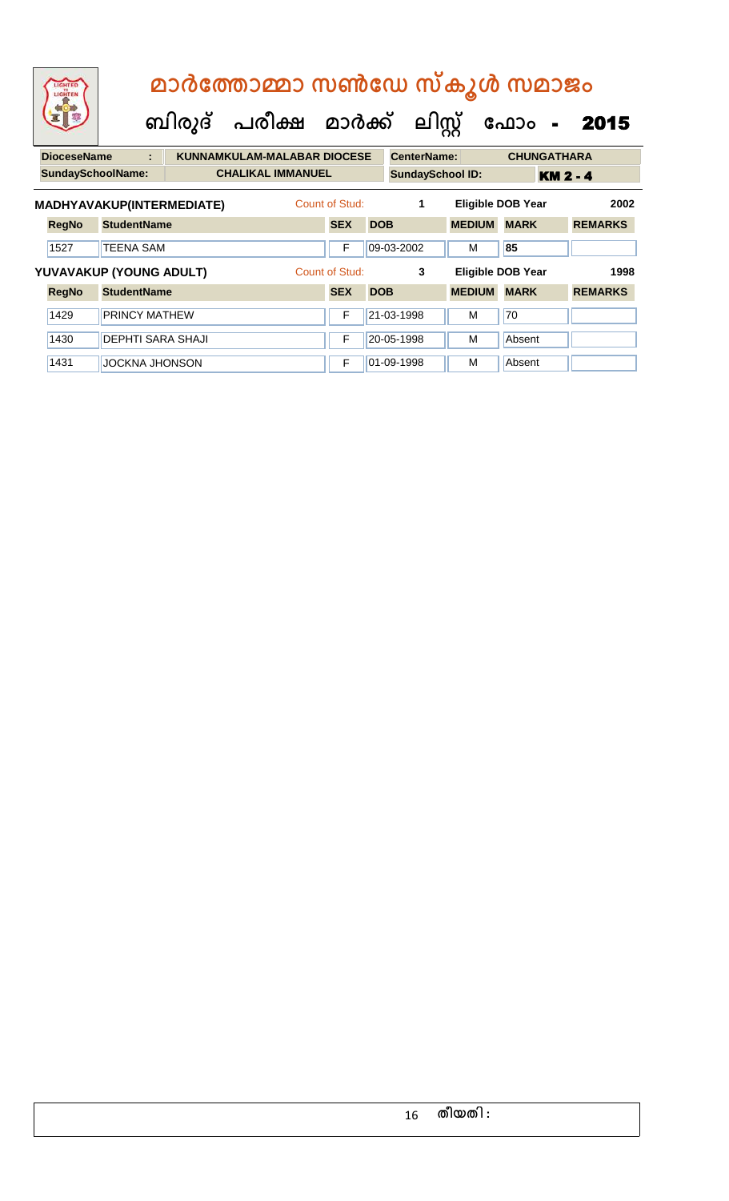# മാർത്തോമ്മാ സൺഡേ സ്കൂൾ സമാജം

## ബിരുദ് പരീക്ഷ മാർക്ക് ലിസ്റ്റ് ഫോം - 2015

| | | | |
|---|---|---|---|
| **DioceseName** : | KUNNAMKULAM-MALABAR DIOCESE | **CenterName:** | CHUNGATHARA |
| **SundaySchoolName:** | CHALIKAL IMMANUEL | **SundaySchool ID:** | KM 2 - 4 |

**MADHYAVAKUP(INTERMEDIATE)** Count of Stud: 1 Eligible DOB Year 2002

| RegNo | StudentName | SEX | DOB | MEDIUM | MARK | REMARKS |
|---|---|---|---|---|---|---|
| 1527 | TEENA SAM | F | 09-03-2002 | M | 85 | |

**YUVAVAKUP (YOUNG ADULT)** Count of Stud: 3 Eligible DOB Year 1998

| RegNo | StudentName | SEX | DOB | MEDIUM | MARK | REMARKS |
|---|---|---|---|---|---|---|
| 1429 | PRINCY MATHEW | F | 21-03-1998 | M | 70 | |
| 1430 | DEPHTI SARA SHAJI | F | 20-05-1998 | M | Absent | |
| 1431 | JOCKNA JHONSON | F | 01-09-1998 | M | Absent | |

തീയതി :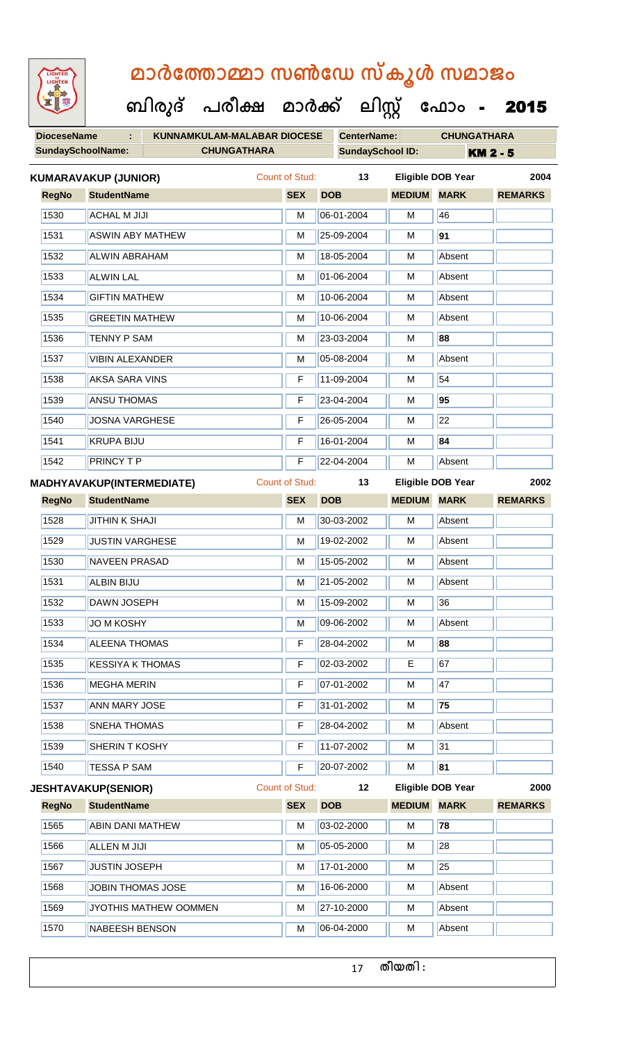# മാർത്തോമ്മാ സൺഡേ സ്കൂൾ സമാജം

**ബിരുദ് പരീക്ഷ മാർക്ക് ലിസ്റ്റ് ഫോം - 2015**

| DioceseName : | KUNNAMKULAM-MALABAR DIOCESE | CenterName: | CHUNGATHARA |
|---|---|---|---|
| SundaySchoolName: | CHUNGATHARA | SundaySchool ID: | KM 2 - 5 |

**KUMARAVAKUP (JUNIOR)** Count of Stud: 13 Eligible DOB Year 2004

| RegNo | StudentName | SEX | DOB | MEDIUM | MARK | REMARKS |
|---|---|---|---|---|---|---|
| 1530 | ACHAL M JIJI | M | 06-01-2004 | M | 46 | |
| 1531 | ASWIN ABY MATHEW | M | 25-09-2004 | M | 91 | |
| 1532 | ALWIN ABRAHAM | M | 18-05-2004 | M | Absent | |
| 1533 | ALWIN LAL | M | 01-06-2004 | M | Absent | |
| 1534 | GIFTIN MATHEW | M | 10-06-2004 | M | Absent | |
| 1535 | GREETIN MATHEW | M | 10-06-2004 | M | Absent | |
| 1536 | TENNY P SAM | M | 23-03-2004 | M | 88 | |
| 1537 | VIBIN ALEXANDER | M | 05-08-2004 | M | Absent | |
| 1538 | AKSA SARA VINS | F | 11-09-2004 | M | 54 | |
| 1539 | ANSU THOMAS | F | 23-04-2004 | M | 95 | |
| 1540 | JOSNA VARGHESE | F | 26-05-2004 | M | 22 | |
| 1541 | KRUPA BIJU | F | 16-01-2004 | M | 84 | |
| 1542 | PRINCY T P | F | 22-04-2004 | M | Absent | |

**MADHYAVAKUP(INTERMEDIATE)** Count of Stud: 13 Eligible DOB Year 2002

| RegNo | StudentName | SEX | DOB | MEDIUM | MARK | REMARKS |
|---|---|---|---|---|---|---|
| 1528 | JITHIN K SHAJI | M | 30-03-2002 | M | Absent | |
| 1529 | JUSTIN VARGHESE | M | 19-02-2002 | M | Absent | |
| 1530 | NAVEEN PRASAD | M | 15-05-2002 | M | Absent | |
| 1531 | ALBIN BIJU | M | 21-05-2002 | M | Absent | |
| 1532 | DAWN JOSEPH | M | 15-09-2002 | M | 36 | |
| 1533 | JO M KOSHY | M | 09-06-2002 | M | Absent | |
| 1534 | ALEENA THOMAS | F | 28-04-2002 | M | 88 | |
| 1535 | KESSIYA K THOMAS | F | 02-03-2002 | E | 67 | |
| 1536 | MEGHA MERIN | F | 07-01-2002 | M | 47 | |
| 1537 | ANN MARY JOSE | F | 31-01-2002 | M | 75 | |
| 1538 | SNEHA THOMAS | F | 28-04-2002 | M | Absent | |
| 1539 | SHERIN T KOSHY | F | 11-07-2002 | M | 31 | |
| 1540 | TESSA P SAM | F | 20-07-2002 | M | 81 | |

**JESHTAVAKUP(SENIOR)** Count of Stud: 12 Eligible DOB Year 2000

| RegNo | StudentName | SEX | DOB | MEDIUM | MARK | REMARKS |
|---|---|---|---|---|---|---|
| 1565 | ABIN DANI MATHEW | M | 03-02-2000 | M | 78 | |
| 1566 | ALLEN M JIJI | M | 05-05-2000 | M | 28 | |
| 1567 | JUSTIN JOSEPH | M | 17-01-2000 | M | 25 | |
| 1568 | JOBIN THOMAS JOSE | M | 16-06-2000 | M | Absent | |
| 1569 | JYOTHIS MATHEW OOMMEN | M | 27-10-2000 | M | Absent | |
| 1570 | NABEESH BENSON | M | 06-04-2000 | M | Absent | |

തീയതി :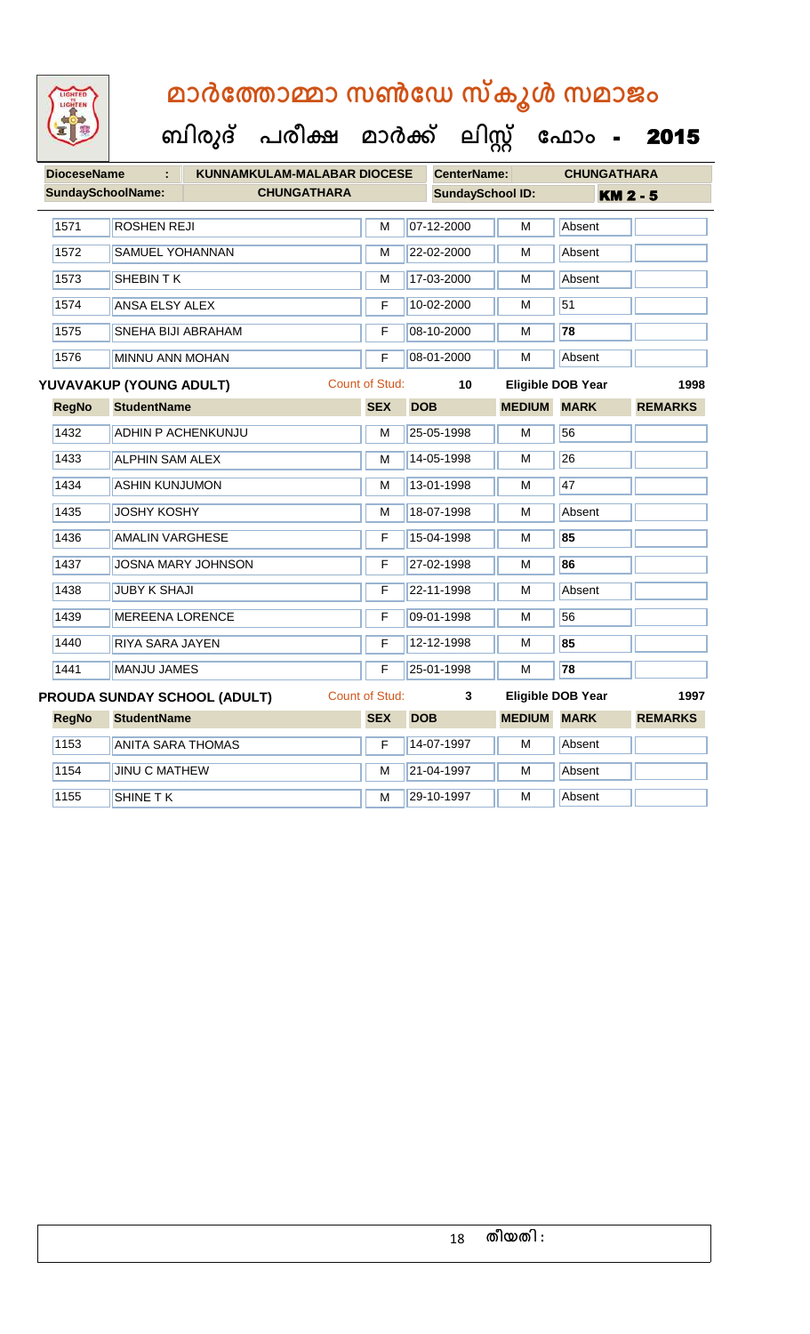# മാർത്തോമ്മാ സൺഡേ സ്കൂൾ സമാജം

## ബിരുദ് പരീക്ഷ മാർക്ക് ലിസ്റ്റ് ഫോം - 2015

| **DioceseName** : | **KUNNAMKULAM-MALABAR DIOCESE** | **CenterName:** | **CHUNGATHARA** |
|---|---|---|---|
| **SundaySchoolName:** | **CHUNGATHARA** | **SundaySchool ID:** | **KM 2 - 5** |

| RegNo | StudentName | SEX | DOB | MEDIUM | MARK | REMARKS |
|---|---|---|---|---|---|---|
| 1571 | ROSHEN REJI | M | 07-12-2000 | M | Absent | |
| 1572 | SAMUEL YOHANNAN | M | 22-02-2000 | M | Absent | |
| 1573 | SHEBIN T K | M | 17-03-2000 | M | Absent | |
| 1574 | ANSA ELSY ALEX | F | 10-02-2000 | M | 51 | |
| 1575 | SNEHA BIJI ABRAHAM | F | 08-10-2000 | M | **78** | |
| 1576 | MINNU ANN MOHAN | F | 08-01-2000 | M | Absent | |

**YUVAVAKUP (YOUNG ADULT)** Count of Stud: **10** **Eligible DOB Year** **1998**

| RegNo | StudentName | SEX | DOB | MEDIUM | MARK | REMARKS |
|---|---|---|---|---|---|---|
| 1432 | ADHIN P ACHENKUNJU | M | 25-05-1998 | M | 56 | |
| 1433 | ALPHIN SAM ALEX | M | 14-05-1998 | M | 26 | |
| 1434 | ASHIN KUNJUMON | M | 13-01-1998 | M | 47 | |
| 1435 | JOSHY KOSHY | M | 18-07-1998 | M | Absent | |
| 1436 | AMALIN VARGHESE | F | 15-04-1998 | M | **85** | |
| 1437 | JOSNA MARY JOHNSON | F | 27-02-1998 | M | **86** | |
| 1438 | JUBY K SHAJI | F | 22-11-1998 | M | Absent | |
| 1439 | MEREENA LORENCE | F | 09-01-1998 | M | 56 | |
| 1440 | RIYA SARA JAYEN | F | 12-12-1998 | M | **85** | |
| 1441 | MANJU JAMES | F | 25-01-1998 | M | **78** | |

**PROUDA SUNDAY SCHOOL (ADULT)** Count of Stud: **3** **Eligible DOB Year** **1997**

| RegNo | StudentName | SEX | DOB | MEDIUM | MARK | REMARKS |
|---|---|---|---|---|---|---|
| 1153 | ANITA SARA THOMAS | F | 14-07-1997 | M | Absent | |
| 1154 | JINU C MATHEW | M | 21-04-1997 | M | Absent | |
| 1155 | SHINE T K | M | 29-10-1997 | M | Absent | |

തീയതി :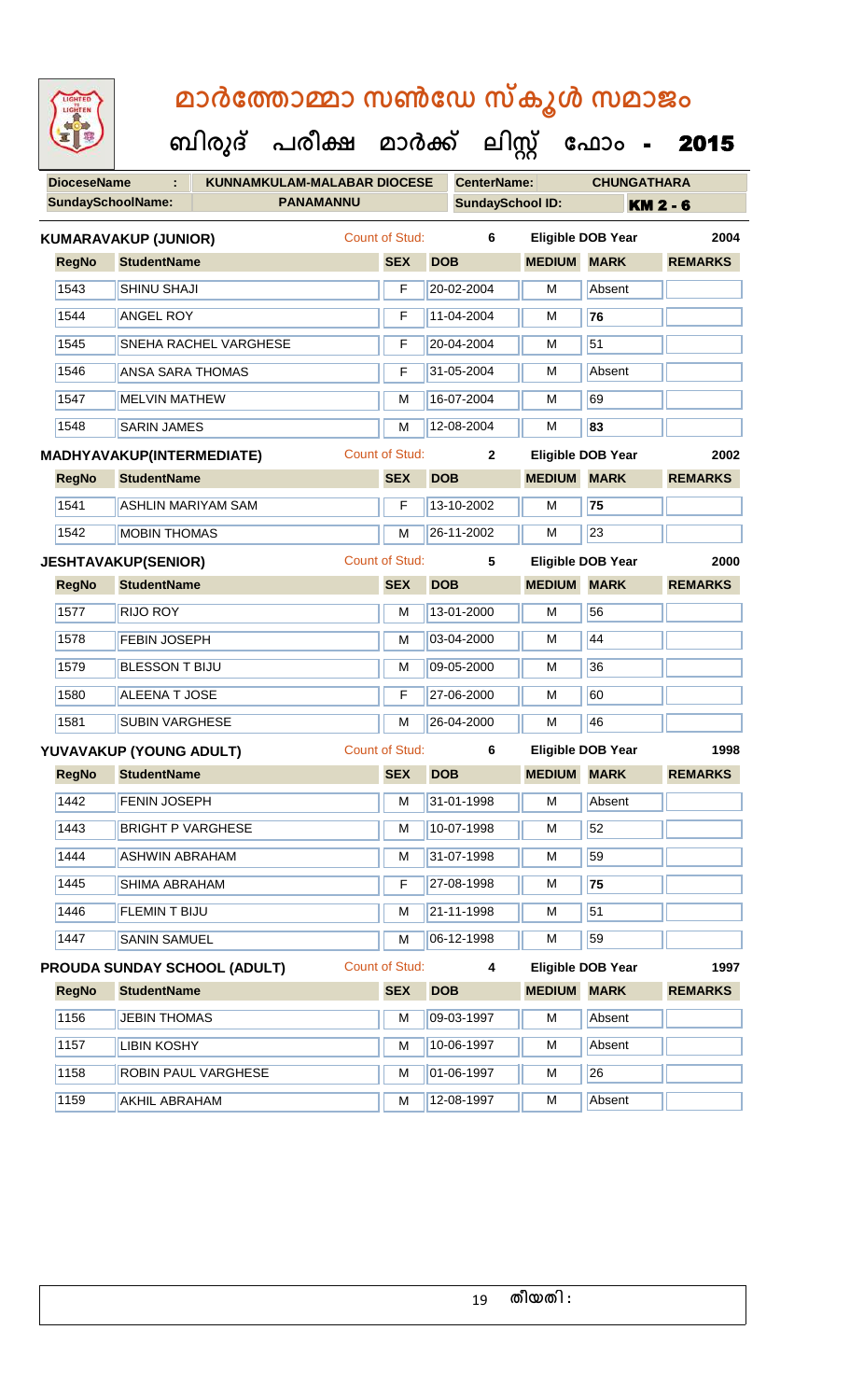# മാർത്തോമ്മാ സൺഡേ സ്കൂൾ സമാജം

## ബിരുദ് പരീക്ഷ മാർക്ക് ലിസ്റ്റ് ഫോം - 2015

| | | | |
|---|---|---|---|
| **DioceseName** : | KUNNAMKULAM-MALABAR DIOCESE | **CenterName:** | CHUNGATHARA |
| **SundaySchoolName:** | PANAMANNU | **SundaySchool ID:** | KM 2 - 6 |

**KUMARAVAKUP (JUNIOR)** Count of Stud: 6 Eligible DOB Year 2004

| RegNo | StudentName | SEX | DOB | MEDIUM | MARK | REMARKS |
|---|---|---|---|---|---|---|
| 1543 | SHINU SHAJI | F | 20-02-2004 | M | Absent | |
| 1544 | ANGEL ROY | F | 11-04-2004 | M | 76 | |
| 1545 | SNEHA RACHEL VARGHESE | F | 20-04-2004 | M | 51 | |
| 1546 | ANSA SARA THOMAS | F | 31-05-2004 | M | Absent | |
| 1547 | MELVIN MATHEW | M | 16-07-2004 | M | 69 | |
| 1548 | SARIN JAMES | M | 12-08-2004 | M | 83 | |

**MADHYAVAKUP(INTERMEDIATE)** Count of Stud: 2 Eligible DOB Year 2002

| RegNo | StudentName | SEX | DOB | MEDIUM | MARK | REMARKS |
|---|---|---|---|---|---|---|
| 1541 | ASHLIN MARIYAM SAM | F | 13-10-2002 | M | 75 | |
| 1542 | MOBIN THOMAS | M | 26-11-2002 | M | 23 | |

**JESHTAVAKUP(SENIOR)** Count of Stud: 5 Eligible DOB Year 2000

| RegNo | StudentName | SEX | DOB | MEDIUM | MARK | REMARKS |
|---|---|---|---|---|---|---|
| 1577 | RIJO ROY | M | 13-01-2000 | M | 56 | |
| 1578 | FEBIN JOSEPH | M | 03-04-2000 | M | 44 | |
| 1579 | BLESSON T BIJU | M | 09-05-2000 | M | 36 | |
| 1580 | ALEENA T JOSE | F | 27-06-2000 | M | 60 | |
| 1581 | SUBIN VARGHESE | M | 26-04-2000 | M | 46 | |

**YUVAVAKUP (YOUNG ADULT)** Count of Stud: 6 Eligible DOB Year 1998

| RegNo | StudentName | SEX | DOB | MEDIUM | MARK | REMARKS |
|---|---|---|---|---|---|---|
| 1442 | FENIN JOSEPH | M | 31-01-1998 | M | Absent | |
| 1443 | BRIGHT P VARGHESE | M | 10-07-1998 | M | 52 | |
| 1444 | ASHWIN ABRAHAM | M | 31-07-1998 | M | 59 | |
| 1445 | SHIMA ABRAHAM | F | 27-08-1998 | M | 75 | |
| 1446 | FLEMIN T BIJU | M | 21-11-1998 | M | 51 | |
| 1447 | SANIN SAMUEL | M | 06-12-1998 | M | 59 | |

**PROUDA SUNDAY SCHOOL (ADULT)** Count of Stud: 4 Eligible DOB Year 1997

| RegNo | StudentName | SEX | DOB | MEDIUM | MARK | REMARKS |
|---|---|---|---|---|---|---|
| 1156 | JEBIN THOMAS | M | 09-03-1997 | M | Absent | |
| 1157 | LIBIN KOSHY | M | 10-06-1997 | M | Absent | |
| 1158 | ROBIN PAUL VARGHESE | M | 01-06-1997 | M | 26 | |
| 1159 | AKHIL ABRAHAM | M | 12-08-1997 | M | Absent | |

തീയതി :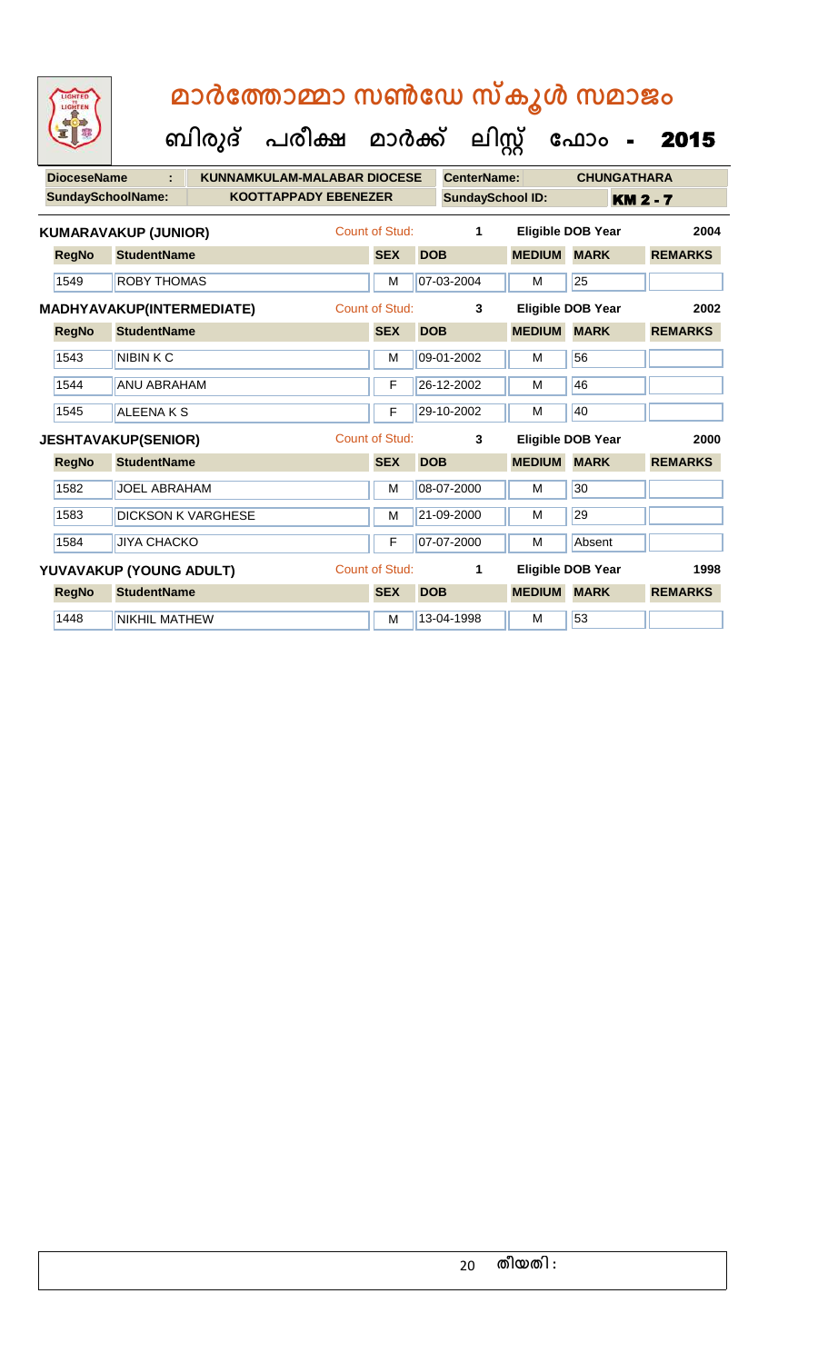# മാർത്തോമ്മാ സൺഡേ സ്കൂൾ സമാജം

## ബിരുദ് പരീക്ഷ മാർക്ക് ലിസ്റ്റ് ഫോം - 2015

| DioceseName : | KUNNAMKULAM-MALABAR DIOCESE | CenterName: | CHUNGATHARA |
|---|---|---|---|
| SundaySchoolName: | KOOTTAPPADY EBENEZER | SundaySchool ID: | KM 2 - 7 |

**KUMARAVAKUP (JUNIOR)** Count of Stud: 1 Eligible DOB Year 2004

| RegNo | StudentName | SEX | DOB | MEDIUM | MARK | REMARKS |
|---|---|---|---|---|---|---|
| 1549 | ROBY THOMAS | M | 07-03-2004 | M | 25 | |

**MADHYAVAKUP(INTERMEDIATE)** Count of Stud: 3 Eligible DOB Year 2002

| RegNo | StudentName | SEX | DOB | MEDIUM | MARK | REMARKS |
|---|---|---|---|---|---|---|
| 1543 | NIBIN K C | M | 09-01-2002 | M | 56 | |
| 1544 | ANU ABRAHAM | F | 26-12-2002 | M | 46 | |
| 1545 | ALEENA K S | F | 29-10-2002 | M | 40 | |

**JESHTAVAKUP(SENIOR)** Count of Stud: 3 Eligible DOB Year 2000

| RegNo | StudentName | SEX | DOB | MEDIUM | MARK | REMARKS |
|---|---|---|---|---|---|---|
| 1582 | JOEL ABRAHAM | M | 08-07-2000 | M | 30 | |
| 1583 | DICKSON K VARGHESE | M | 21-09-2000 | M | 29 | |
| 1584 | JIYA CHACKO | F | 07-07-2000 | M | Absent | |

**YUVAVAKUP (YOUNG ADULT)** Count of Stud: 1 Eligible DOB Year 1998

| RegNo | StudentName | SEX | DOB | MEDIUM | MARK | REMARKS |
|---|---|---|---|---|---|---|
| 1448 | NIKHIL MATHEW | M | 13-04-1998 | M | 53 | |

തീയതി :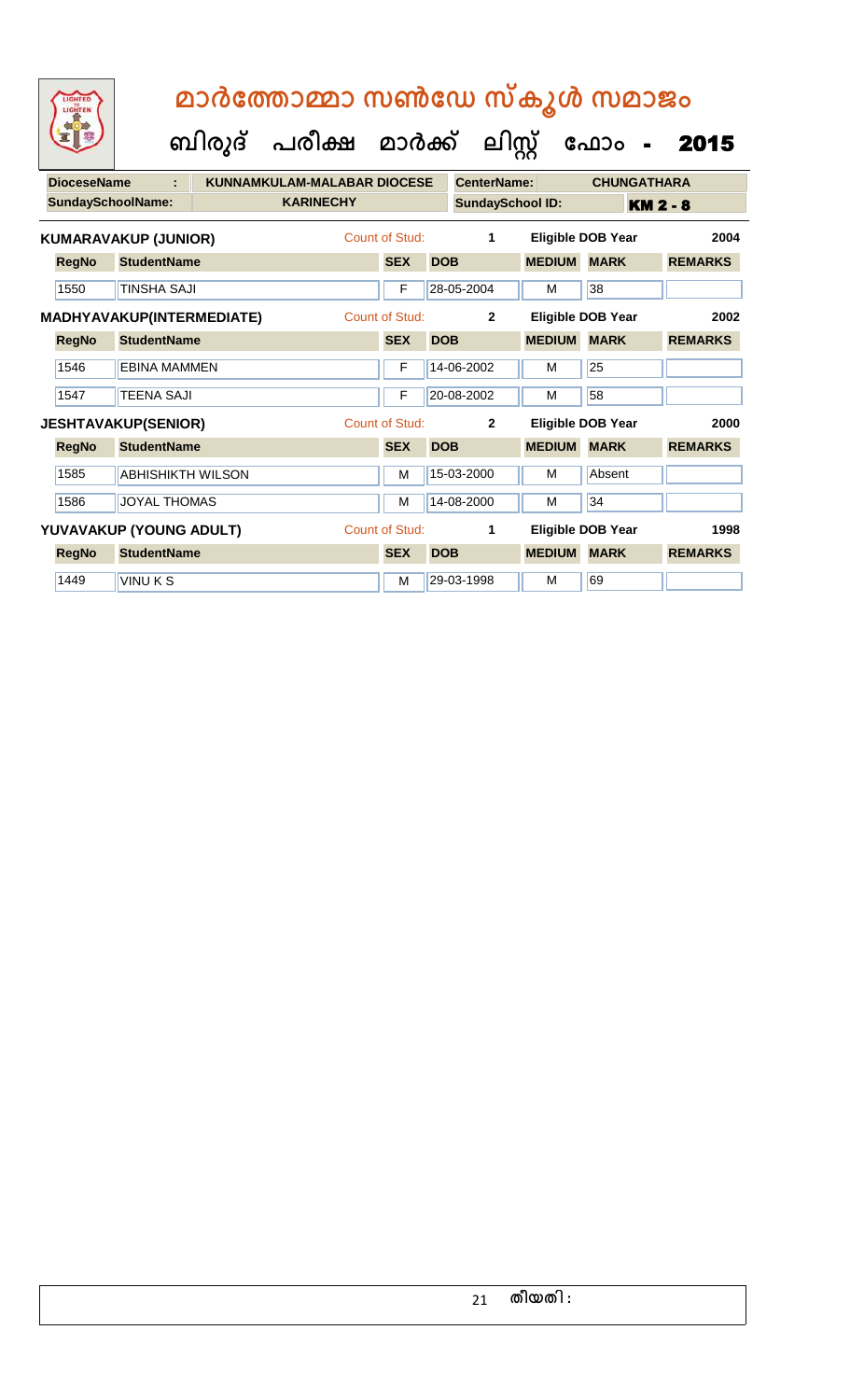# മാർത്തോമ്മാ സൺഡേ സ്കൂൾ സമാജം

## ബിരുദ് പരീക്ഷ മാർക്ക് ലിസ്റ്റ് ഫോം - 2015

| DioceseName | : | KUNNAMKULAM-MALABAR DIOCESE | CenterName: | CHUNGATHARA |
|---|---|---|---|---|
| SundaySchoolName: | | KARINECHY | SundaySchool ID: | KM 2 - 8 |

**KUMARAVAKUP (JUNIOR)** Count of Stud: 1 Eligible DOB Year 2004

| RegNo | StudentName | SEX | DOB | MEDIUM | MARK | REMARKS |
|---|---|---|---|---|---|---|
| 1550 | TINSHA SAJI | F | 28-05-2004 | M | 38 | |

**MADHYAVAKUP(INTERMEDIATE)** Count of Stud: 2 Eligible DOB Year 2002

| RegNo | StudentName | SEX | DOB | MEDIUM | MARK | REMARKS |
|---|---|---|---|---|---|---|
| 1546 | EBINA MAMMEN | F | 14-06-2002 | M | 25 | |
| 1547 | TEENA SAJI | F | 20-08-2002 | M | 58 | |

**JESHTAVAKUP(SENIOR)** Count of Stud: 2 Eligible DOB Year 2000

| RegNo | StudentName | SEX | DOB | MEDIUM | MARK | REMARKS |
|---|---|---|---|---|---|---|
| 1585 | ABHISHIKTH WILSON | M | 15-03-2000 | M | Absent | |
| 1586 | JOYAL THOMAS | M | 14-08-2000 | M | 34 | |

**YUVAVAKUP (YOUNG ADULT)** Count of Stud: 1 Eligible DOB Year 1998

| RegNo | StudentName | SEX | DOB | MEDIUM | MARK | REMARKS |
|---|---|---|---|---|---|---|
| 1449 | VINU K S | M | 29-03-1998 | M | 69 | |

തീയതി :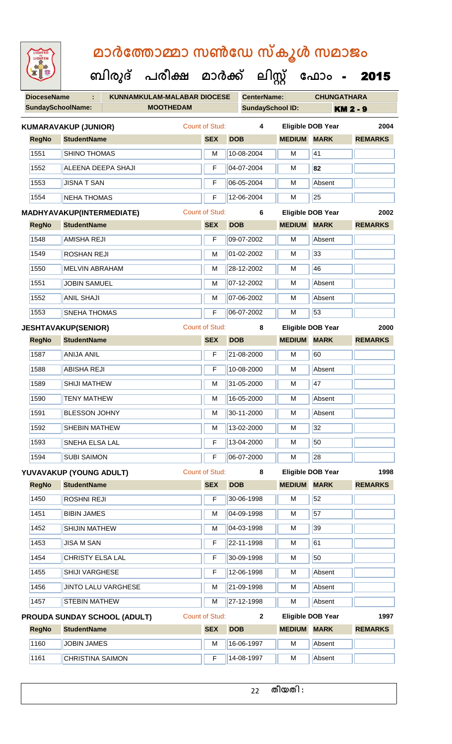# മാർത്തോമ്മാ സൺഡേ സ്കൂൾ സമാജം

**ബിരുദ് പരീക്ഷ മാർക്ക് ലിസ്റ്റ് ഫോം - 2015**

| DioceseName : | KUNNAMKULAM-MALABAR DIOCESE | CenterName: | CHUNGATHARA |
|---|---|---|---|
| SundaySchoolName: | MOOTHEDAM | SundaySchool ID: | KM 2 - 9 |

**KUMARAVAKUP (JUNIOR)** Count of Stud: 4 Eligible DOB Year 2004

| RegNo | StudentName | SEX | DOB | MEDIUM | MARK | REMARKS |
|---|---|---|---|---|---|---|
| 1551 | SHINO THOMAS | M | 10-08-2004 | M | 41 | |
| 1552 | ALEENA DEEPA SHAJI | F | 04-07-2004 | M | 82 | |
| 1553 | JISNA T SAN | F | 06-05-2004 | M | Absent | |
| 1554 | NEHA THOMAS | F | 12-06-2004 | M | 25 | |

**MADHYAVAKUP(INTERMEDIATE)** Count of Stud: 6 Eligible DOB Year 2002

| RegNo | StudentName | SEX | DOB | MEDIUM | MARK | REMARKS |
|---|---|---|---|---|---|---|
| 1548 | AMISHA REJI | F | 09-07-2002 | M | Absent | |
| 1549 | ROSHAN REJI | M | 01-02-2002 | M | 33 | |
| 1550 | MELVIN ABRAHAM | M | 28-12-2002 | M | 46 | |
| 1551 | JOBIN SAMUEL | M | 07-12-2002 | M | Absent | |
| 1552 | ANIL SHAJI | M | 07-06-2002 | M | Absent | |
| 1553 | SNEHA THOMAS | F | 06-07-2002 | M | 53 | |

**JESHTAVAKUP(SENIOR)** Count of Stud: 8 Eligible DOB Year 2000

| RegNo | StudentName | SEX | DOB | MEDIUM | MARK | REMARKS |
|---|---|---|---|---|---|---|
| 1587 | ANIJA ANIL | F | 21-08-2000 | M | 60 | |
| 1588 | ABISHA REJI | F | 10-08-2000 | M | Absent | |
| 1589 | SHIJI MATHEW | M | 31-05-2000 | M | 47 | |
| 1590 | TENY MATHEW | M | 16-05-2000 | M | Absent | |
| 1591 | BLESSON JOHNY | M | 30-11-2000 | M | Absent | |
| 1592 | SHEBIN MATHEW | M | 13-02-2000 | M | 32 | |
| 1593 | SNEHA ELSA LAL | F | 13-04-2000 | M | 50 | |
| 1594 | SUBI SAIMON | F | 06-07-2000 | M | 28 | |

**YUVAVAKUP (YOUNG ADULT)** Count of Stud: 8 Eligible DOB Year 1998

| RegNo | StudentName | SEX | DOB | MEDIUM | MARK | REMARKS |
|---|---|---|---|---|---|---|
| 1450 | ROSHNI REJI | F | 30-06-1998 | M | 52 | |
| 1451 | BIBIN JAMES | M | 04-09-1998 | M | 57 | |
| 1452 | SHIJIN MATHEW | M | 04-03-1998 | M | 39 | |
| 1453 | JISA M SAN | F | 22-11-1998 | M | 61 | |
| 1454 | CHRISTY ELSA LAL | F | 30-09-1998 | M | 50 | |
| 1455 | SHIJI VARGHESE | F | 12-06-1998 | M | Absent | |
| 1456 | JINTO LALU VARGHESE | M | 21-09-1998 | M | Absent | |
| 1457 | STEBIN MATHEW | M | 27-12-1998 | M | Absent | |

**PROUDA SUNDAY SCHOOL (ADULT)** Count of Stud: 2 Eligible DOB Year 1997

| RegNo | StudentName | SEX | DOB | MEDIUM | MARK | REMARKS |
|---|---|---|---|---|---|---|
| 1160 | JOBIN JAMES | M | 16-06-1997 | M | Absent | |
| 1161 | CHRISTINA SAIMON | F | 14-08-1997 | M | Absent | |

തീയതി :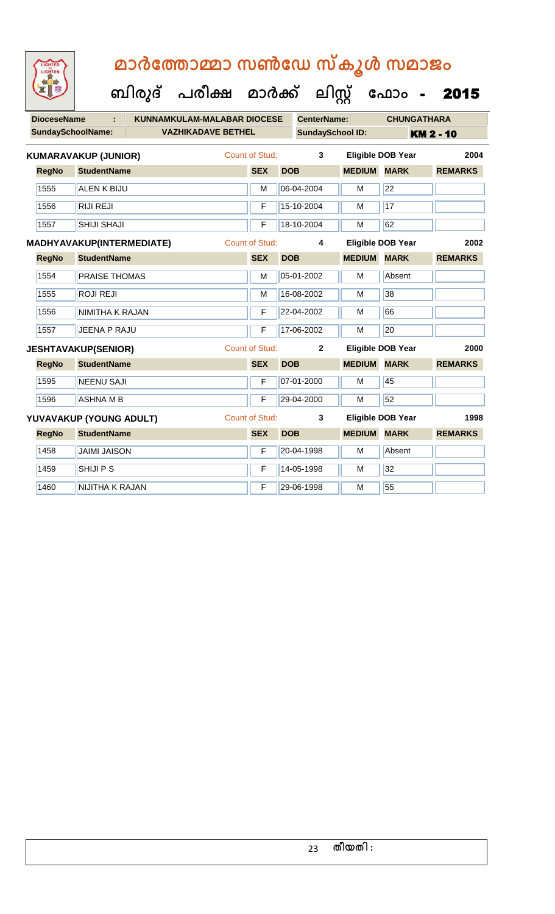# മാർത്തോമ്മാ സൺഡേ സ്കൂൾ സമാജം

## ബിരുദ് പരീക്ഷ മാർക്ക് ലിസ്റ്റ് ഫോം - 2015

| DioceseName : | KUNNAMKULAM-MALABAR DIOCESE | CenterName: | CHUNGATHARA |
|---|---|---|---|
| SundaySchoolName: | VAZHIKADAVE BETHEL | SundaySchool ID: | KM 2 - 10 |

**KUMARAVAKUP (JUNIOR)** Count of Stud: 3 Eligible DOB Year 2004

| RegNo | StudentName | SEX | DOB | MEDIUM | MARK | REMARKS |
|---|---|---|---|---|---|---|
| 1555 | ALEN K BIJU | M | 06-04-2004 | M | 22 | |
| 1556 | RIJI REJI | F | 15-10-2004 | M | 17 | |
| 1557 | SHIJI SHAJI | F | 18-10-2004 | M | 62 | |

**MADHYAVAKUP(INTERMEDIATE)** Count of Stud: 4 Eligible DOB Year 2002

| RegNo | StudentName | SEX | DOB | MEDIUM | MARK | REMARKS |
|---|---|---|---|---|---|---|
| 1554 | PRAISE THOMAS | M | 05-01-2002 | M | Absent | |
| 1555 | ROJI REJI | M | 16-08-2002 | M | 38 | |
| 1556 | NIMITHA K RAJAN | F | 22-04-2002 | M | 66 | |
| 1557 | JEENA P RAJU | F | 17-06-2002 | M | 20 | |

**JESHTAVAKUP(SENIOR)** Count of Stud: 2 Eligible DOB Year 2000

| RegNo | StudentName | SEX | DOB | MEDIUM | MARK | REMARKS |
|---|---|---|---|---|---|---|
| 1595 | NEENU SAJI | F | 07-01-2000 | M | 45 | |
| 1596 | ASHNA M B | F | 29-04-2000 | M | 52 | |

**YUVAVAKUP (YOUNG ADULT)** Count of Stud: 3 Eligible DOB Year 1998

| RegNo | StudentName | SEX | DOB | MEDIUM | MARK | REMARKS |
|---|---|---|---|---|---|---|
| 1458 | JAIMI JAISON | F | 20-04-1998 | M | Absent | |
| 1459 | SHIJI P S | F | 14-05-1998 | M | 32 | |
| 1460 | NIJITHA K RAJAN | F | 29-06-1998 | M | 55 | |

തീയതി :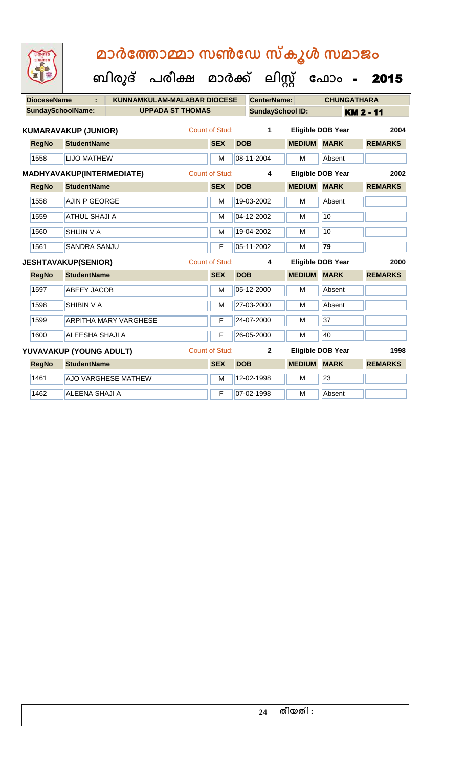# മാർത്തോമ്മാ സൺഡേ സ്കൂൾ സമാജം

## ബിരുദ് പരീക്ഷ മാർക്ക് ലിസ്റ്റ് ഫോം - 2015

**DioceseName :** KUNNAMKULAM-MALABAR DIOCESE **CenterName:** CHUNGATHARA

**SundaySchoolName:** UPPADA ST THOMAS **SundaySchool ID:** KM 2 - 11

**KUMARAVAKUP (JUNIOR)** Count of Stud: 1 Eligible DOB Year 2004

| RegNo | StudentName | SEX | DOB | MEDIUM | MARK | REMARKS |
|---|---|---|---|---|---|---|
| 1558 | LIJO MATHEW | M | 08-11-2004 | M | Absent | |

**MADHYAVAKUP(INTERMEDIATE)** Count of Stud: 4 Eligible DOB Year 2002

| RegNo | StudentName | SEX | DOB | MEDIUM | MARK | REMARKS |
|---|---|---|---|---|---|---|
| 1558 | AJIN P GEORGE | M | 19-03-2002 | M | Absent | |
| 1559 | ATHUL SHAJI A | M | 04-12-2002 | M | 10 | |
| 1560 | SHIJIN V A | M | 19-04-2002 | M | 10 | |
| 1561 | SANDRA SANJU | F | 05-11-2002 | M | 79 | |

**JESHTAVAKUP(SENIOR)** Count of Stud: 4 Eligible DOB Year 2000

| RegNo | StudentName | SEX | DOB | MEDIUM | MARK | REMARKS |
|---|---|---|---|---|---|---|
| 1597 | ABEEY JACOB | M | 05-12-2000 | M | Absent | |
| 1598 | SHIBIN V A | M | 27-03-2000 | M | Absent | |
| 1599 | ARPITHA MARY VARGHESE | F | 24-07-2000 | M | 37 | |
| 1600 | ALEESHA SHAJI A | F | 26-05-2000 | M | 40 | |

**YUVAVAKUP (YOUNG ADULT)** Count of Stud: 2 Eligible DOB Year 1998

| RegNo | StudentName | SEX | DOB | MEDIUM | MARK | REMARKS |
|---|---|---|---|---|---|---|
| 1461 | AJO VARGHESE MATHEW | M | 12-02-1998 | M | 23 | |
| 1462 | ALEENA SHAJI A | F | 07-02-1998 | M | Absent | |

തീയതി :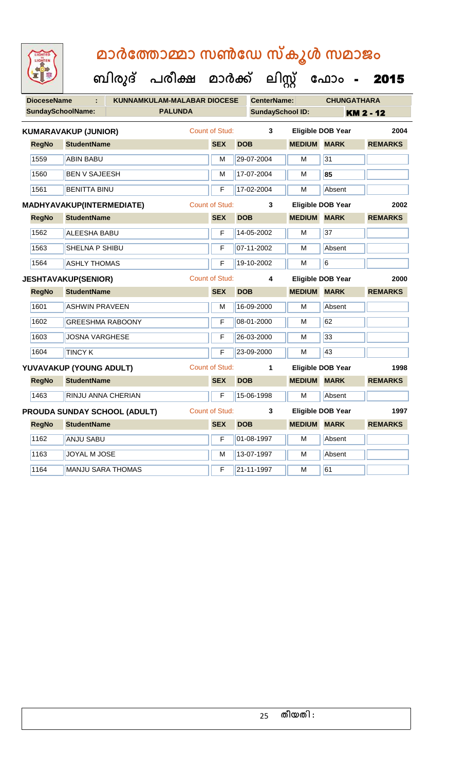# മാർത്തോമ്മാ സൺഡേ സ്കൂൾ സമാജം

## ബിരുദ് പരീക്ഷ മാർക്ക് ലിസ്റ്റ് ഫോം - 2015

**DioceseName :** KUNNAMKULAM-MALABAR DIOCESE **CenterName:** CHUNGATHARA

**SundaySchoolName:** PALUNDA **SundaySchool ID:** KM 2 - 12

**KUMARAVAKUP (JUNIOR)** Count of Stud: 3 Eligible DOB Year 2004

| RegNo | StudentName | SEX | DOB | MEDIUM | MARK | REMARKS |
|---|---|---|---|---|---|---|
| 1559 | ABIN BABU | M | 29-07-2004 | M | 31 | |
| 1560 | BEN V SAJEESH | M | 17-07-2004 | M | 85 | |
| 1561 | BENITTA BINU | F | 17-02-2004 | M | Absent | |

**MADHYAVAKUP(INTERMEDIATE)** Count of Stud: 3 Eligible DOB Year 2002

| RegNo | StudentName | SEX | DOB | MEDIUM | MARK | REMARKS |
|---|---|---|---|---|---|---|
| 1562 | ALEESHA BABU | F | 14-05-2002 | M | 37 | |
| 1563 | SHELNA P SHIBU | F | 07-11-2002 | M | Absent | |
| 1564 | ASHLY THOMAS | F | 19-10-2002 | M | 6 | |

**JESHTAVAKUP(SENIOR)** Count of Stud: 4 Eligible DOB Year 2000

| RegNo | StudentName | SEX | DOB | MEDIUM | MARK | REMARKS |
|---|---|---|---|---|---|---|
| 1601 | ASHWIN PRAVEEN | M | 16-09-2000 | M | Absent | |
| 1602 | GREESHMA RABOONY | F | 08-01-2000 | M | 62 | |
| 1603 | JOSNA VARGHESE | F | 26-03-2000 | M | 33 | |
| 1604 | TINCY K | F | 23-09-2000 | M | 43 | |

**YUVAVAKUP (YOUNG ADULT)** Count of Stud: 1 Eligible DOB Year 1998

| RegNo | StudentName | SEX | DOB | MEDIUM | MARK | REMARKS |
|---|---|---|---|---|---|---|
| 1463 | RINJU ANNA CHERIAN | F | 15-06-1998 | M | Absent | |

**PROUDA SUNDAY SCHOOL (ADULT)** Count of Stud: 3 Eligible DOB Year 1997

| RegNo | StudentName | SEX | DOB | MEDIUM | MARK | REMARKS |
|---|---|---|---|---|---|---|
| 1162 | ANJU SABU | F | 01-08-1997 | M | Absent | |
| 1163 | JOYAL M JOSE | M | 13-07-1997 | M | Absent | |
| 1164 | MANJU SARA THOMAS | F | 21-11-1997 | M | 61 | |

തീയതി :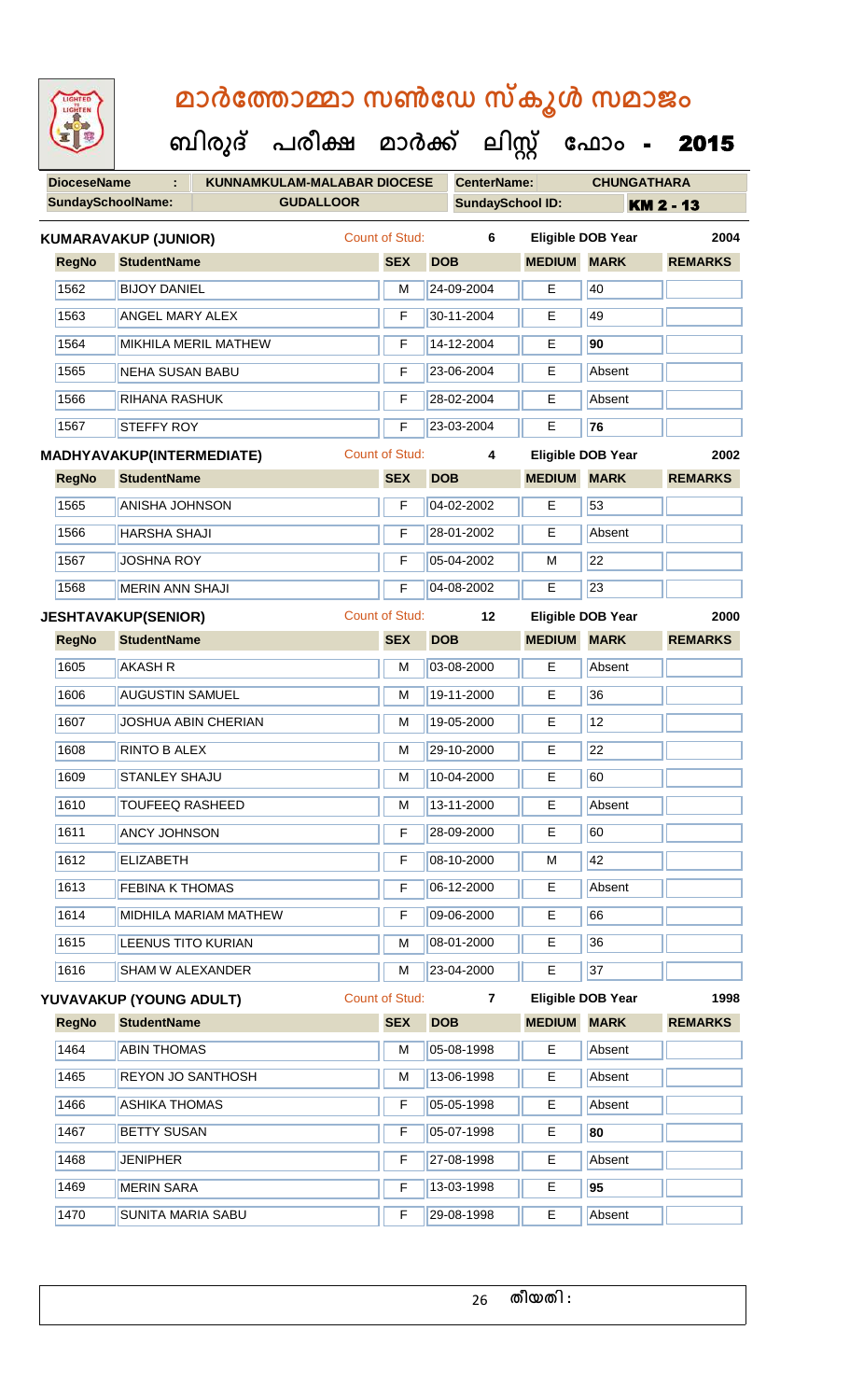# മാർത്തോമ്മാ സൺഡേ സ്കൂൾ സമാജം

**ബിരുദ് പരീക്ഷ മാർക്ക് ലിസ്റ്റ് ഫോം - 2015**

| **DioceseName** | : | KUNNAMKULAM-MALABAR DIOCESE | **CenterName:** | CHUNGATHARA |
|---|---|---|---|---|
| **SundaySchoolName:** | | GUDALLOOR | **SundaySchool ID:** | KM 2 - 13 |

**KUMARAVAKUP (JUNIOR)** Count of Stud: 6 Eligible DOB Year 2004

| RegNo | StudentName | SEX | DOB | MEDIUM | MARK | REMARKS |
|---|---|---|---|---|---|---|
| 1562 | BIJOY DANIEL | M | 24-09-2004 | E | 40 | |
| 1563 | ANGEL MARY ALEX | F | 30-11-2004 | E | 49 | |
| 1564 | MIKHILA MERIL MATHEW | F | 14-12-2004 | E | **90** | |
| 1565 | NEHA SUSAN BABU | F | 23-06-2004 | E | Absent | |
| 1566 | RIHANA RASHUK | F | 28-02-2004 | E | Absent | |
| 1567 | STEFFY ROY | F | 23-03-2004 | E | **76** | |

**MADHYAVAKUP(INTERMEDIATE)** Count of Stud: 4 Eligible DOB Year 2002

| RegNo | StudentName | SEX | DOB | MEDIUM | MARK | REMARKS |
|---|---|---|---|---|---|---|
| 1565 | ANISHA JOHNSON | F | 04-02-2002 | E | 53 | |
| 1566 | HARSHA SHAJI | F | 28-01-2002 | E | Absent | |
| 1567 | JOSHNA ROY | F | 05-04-2002 | M | 22 | |
| 1568 | MERIN ANN SHAJI | F | 04-08-2002 | E | 23 | |

**JESHTAVAKUP(SENIOR)** Count of Stud: 12 Eligible DOB Year 2000

| RegNo | StudentName | SEX | DOB | MEDIUM | MARK | REMARKS |
|---|---|---|---|---|---|---|
| 1605 | AKASH R | M | 03-08-2000 | E | Absent | |
| 1606 | AUGUSTIN SAMUEL | M | 19-11-2000 | E | 36 | |
| 1607 | JOSHUA ABIN CHERIAN | M | 19-05-2000 | E | 12 | |
| 1608 | RINTO B ALEX | M | 29-10-2000 | E | 22 | |
| 1609 | STANLEY SHAJU | M | 10-04-2000 | E | 60 | |
| 1610 | TOUFEEQ RASHEED | M | 13-11-2000 | E | Absent | |
| 1611 | ANCY JOHNSON | F | 28-09-2000 | E | 60 | |
| 1612 | ELIZABETH | F | 08-10-2000 | M | 42 | |
| 1613 | FEBINA K THOMAS | F | 06-12-2000 | E | Absent | |
| 1614 | MIDHILA MARIAM MATHEW | F | 09-06-2000 | E | 66 | |
| 1615 | LEENUS TITO KURIAN | M | 08-01-2000 | E | 36 | |
| 1616 | SHAM W ALEXANDER | M | 23-04-2000 | E | 37 | |

**YUVAVAKUP (YOUNG ADULT)** Count of Stud: 7 Eligible DOB Year 1998

| RegNo | StudentName | SEX | DOB | MEDIUM | MARK | REMARKS |
|---|---|---|---|---|---|---|
| 1464 | ABIN THOMAS | M | 05-08-1998 | E | Absent | |
| 1465 | REYON JO SANTHOSH | M | 13-06-1998 | E | Absent | |
| 1466 | ASHIKA THOMAS | F | 05-05-1998 | E | Absent | |
| 1467 | BETTY SUSAN | F | 05-07-1998 | E | **80** | |
| 1468 | JENIPHER | F | 27-08-1998 | E | Absent | |
| 1469 | MERIN SARA | F | 13-03-1998 | E | **95** | |
| 1470 | SUNITA MARIA SABU | F | 29-08-1998 | E | Absent | |

തീയതി :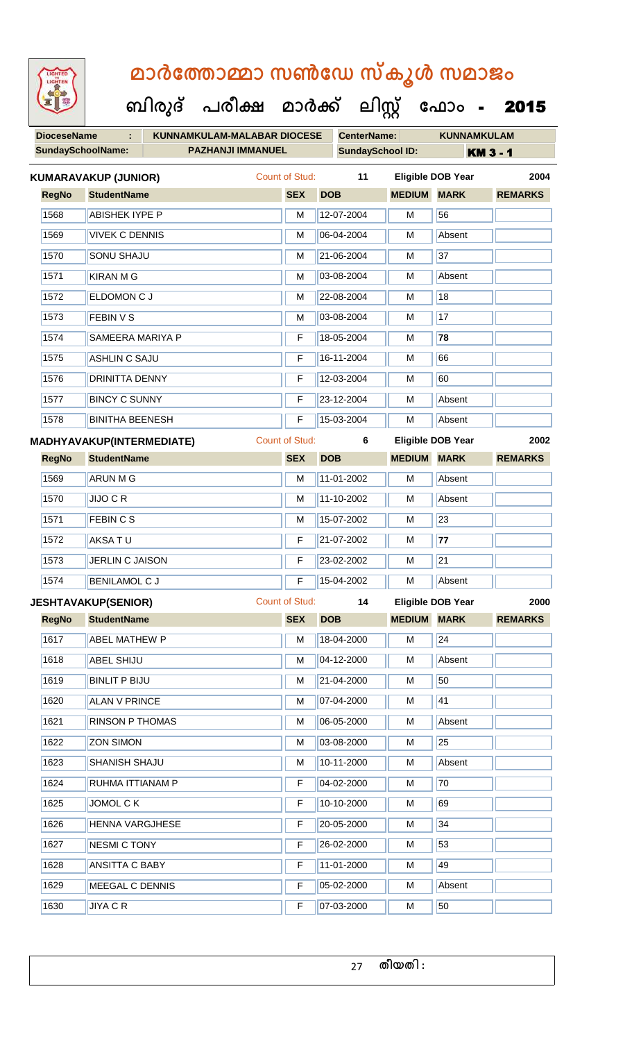# മാർത്തോമ്മാ സൺഡേ സ്കൂൾ സമാജം

## ബിരുദ് പരീക്ഷ മാർക്ക് ലിസ്റ്റ് ഫോം - 2015

| | | | |
|---|---|---|---|
| **DioceseName** : | KUNNAMKULAM-MALABAR DIOCESE | **CenterName:** | KUNNAMKULAM |
| **SundaySchoolName:** | PAZHANJI IMMANUEL | **SundaySchool ID:** | KM 3 - 1 |

**KUMARAVAKUP (JUNIOR)** Count of Stud: 11 Eligible DOB Year 2004

| RegNo | StudentName | SEX | DOB | MEDIUM | MARK | REMARKS |
|---|---|---|---|---|---|---|
| 1568 | ABISHEK IYPE P | M | 12-07-2004 | M | 56 | |
| 1569 | VIVEK C DENNIS | M | 06-04-2004 | M | Absent | |
| 1570 | SONU SHAJU | M | 21-06-2004 | M | 37 | |
| 1571 | KIRAN M G | M | 03-08-2004 | M | Absent | |
| 1572 | ELDOMON C J | M | 22-08-2004 | M | 18 | |
| 1573 | FEBIN V S | M | 03-08-2004 | M | 17 | |
| 1574 | SAMEERA MARIYA P | F | 18-05-2004 | M | **78** | |
| 1575 | ASHLIN C SAJU | F | 16-11-2004 | M | 66 | |
| 1576 | DRINITTA DENNY | F | 12-03-2004 | M | 60 | |
| 1577 | BINCY C SUNNY | F | 23-12-2004 | M | Absent | |
| 1578 | BINITHA BEENESH | F | 15-03-2004 | M | Absent | |

**MADHYAVAKUP(INTERMEDIATE)** Count of Stud: 6 Eligible DOB Year 2002

| RegNo | StudentName | SEX | DOB | MEDIUM | MARK | REMARKS |
|---|---|---|---|---|---|---|
| 1569 | ARUN M G | M | 11-01-2002 | M | Absent | |
| 1570 | JIJO C R | M | 11-10-2002 | M | Absent | |
| 1571 | FEBIN C S | M | 15-07-2002 | M | 23 | |
| 1572 | AKSA T U | F | 21-07-2002 | M | **77** | |
| 1573 | JERLIN C JAISON | F | 23-02-2002 | M | 21 | |
| 1574 | BENILAMOL C J | F | 15-04-2002 | M | Absent | |

**JESHTAVAKUP(SENIOR)** Count of Stud: 14 Eligible DOB Year 2000

| RegNo | StudentName | SEX | DOB | MEDIUM | MARK | REMARKS |
|---|---|---|---|---|---|---|
| 1617 | ABEL MATHEW P | M | 18-04-2000 | M | 24 | |
| 1618 | ABEL SHIJU | M | 04-12-2000 | M | Absent | |
| 1619 | BINLIT P BIJU | M | 21-04-2000 | M | 50 | |
| 1620 | ALAN V PRINCE | M | 07-04-2000 | M | 41 | |
| 1621 | RINSON P THOMAS | M | 06-05-2000 | M | Absent | |
| 1622 | ZON SIMON | M | 03-08-2000 | M | 25 | |
| 1623 | SHANISH SHAJU | M | 10-11-2000 | M | Absent | |
| 1624 | RUHMA ITTIANAM P | F | 04-02-2000 | M | 70 | |
| 1625 | JOMOL C K | F | 10-10-2000 | M | 69 | |
| 1626 | HENNA VARGJHESE | F | 20-05-2000 | M | 34 | |
| 1627 | NESMI C TONY | F | 26-02-2000 | M | 53 | |
| 1628 | ANSITTA C BABY | F | 11-01-2000 | M | 49 | |
| 1629 | MEEGAL C DENNIS | F | 05-02-2000 | M | Absent | |
| 1630 | JIYA C R | F | 07-03-2000 | M | 50 | |

തീയതി :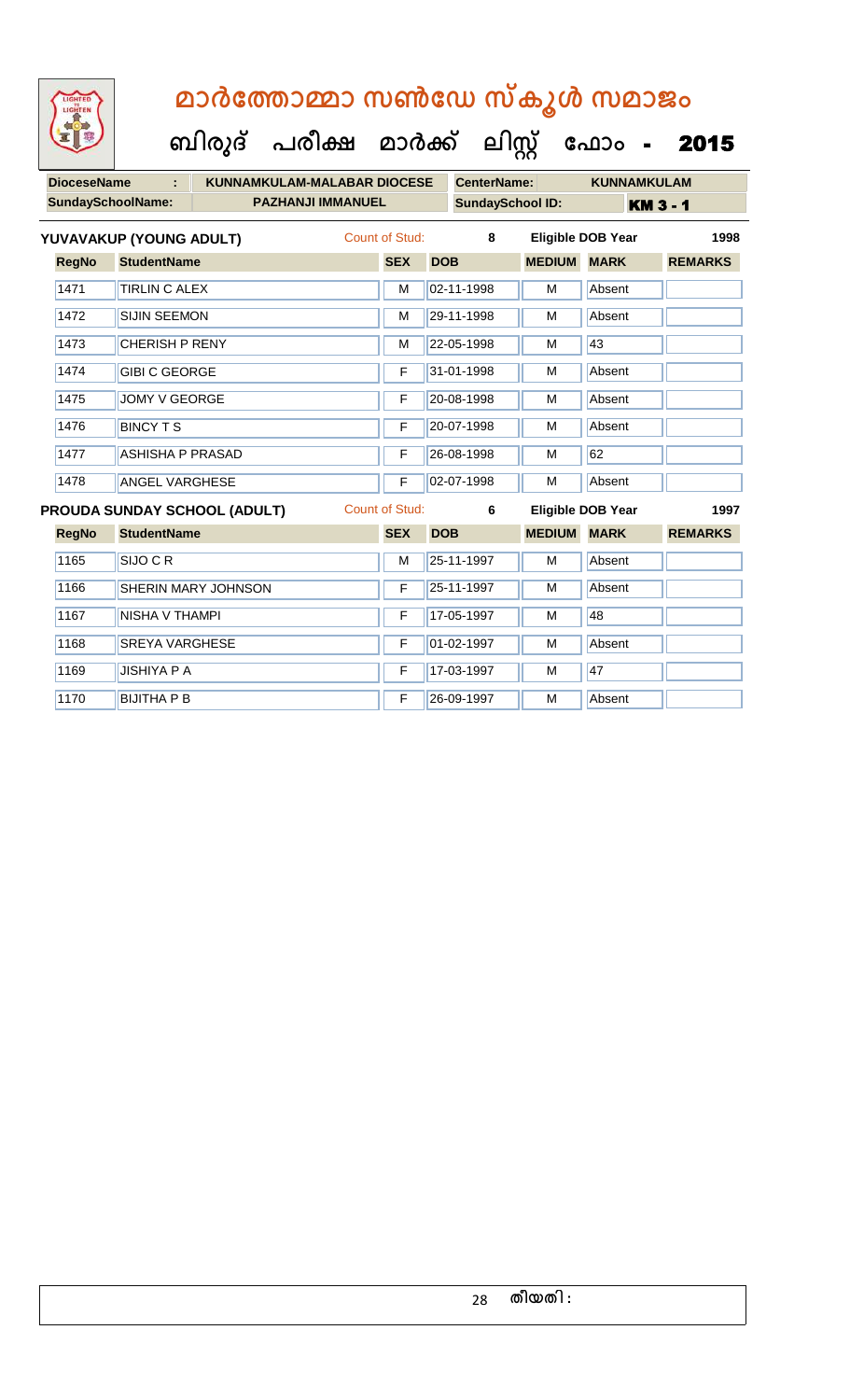# മാർത്തോമ്മാ സൺഡേ സ്കൂൾ സമാജം

## ബിരുദ് പരീക്ഷ മാർക്ക് ലിസ്റ്റ് ഫോം - 2015

| | | | |
|---|---|---|---|
| **DioceseName :** | KUNNAMKULAM-MALABAR DIOCESE | **CenterName:** | KUNNAMKULAM |
| **SundaySchoolName:** | PAZHANJI IMMANUEL | **SundaySchool ID:** | KM 3 - 1 |

**YUVAVAKUP (YOUNG ADULT)** Count of Stud: 8 Eligible DOB Year 1998

| RegNo | StudentName | SEX | DOB | MEDIUM | MARK | REMARKS |
|---|---|---|---|---|---|---|
| 1471 | TIRLIN C ALEX | M | 02-11-1998 | M | Absent | |
| 1472 | SIJIN SEEMON | M | 29-11-1998 | M | Absent | |
| 1473 | CHERISH P RENY | M | 22-05-1998 | M | 43 | |
| 1474 | GIBI C GEORGE | F | 31-01-1998 | M | Absent | |
| 1475 | JOMY V GEORGE | F | 20-08-1998 | M | Absent | |
| 1476 | BINCY T S | F | 20-07-1998 | M | Absent | |
| 1477 | ASHISHA P PRASAD | F | 26-08-1998 | M | 62 | |
| 1478 | ANGEL VARGHESE | F | 02-07-1998 | M | Absent | |

**PROUDA SUNDAY SCHOOL (ADULT)** Count of Stud: 6 Eligible DOB Year 1997

| RegNo | StudentName | SEX | DOB | MEDIUM | MARK | REMARKS |
|---|---|---|---|---|---|---|
| 1165 | SIJO C R | M | 25-11-1997 | M | Absent | |
| 1166 | SHERIN MARY JOHNSON | F | 25-11-1997 | M | Absent | |
| 1167 | NISHA V THAMPI | F | 17-05-1997 | M | 48 | |
| 1168 | SREYA VARGHESE | F | 01-02-1997 | M | Absent | |
| 1169 | JISHIYA P A | F | 17-03-1997 | M | 47 | |
| 1170 | BIJITHA P B | F | 26-09-1997 | M | Absent | |

തീയതി :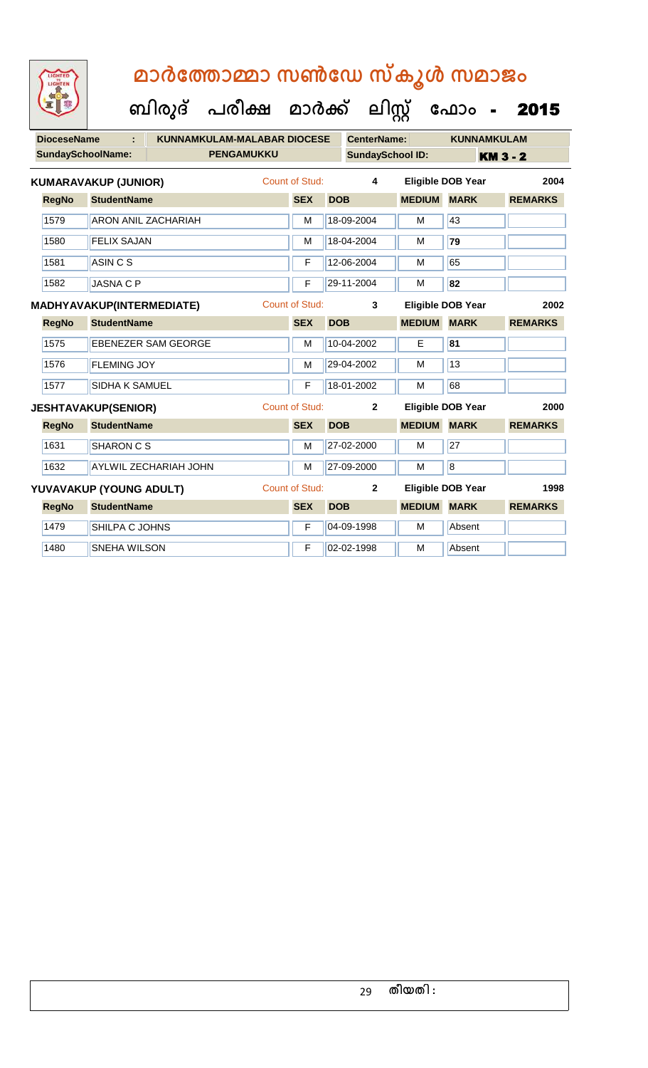# മാർത്തോമ്മാ സൺഡേ സ്കൂൾ സമാജം

**ബിരുദ് പരീക്ഷ മാർക്ക് ലിസ്റ്റ് ഫോം - 2015**

| DioceseName : | KUNNAMKULAM-MALABAR DIOCESE | CenterName: | KUNNAMKULAM |
|---|---|---|---|
| SundaySchoolName: | PENGAMUKKU | SundaySchool ID: | KM 3 - 2 |

**KUMARAVAKUP (JUNIOR)** Count of Stud: 4 Eligible DOB Year 2004

| RegNo | StudentName | SEX | DOB | MEDIUM | MARK | REMARKS |
|---|---|---|---|---|---|---|
| 1579 | ARON ANIL ZACHARIAH | M | 18-09-2004 | M | 43 | |
| 1580 | FELIX SAJAN | M | 18-04-2004 | M | **79** | |
| 1581 | ASIN C S | F | 12-06-2004 | M | 65 | |
| 1582 | JASNA C P | F | 29-11-2004 | M | **82** | |

**MADHYAVAKUP(INTERMEDIATE)** Count of Stud: 3 Eligible DOB Year 2002

| RegNo | StudentName | SEX | DOB | MEDIUM | MARK | REMARKS |
|---|---|---|---|---|---|---|
| 1575 | EBENEZER SAM GEORGE | M | 10-04-2002 | E | **81** | |
| 1576 | FLEMING JOY | M | 29-04-2002 | M | 13 | |
| 1577 | SIDHA K SAMUEL | F | 18-01-2002 | M | 68 | |

**JESHTAVAKUP(SENIOR)** Count of Stud: 2 Eligible DOB Year 2000

| RegNo | StudentName | SEX | DOB | MEDIUM | MARK | REMARKS |
|---|---|---|---|---|---|---|
| 1631 | SHARON C S | M | 27-02-2000 | M | 27 | |
| 1632 | AYLWIL ZECHARIAH JOHN | M | 27-09-2000 | M | 8 | |

**YUVAVAKUP (YOUNG ADULT)** Count of Stud: 2 Eligible DOB Year 1998

| RegNo | StudentName | SEX | DOB | MEDIUM | MARK | REMARKS |
|---|---|---|---|---|---|---|
| 1479 | SHILPA C JOHNS | F | 04-09-1998 | M | Absent | |
| 1480 | SNEHA WILSON | F | 02-02-1998 | M | Absent | |

തീയതി :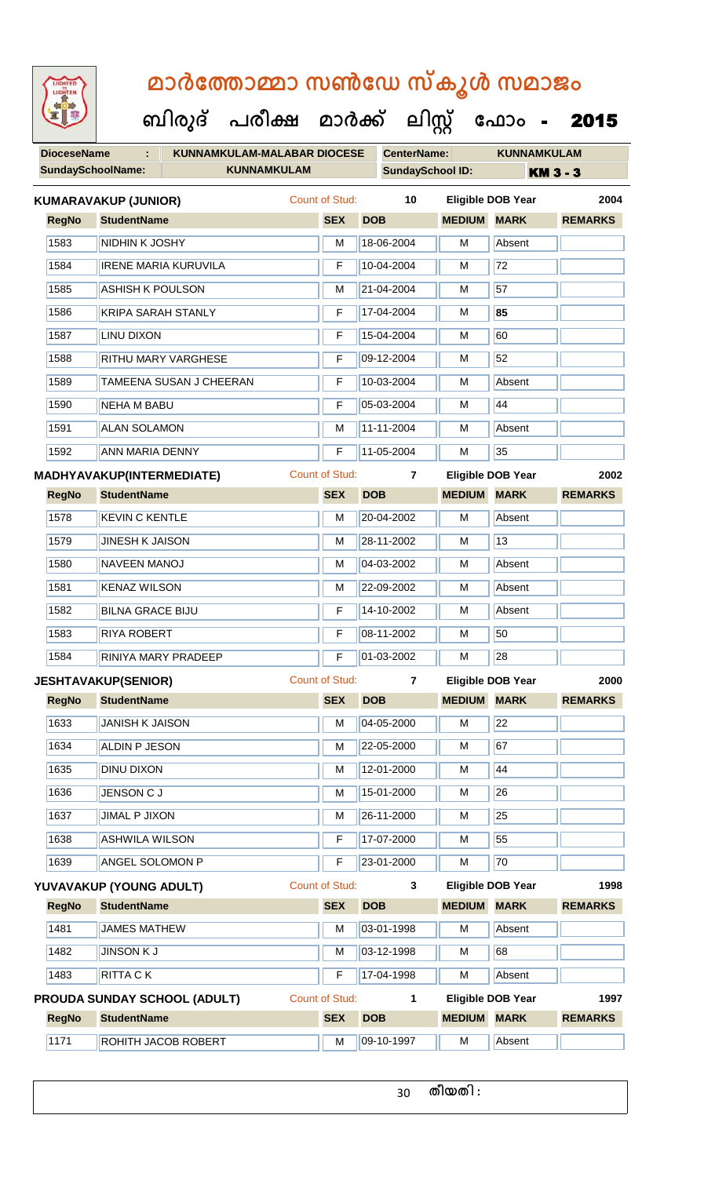# മാർത്തോമ്മാ സൺഡേ സ്കൂൾ സമാജം

## ബിരുദ് പരീക്ഷ മാർക്ക് ലിസ്റ്റ് ഫോം - 2015

| DioceseName | : KUNNAMKULAM-MALABAR DIOCESE | CenterName: | KUNNAMKULAM |
|---|---|---|---|
| SundaySchoolName: | KUNNAMKULAM | SundaySchool ID: | KM 3 - 3 |

**KUMARAVAKUP (JUNIOR)** Count of Stud: 10 Eligible DOB Year 2004

| RegNo | StudentName | SEX | DOB | MEDIUM | MARK | REMARKS |
|---|---|---|---|---|---|---|
| 1583 | NIDHIN K JOSHY | M | 18-06-2004 | M | Absent | |
| 1584 | IRENE MARIA KURUVILA | F | 10-04-2004 | M | 72 | |
| 1585 | ASHISH K POULSON | M | 21-04-2004 | M | 57 | |
| 1586 | KRIPA SARAH STANLY | F | 17-04-2004 | M | **85** | |
| 1587 | LINU DIXON | F | 15-04-2004 | M | 60 | |
| 1588 | RITHU MARY VARGHESE | F | 09-12-2004 | M | 52 | |
| 1589 | TAMEENA SUSAN J CHEERAN | F | 10-03-2004 | M | Absent | |
| 1590 | NEHA M BABU | F | 05-03-2004 | M | 44 | |
| 1591 | ALAN SOLAMON | M | 11-11-2004 | M | Absent | |
| 1592 | ANN MARIA DENNY | F | 11-05-2004 | M | 35 | |

**MADHYAVAKUP(INTERMEDIATE)** Count of Stud: 7 Eligible DOB Year 2002

| RegNo | StudentName | SEX | DOB | MEDIUM | MARK | REMARKS |
|---|---|---|---|---|---|---|
| 1578 | KEVIN C KENTLE | M | 20-04-2002 | M | Absent | |
| 1579 | JINESH K JAISON | M | 28-11-2002 | M | 13 | |
| 1580 | NAVEEN MANOJ | M | 04-03-2002 | M | Absent | |
| 1581 | KENAZ WILSON | M | 22-09-2002 | M | Absent | |
| 1582 | BILNA GRACE BIJU | F | 14-10-2002 | M | Absent | |
| 1583 | RIYA ROBERT | F | 08-11-2002 | M | 50 | |
| 1584 | RINIYA MARY PRADEEP | F | 01-03-2002 | M | 28 | |

**JESHTAVAKUP(SENIOR)** Count of Stud: 7 Eligible DOB Year 2000

| RegNo | StudentName | SEX | DOB | MEDIUM | MARK | REMARKS |
|---|---|---|---|---|---|---|
| 1633 | JANISH K JAISON | M | 04-05-2000 | M | 22 | |
| 1634 | ALDIN P JESON | M | 22-05-2000 | M | 67 | |
| 1635 | DINU DIXON | M | 12-01-2000 | M | 44 | |
| 1636 | JENSON C J | M | 15-01-2000 | M | 26 | |
| 1637 | JIMAL P JIXON | M | 26-11-2000 | M | 25 | |
| 1638 | ASHWILA WILSON | F | 17-07-2000 | M | 55 | |
| 1639 | ANGEL SOLOMON P | F | 23-01-2000 | M | 70 | |

**YUVAVAKUP (YOUNG ADULT)** Count of Stud: 3 Eligible DOB Year 1998

| RegNo | StudentName | SEX | DOB | MEDIUM | MARK | REMARKS |
|---|---|---|---|---|---|---|
| 1481 | JAMES MATHEW | M | 03-01-1998 | M | Absent | |
| 1482 | JINSON K J | M | 03-12-1998 | M | 68 | |
| 1483 | RITTA C K | F | 17-04-1998 | M | Absent | |

**PROUDA SUNDAY SCHOOL (ADULT)** Count of Stud: 1 Eligible DOB Year 1997

| RegNo | StudentName | SEX | DOB | MEDIUM | MARK | REMARKS |
|---|---|---|---|---|---|---|
| 1171 | ROHITH JACOB ROBERT | M | 09-10-1997 | M | Absent | |

തീയതി :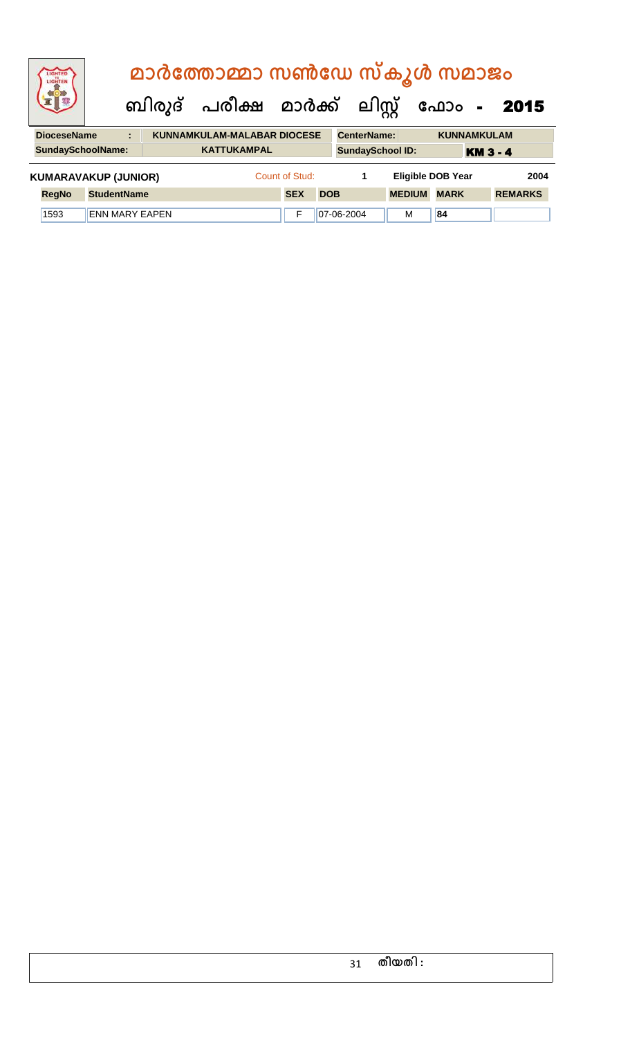# മാർത്തോമ്മാ സൺഡേ സ്കൂൾ സമാജം

## ബിരുദ് പരീക്ഷ മാർക്ക് ലിസ്റ്റ് ഫോം - 2015

| | | | |
|---|---|---|---|
| **DioceseName** : | KUNNAMKULAM-MALABAR DIOCESE | **CenterName:** | KUNNAMKULAM |
| **SundaySchoolName:** | KATTUKAMPAL | **SundaySchool ID:** | KM 3 - 4 |

**KUMARAVAKUP (JUNIOR)** Count of Stud: 1 **Eligible DOB Year** 2004

| RegNo | StudentName | SEX | DOB | MEDIUM | MARK | REMARKS |
|---|---|---|---|---|---|---|
| 1593 | ENN MARY EAPEN | F | 07-06-2004 | M | 84 | |

തീയതി :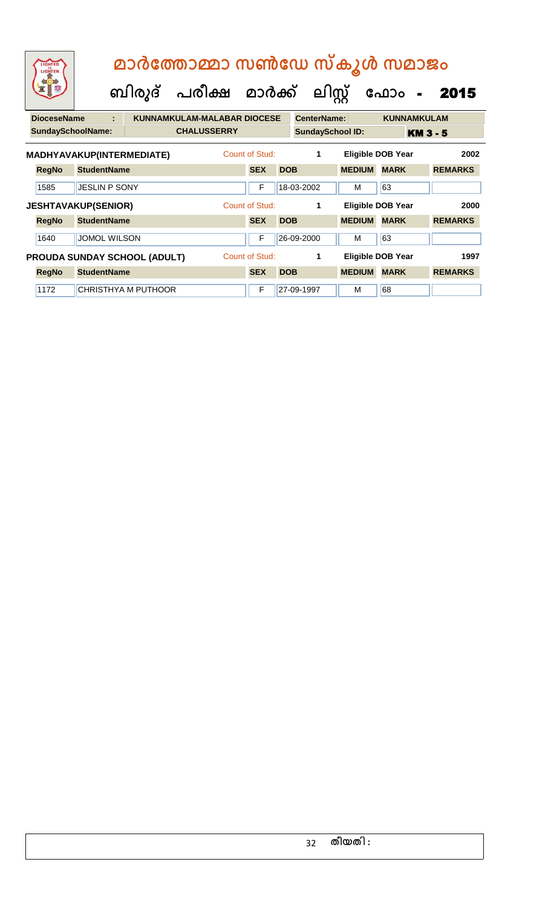# മാർത്തോമ്മാ സൺഡേ സ്കൂൾ സമാജം

## ബിരുദ് പരീക്ഷ മാർക്ക് ലിസ്റ്റ് ഫോം - 2015

| DioceseName | : | KUNNAMKULAM-MALABAR DIOCESE | CenterName: | KUNNAMKULAM |
|---|---|---|---|---|
| SundaySchoolName: | | CHALUSSERRY | SundaySchool ID: | KM 3 - 5 |

**MADHYAVAKUP(INTERMEDIATE)** Count of Stud: 1 Eligible DOB Year 2002

| RegNo | StudentName | SEX | DOB | MEDIUM | MARK | REMARKS |
|---|---|---|---|---|---|---|
| 1585 | JESLIN P SONY | F | 18-03-2002 | M | 63 | |

**JESHTAVAKUP(SENIOR)** Count of Stud: 1 Eligible DOB Year 2000

| RegNo | StudentName | SEX | DOB | MEDIUM | MARK | REMARKS |
|---|---|---|---|---|---|---|
| 1640 | JOMOL WILSON | F | 26-09-2000 | M | 63 | |

**PROUDA SUNDAY SCHOOL (ADULT)** Count of Stud: 1 Eligible DOB Year 1997

| RegNo | StudentName | SEX | DOB | MEDIUM | MARK | REMARKS |
|---|---|---|---|---|---|---|
| 1172 | CHRISTHYA M PUTHOOR | F | 27-09-1997 | M | 68 | |

തീയതി :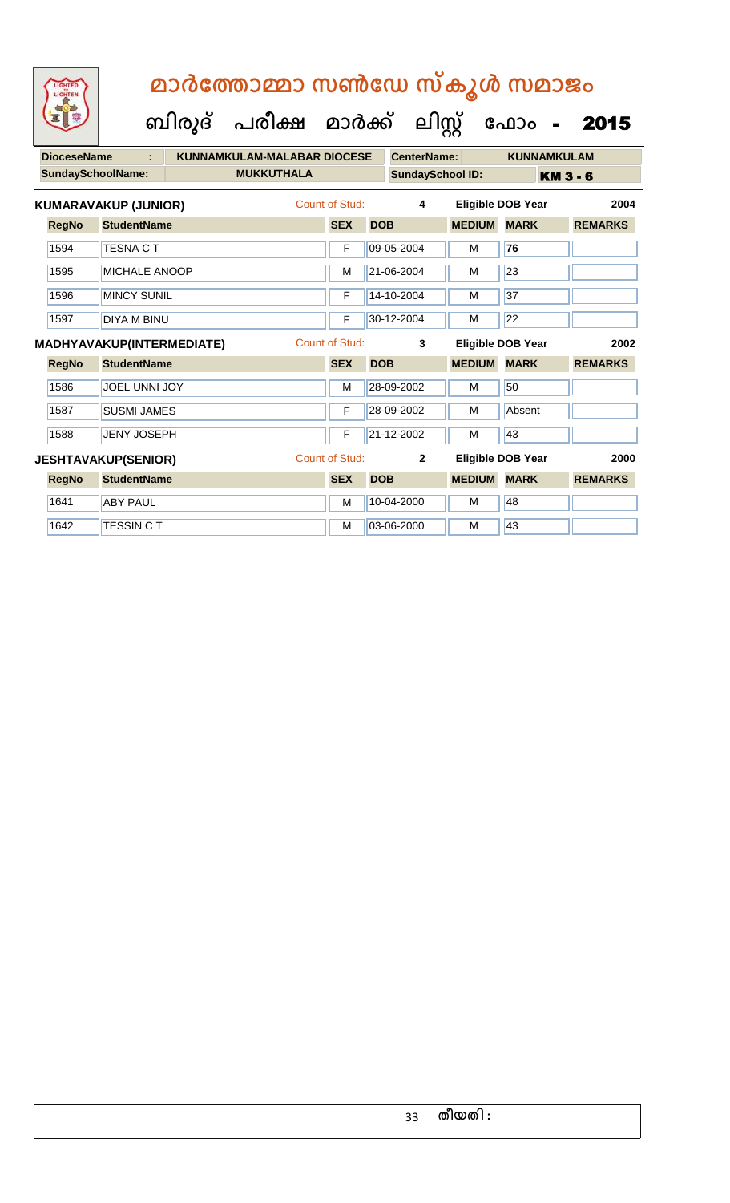# മാർത്തോമ്മാ സൺഡേ സ്കൂൾ സമാജം

## ബിരുദ് പരീക്ഷ മാർക്ക് ലിസ്റ്റ് ഫോം - 2015

| DioceseName : | KUNNAMKULAM-MALABAR DIOCESE | CenterName: | KUNNAMKULAM |
|---|---|---|---|
| SundaySchoolName: | MUKKUTHALA | SundaySchool ID: | KM 3 - 6 |

**KUMARAVAKUP (JUNIOR)** Count of Stud: 4 Eligible DOB Year 2004

| RegNo | StudentName | SEX | DOB | MEDIUM | MARK | REMARKS |
|---|---|---|---|---|---|---|
| 1594 | TESNA C T | F | 09-05-2004 | M | 76 | |
| 1595 | MICHALE ANOOP | M | 21-06-2004 | M | 23 | |
| 1596 | MINCY SUNIL | F | 14-10-2004 | M | 37 | |
| 1597 | DIYA M BINU | F | 30-12-2004 | M | 22 | |

**MADHYAVAKUP(INTERMEDIATE)** Count of Stud: 3 Eligible DOB Year 2002

| RegNo | StudentName | SEX | DOB | MEDIUM | MARK | REMARKS |
|---|---|---|---|---|---|---|
| 1586 | JOEL UNNI JOY | M | 28-09-2002 | M | 50 | |
| 1587 | SUSMI JAMES | F | 28-09-2002 | M | Absent | |
| 1588 | JENY JOSEPH | F | 21-12-2002 | M | 43 | |

**JESHTAVAKUP(SENIOR)** Count of Stud: 2 Eligible DOB Year 2000

| RegNo | StudentName | SEX | DOB | MEDIUM | MARK | REMARKS |
|---|---|---|---|---|---|---|
| 1641 | ABY PAUL | M | 10-04-2000 | M | 48 | |
| 1642 | TESSIN C T | M | 03-06-2000 | M | 43 | |

തീയതി :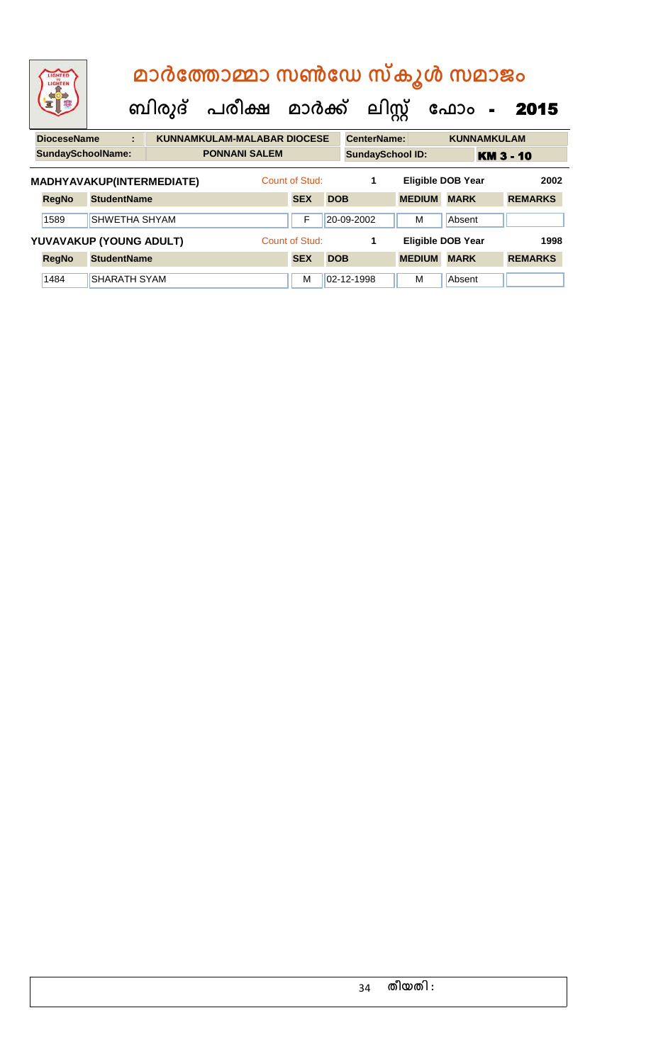# മാർത്തോമ്മാ സൺഡേ സ്കൂൾ സമാജം

## ബിരുദ് പരീക്ഷ മാർക്ക് ലിസ്റ്റ് ഫോം - 2015

| | | | |
|---|---|---|---|
| **DioceseName** : | KUNNAMKULAM-MALABAR DIOCESE | **CenterName:** | KUNNAMKULAM |
| **SundaySchoolName:** | PONNANI SALEM | **SundaySchool ID:** | KM 3 - 10 |

**MADHYAVAKUP(INTERMEDIATE)** Count of Stud: 1 Eligible DOB Year 2002

| RegNo | StudentName | SEX | DOB | MEDIUM | MARK | REMARKS |
|---|---|---|---|---|---|---|
| 1589 | SHWETHA SHYAM | F | 20-09-2002 | M | Absent | |

**YUVAVAKUP (YOUNG ADULT)** Count of Stud: 1 Eligible DOB Year 1998

| RegNo | StudentName | SEX | DOB | MEDIUM | MARK | REMARKS |
|---|---|---|---|---|---|---|
| 1484 | SHARATH SYAM | M | 02-12-1998 | M | Absent | |

തീയതി :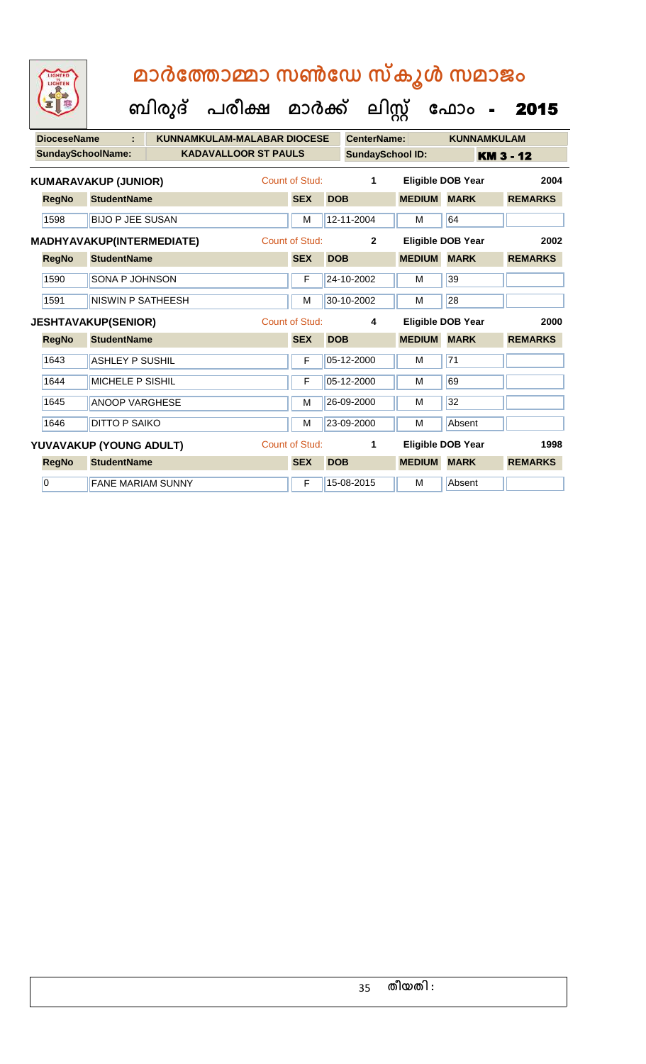# മാർത്തോമ്മാ സൺഡേ സ്കൂൾ സമാജം

## ബിരുദ് പരീക്ഷ മാർക്ക് ലിസ്റ്റ് ഫോം - 2015

| DioceseName : | KUNNAMKULAM-MALABAR DIOCESE | CenterName: | KUNNAMKULAM |
|---|---|---|---|
| SundaySchoolName: | KADAVALLOOR ST PAULS | SundaySchool ID: | KM 3 - 12 |

**KUMARAVAKUP (JUNIOR)** Count of Stud: 1 Eligible DOB Year 2004

| RegNo | StudentName | SEX | DOB | MEDIUM | MARK | REMARKS |
|---|---|---|---|---|---|---|
| 1598 | BIJO P JEE SUSAN | M | 12-11-2004 | M | 64 | |

**MADHYAVAKUP(INTERMEDIATE)** Count of Stud: 2 Eligible DOB Year 2002

| RegNo | StudentName | SEX | DOB | MEDIUM | MARK | REMARKS |
|---|---|---|---|---|---|---|
| 1590 | SONA P JOHNSON | F | 24-10-2002 | M | 39 | |
| 1591 | NISWIN P SATHEESH | M | 30-10-2002 | M | 28 | |

**JESHTAVAKUP(SENIOR)** Count of Stud: 4 Eligible DOB Year 2000

| RegNo | StudentName | SEX | DOB | MEDIUM | MARK | REMARKS |
|---|---|---|---|---|---|---|
| 1643 | ASHLEY P SUSHIL | F | 05-12-2000 | M | 71 | |
| 1644 | MICHELE P SISHIL | F | 05-12-2000 | M | 69 | |
| 1645 | ANOOP VARGHESE | M | 26-09-2000 | M | 32 | |
| 1646 | DITTO P SAIKO | M | 23-09-2000 | M | Absent | |

**YUVAVAKUP (YOUNG ADULT)** Count of Stud: 1 Eligible DOB Year 1998

| RegNo | StudentName | SEX | DOB | MEDIUM | MARK | REMARKS |
|---|---|---|---|---|---|---|
| 0 | FANE MARIAM SUNNY | F | 15-08-2015 | M | Absent | |

തീയതി :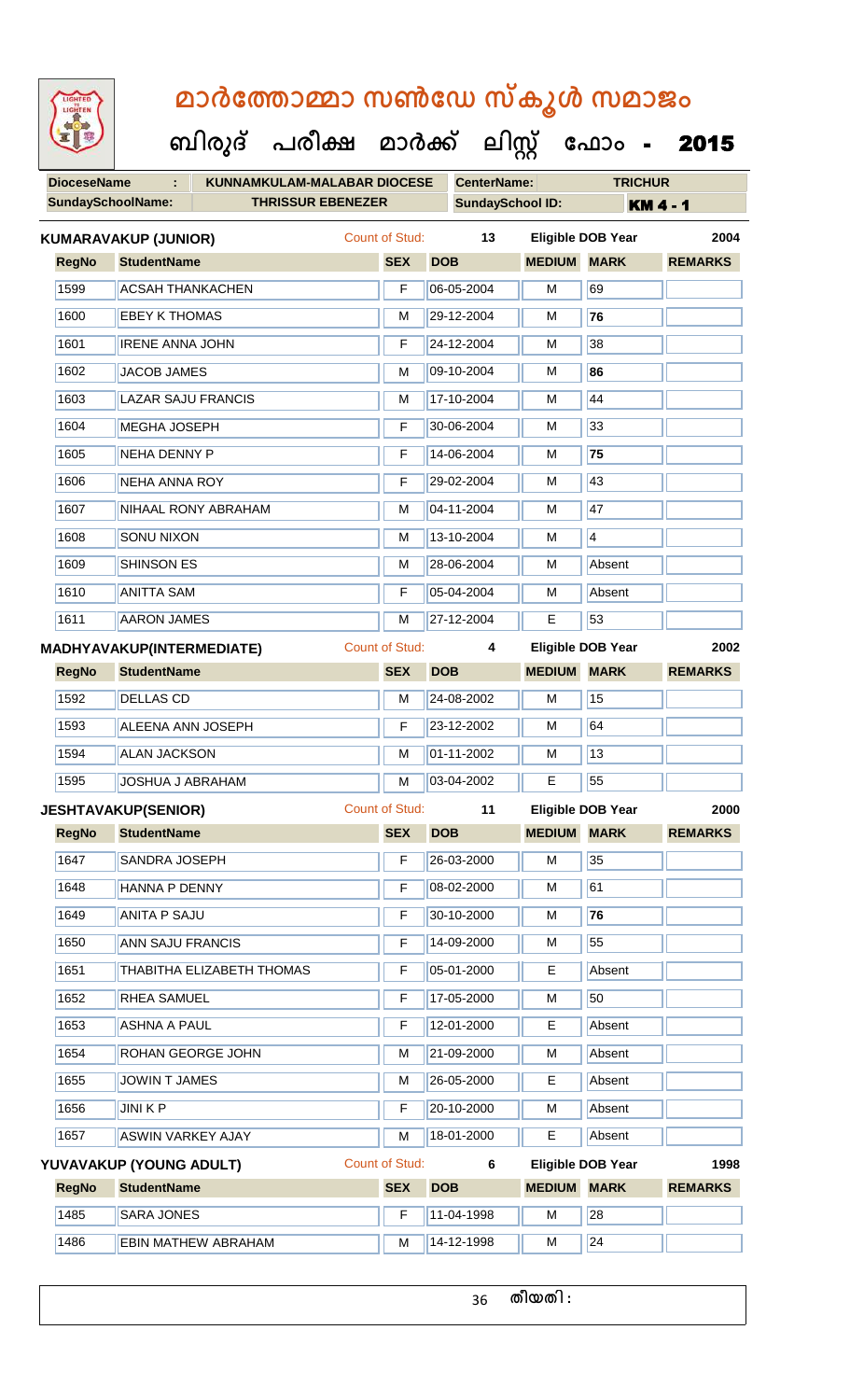# മാർത്തോമ്മാ സൺഡേ സ്കൂൾ സമാജം

## ബിരുദ് പരീക്ഷ മാർക്ക് ലിസ്റ്റ് ഫോം - 2015

| DioceseName : | KUNNAMKULAM-MALABAR DIOCESE | CenterName: | TRICHUR |
|---|---|---|---|
| SundaySchoolName: | THRISSUR EBENEZER | SundaySchool ID: | KM 4 - 1 |

**KUMARAVAKUP (JUNIOR)** Count of Stud: 13 Eligible DOB Year 2004

| RegNo | StudentName | SEX | DOB | MEDIUM | MARK | REMARKS |
|---|---|---|---|---|---|---|
| 1599 | ACSAH THANKACHEN | F | 06-05-2004 | M | 69 | |
| 1600 | EBEY K THOMAS | M | 29-12-2004 | M | **76** | |
| 1601 | IRENE ANNA JOHN | F | 24-12-2004 | M | 38 | |
| 1602 | JACOB JAMES | M | 09-10-2004 | M | **86** | |
| 1603 | LAZAR SAJU FRANCIS | M | 17-10-2004 | M | 44 | |
| 1604 | MEGHA JOSEPH | F | 30-06-2004 | M | 33 | |
| 1605 | NEHA DENNY P | F | 14-06-2004 | M | **75** | |
| 1606 | NEHA ANNA ROY | F | 29-02-2004 | M | 43 | |
| 1607 | NIHAAL RONY ABRAHAM | M | 04-11-2004 | M | 47 | |
| 1608 | SONU NIXON | M | 13-10-2004 | M | 4 | |
| 1609 | SHINSON ES | M | 28-06-2004 | M | Absent | |
| 1610 | ANITTA SAM | F | 05-04-2004 | M | Absent | |
| 1611 | AARON JAMES | M | 27-12-2004 | E | 53 | |

**MADHYAVAKUP(INTERMEDIATE)** Count of Stud: 4 Eligible DOB Year 2002

| RegNo | StudentName | SEX | DOB | MEDIUM | MARK | REMARKS |
|---|---|---|---|---|---|---|
| 1592 | DELLAS CD | M | 24-08-2002 | M | 15 | |
| 1593 | ALEENA ANN JOSEPH | F | 23-12-2002 | M | 64 | |
| 1594 | ALAN JACKSON | M | 01-11-2002 | M | 13 | |
| 1595 | JOSHUA J ABRAHAM | M | 03-04-2002 | E | 55 | |

**JESHTAVAKUP(SENIOR)** Count of Stud: 11 Eligible DOB Year 2000

| RegNo | StudentName | SEX | DOB | MEDIUM | MARK | REMARKS |
|---|---|---|---|---|---|---|
| 1647 | SANDRA JOSEPH | F | 26-03-2000 | M | 35 | |
| 1648 | HANNA P DENNY | F | 08-02-2000 | M | 61 | |
| 1649 | ANITA P SAJU | F | 30-10-2000 | M | **76** | |
| 1650 | ANN SAJU FRANCIS | F | 14-09-2000 | M | 55 | |
| 1651 | THABITHA ELIZABETH THOMAS | F | 05-01-2000 | E | Absent | |
| 1652 | RHEA SAMUEL | F | 17-05-2000 | M | 50 | |
| 1653 | ASHNA A PAUL | F | 12-01-2000 | E | Absent | |
| 1654 | ROHAN GEORGE JOHN | M | 21-09-2000 | M | Absent | |
| 1655 | JOWIN T JAMES | M | 26-05-2000 | E | Absent | |
| 1656 | JINI K P | F | 20-10-2000 | M | Absent | |
| 1657 | ASWIN VARKEY AJAY | M | 18-01-2000 | E | Absent | |

**YUVAVAKUP (YOUNG ADULT)** Count of Stud: 6 Eligible DOB Year 1998

| RegNo | StudentName | SEX | DOB | MEDIUM | MARK | REMARKS |
|---|---|---|---|---|---|---|
| 1485 | SARA JONES | F | 11-04-1998 | M | 28 | |
| 1486 | EBIN MATHEW ABRAHAM | M | 14-12-1998 | M | 24 | |

തീയതി :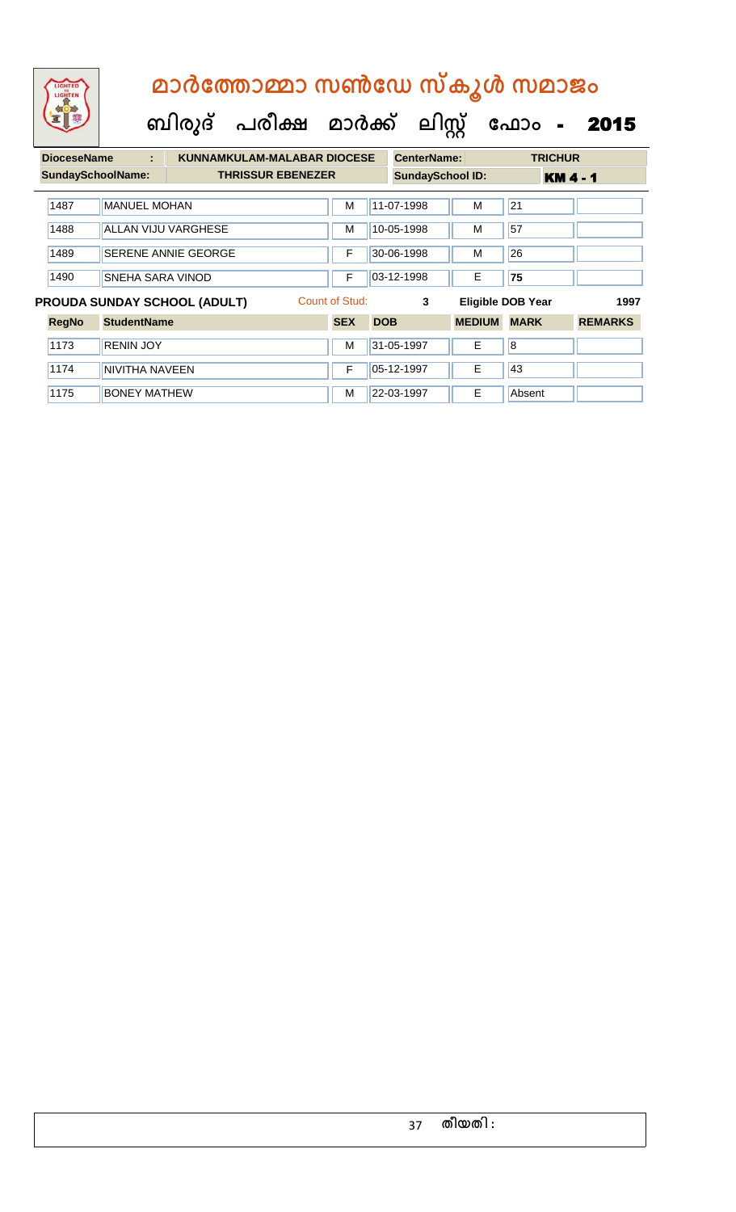# മാർത്തോമ്മാ സൺഡേ സ്കൂൾ സമാജം

## ബിരുദ് പരീക്ഷ മാർക്ക് ലിസ്റ്റ് ഫോം - 2015

| **DioceseName** : | KUNNAMKULAM-MALABAR DIOCESE | **CenterName:** | TRICHUR |
|---|---|---|---|
| **SundaySchoolName:** | THRISSUR EBENEZER | **SundaySchool ID:** | KM 4 - 1 |

| | | | | | | |
|---|---|---|---|---|---|---|
| 1487 | MANUEL MOHAN | M | 11-07-1998 | M | 21 | |
| 1488 | ALLAN VIJU VARGHESE | M | 10-05-1998 | M | 57 | |
| 1489 | SERENE ANNIE GEORGE | F | 30-06-1998 | M | 26 | |
| 1490 | SNEHA SARA VINOD | F | 03-12-1998 | E | 75 | |

**PROUDA SUNDAY SCHOOL (ADULT)** Count of Stud: 3 **Eligible DOB Year** 1997

| RegNo | StudentName | SEX | DOB | MEDIUM | MARK | REMARKS |
|---|---|---|---|---|---|---|
| 1173 | RENIN JOY | M | 31-05-1997 | E | 8 | |
| 1174 | NIVITHA NAVEEN | F | 05-12-1997 | E | 43 | |
| 1175 | BONEY MATHEW | M | 22-03-1997 | E | Absent | |

തീയതി :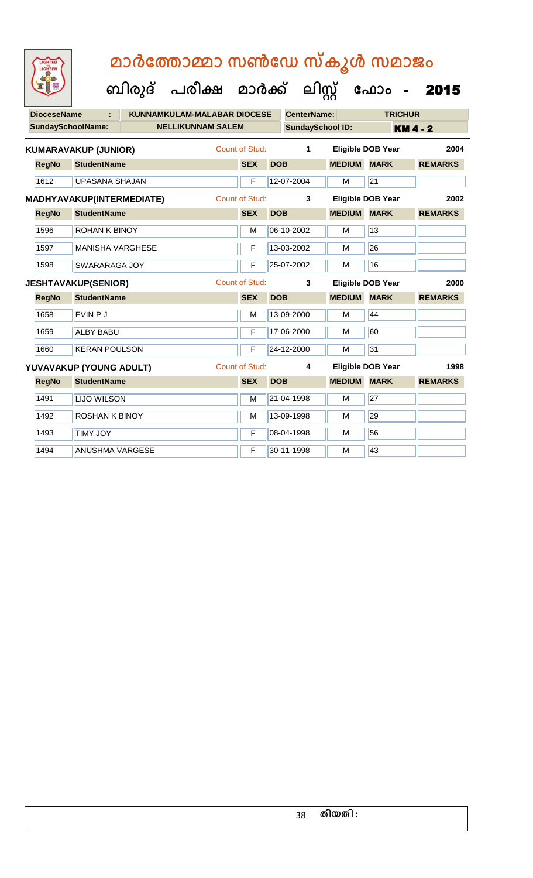# മാർത്തോമ്മാ സൺഡേ സ്കൂൾ സമാജം

## ബിരുദ് പരീക്ഷ മാർക്ക് ലിസ്റ്റ് ഫോം - 2015

| | | | |
|---|---|---|---|
| **DioceseName** : | KUNNAMKULAM-MALABAR DIOCESE | **CenterName:** | TRICHUR |
| **SundaySchoolName:** | NELLIKUNNAM SALEM | **SundaySchool ID:** | KM 4 - 2 |

**KUMARAVAKUP (JUNIOR)** Count of Stud: 1 Eligible DOB Year 2004

| RegNo | StudentName | SEX | DOB | MEDIUM | MARK | REMARKS |
|---|---|---|---|---|---|---|
| 1612 | UPASANA SHAJAN | F | 12-07-2004 | M | 21 | |

**MADHYAVAKUP(INTERMEDIATE)** Count of Stud: 3 Eligible DOB Year 2002

| RegNo | StudentName | SEX | DOB | MEDIUM | MARK | REMARKS |
|---|---|---|---|---|---|---|
| 1596 | ROHAN K BINOY | M | 06-10-2002 | M | 13 | |
| 1597 | MANISHA VARGHESE | F | 13-03-2002 | M | 26 | |
| 1598 | SWARARAGA JOY | F | 25-07-2002 | M | 16 | |

**JESHTAVAKUP(SENIOR)** Count of Stud: 3 Eligible DOB Year 2000

| RegNo | StudentName | SEX | DOB | MEDIUM | MARK | REMARKS |
|---|---|---|---|---|---|---|
| 1658 | EVIN P J | M | 13-09-2000 | M | 44 | |
| 1659 | ALBY BABU | F | 17-06-2000 | M | 60 | |
| 1660 | KERAN POULSON | F | 24-12-2000 | M | 31 | |

**YUVAVAKUP (YOUNG ADULT)** Count of Stud: 4 Eligible DOB Year 1998

| RegNo | StudentName | SEX | DOB | MEDIUM | MARK | REMARKS |
|---|---|---|---|---|---|---|
| 1491 | LIJO WILSON | M | 21-04-1998 | M | 27 | |
| 1492 | ROSHAN K BINOY | M | 13-09-1998 | M | 29 | |
| 1493 | TIMY JOY | F | 08-04-1998 | M | 56 | |
| 1494 | ANUSHMA VARGESE | F | 30-11-1998 | M | 43 | |

തീയതി :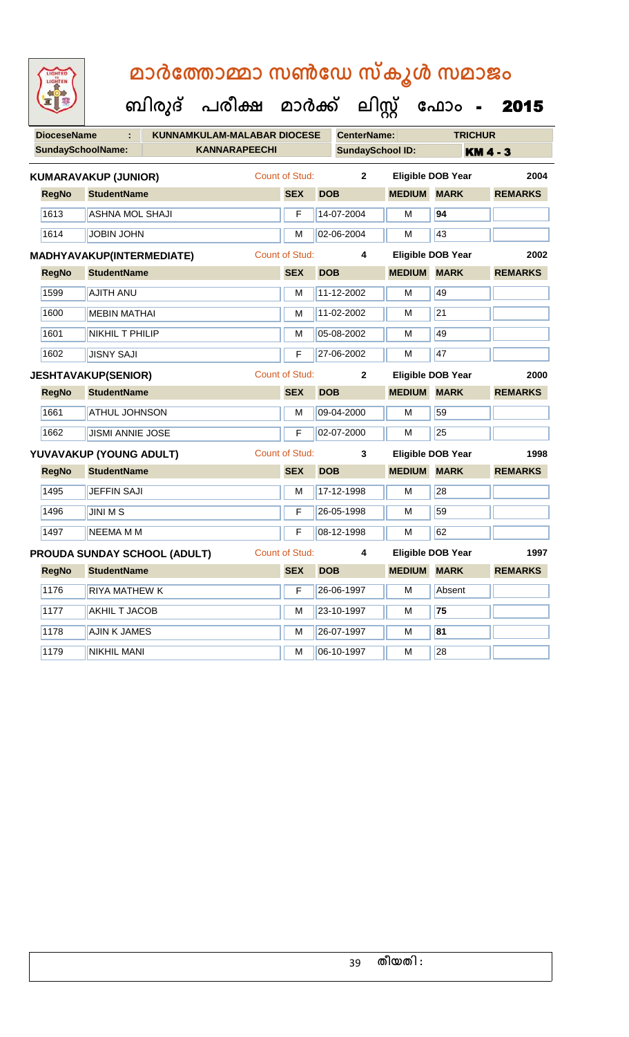# മാർത്തോമ്മാ സൺഡേ സ്കൂൾ സമാജം

## ബിരുദ് പരീക്ഷ മാർക്ക് ലിസ്റ്റ് ഫോം - 2015

| **DioceseName** | **:** | **KUNNAMKULAM-MALABAR DIOCESE** | **CenterName:** | **TRICHUR** |
|---|---|---|---|---|
| **SundaySchoolName:** | | **KANNARAPEECHI** | **SundaySchool ID:** | **KM 4 - 3** |

**KUMARAVAKUP (JUNIOR)** Count of Stud: **2** Eligible DOB Year **2004**

| RegNo | StudentName | SEX | DOB | MEDIUM | MARK | REMARKS |
|---|---|---|---|---|---|---|
| 1613 | ASHNA MOL SHAJI | F | 14-07-2004 | M | **94** | |
| 1614 | JOBIN JOHN | M | 02-06-2004 | M | 43 | |

**MADHYAVAKUP(INTERMEDIATE)** Count of Stud: **4** Eligible DOB Year **2002**

| RegNo | StudentName | SEX | DOB | MEDIUM | MARK | REMARKS |
|---|---|---|---|---|---|---|
| 1599 | AJITH ANU | M | 11-12-2002 | M | 49 | |
| 1600 | MEBIN MATHAI | M | 11-02-2002 | M | 21 | |
| 1601 | NIKHIL T PHILIP | M | 05-08-2002 | M | 49 | |
| 1602 | JISNY SAJI | F | 27-06-2002 | M | 47 | |

**JESHTAVAKUP(SENIOR)** Count of Stud: **2** Eligible DOB Year **2000**

| RegNo | StudentName | SEX | DOB | MEDIUM | MARK | REMARKS |
|---|---|---|---|---|---|---|
| 1661 | ATHUL JOHNSON | M | 09-04-2000 | M | 59 | |
| 1662 | JISMI ANNIE JOSE | F | 02-07-2000 | M | 25 | |

**YUVAVAKUP (YOUNG ADULT)** Count of Stud: **3** Eligible DOB Year **1998**

| RegNo | StudentName | SEX | DOB | MEDIUM | MARK | REMARKS |
|---|---|---|---|---|---|---|
| 1495 | JEFFIN SAJI | M | 17-12-1998 | M | 28 | |
| 1496 | JINI M S | F | 26-05-1998 | M | 59 | |
| 1497 | NEEMA M M | F | 08-12-1998 | M | 62 | |

**PROUDA SUNDAY SCHOOL (ADULT)** Count of Stud: **4** Eligible DOB Year **1997**

| RegNo | StudentName | SEX | DOB | MEDIUM | MARK | REMARKS |
|---|---|---|---|---|---|---|
| 1176 | RIYA MATHEW K | F | 26-06-1997 | M | Absent | |
| 1177 | AKHIL T JACOB | M | 23-10-1997 | M | **75** | |
| 1178 | AJIN K JAMES | M | 26-07-1997 | M | **81** | |
| 1179 | NIKHIL MANI | M | 06-10-1997 | M | 28 | |

തീയതി :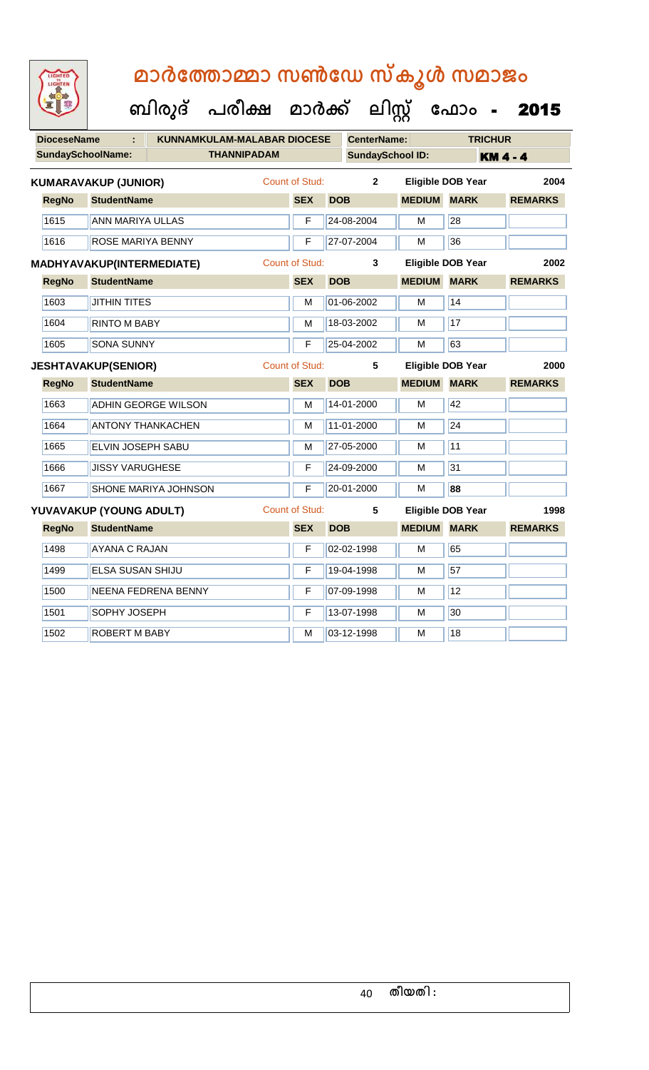# മാർത്തോമ്മാ സൺഡേ സ്കൂൾ സമാജം

**ബിരുദ് പരീക്ഷ മാർക്ക് ലിസ്റ്റ് ഫോം - 2015**

| | | | |
|---|---|---|---|
| **DioceseName :** | KUNNAMKULAM-MALABAR DIOCESE | **CenterName:** | TRICHUR |
| **SundaySchoolName:** | THANNIPADAM | **SundaySchool ID:** | KM 4 - 4 |

**KUMARAVAKUP (JUNIOR)** Count of Stud: 2 Eligible DOB Year 2004

| RegNo | StudentName | SEX | DOB | MEDIUM | MARK | REMARKS |
|---|---|---|---|---|---|---|
| 1615 | ANN MARIYA ULLAS | F | 24-08-2004 | M | 28 | |
| 1616 | ROSE MARIYA BENNY | F | 27-07-2004 | M | 36 | |

**MADHYAVAKUP(INTERMEDIATE)** Count of Stud: 3 Eligible DOB Year 2002

| RegNo | StudentName | SEX | DOB | MEDIUM | MARK | REMARKS |
|---|---|---|---|---|---|---|
| 1603 | JITHIN TITES | M | 01-06-2002 | M | 14 | |
| 1604 | RINTO M BABY | M | 18-03-2002 | M | 17 | |
| 1605 | SONA SUNNY | F | 25-04-2002 | M | 63 | |

**JESHTAVAKUP(SENIOR)** Count of Stud: 5 Eligible DOB Year 2000

| RegNo | StudentName | SEX | DOB | MEDIUM | MARK | REMARKS |
|---|---|---|---|---|---|---|
| 1663 | ADHIN GEORGE WILSON | M | 14-01-2000 | M | 42 | |
| 1664 | ANTONY THANKACHEN | M | 11-01-2000 | M | 24 | |
| 1665 | ELVIN JOSEPH SABU | M | 27-05-2000 | M | 11 | |
| 1666 | JISSY VARUGHESE | F | 24-09-2000 | M | 31 | |
| 1667 | SHONE MARIYA JOHNSON | F | 20-01-2000 | M | **88** | |

**YUVAVAKUP (YOUNG ADULT)** Count of Stud: 5 Eligible DOB Year 1998

| RegNo | StudentName | SEX | DOB | MEDIUM | MARK | REMARKS |
|---|---|---|---|---|---|---|
| 1498 | AYANA C RAJAN | F | 02-02-1998 | M | 65 | |
| 1499 | ELSA SUSAN SHIJU | F | 19-04-1998 | M | 57 | |
| 1500 | NEENA FEDRENA BENNY | F | 07-09-1998 | M | 12 | |
| 1501 | SOPHY JOSEPH | F | 13-07-1998 | M | 30 | |
| 1502 | ROBERT M BABY | M | 03-12-1998 | M | 18 | |

തീയതി :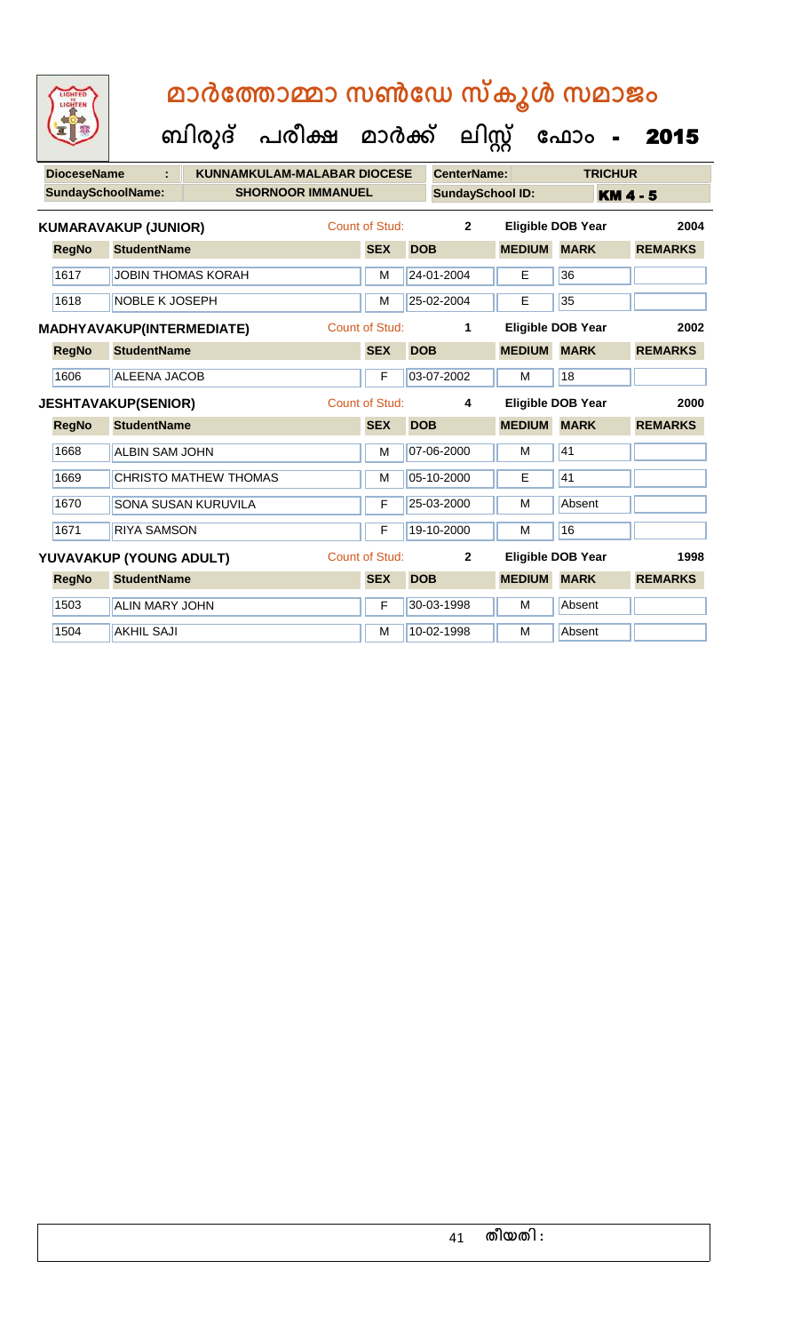# മാർത്തോമ്മാ സൺഡേ സ്കൂൾ സമാജം

## ബിരുദ് പരീക്ഷ മാർക്ക് ലിസ്റ്റ് ഫോം - 2015

**DioceseName :** KUNNAMKULAM-MALABAR DIOCESE **CenterName:** TRICHUR

**SundaySchoolName:** SHORNOOR IMMANUEL **SundaySchool ID:** KM 4 - 5

**KUMARAVAKUP (JUNIOR)** Count of Stud: 2 Eligible DOB Year 2004

| RegNo | StudentName | SEX | DOB | MEDIUM | MARK | REMARKS |
|---|---|---|---|---|---|---|
| 1617 | JOBIN THOMAS KORAH | M | 24-01-2004 | E | 36 | |
| 1618 | NOBLE K JOSEPH | M | 25-02-2004 | E | 35 | |

**MADHYAVAKUP(INTERMEDIATE)** Count of Stud: 1 Eligible DOB Year 2002

| RegNo | StudentName | SEX | DOB | MEDIUM | MARK | REMARKS |
|---|---|---|---|---|---|---|
| 1606 | ALEENA JACOB | F | 03-07-2002 | M | 18 | |

**JESHTAVAKUP(SENIOR)** Count of Stud: 4 Eligible DOB Year 2000

| RegNo | StudentName | SEX | DOB | MEDIUM | MARK | REMARKS |
|---|---|---|---|---|---|---|
| 1668 | ALBIN SAM JOHN | M | 07-06-2000 | M | 41 | |
| 1669 | CHRISTO MATHEW THOMAS | M | 05-10-2000 | E | 41 | |
| 1670 | SONA SUSAN KURUVILA | F | 25-03-2000 | M | Absent | |
| 1671 | RIYA SAMSON | F | 19-10-2000 | M | 16 | |

**YUVAVAKUP (YOUNG ADULT)** Count of Stud: 2 Eligible DOB Year 1998

| RegNo | StudentName | SEX | DOB | MEDIUM | MARK | REMARKS |
|---|---|---|---|---|---|---|
| 1503 | ALIN MARY JOHN | F | 30-03-1998 | M | Absent | |
| 1504 | AKHIL SAJI | M | 10-02-1998 | M | Absent | |

തീയതി :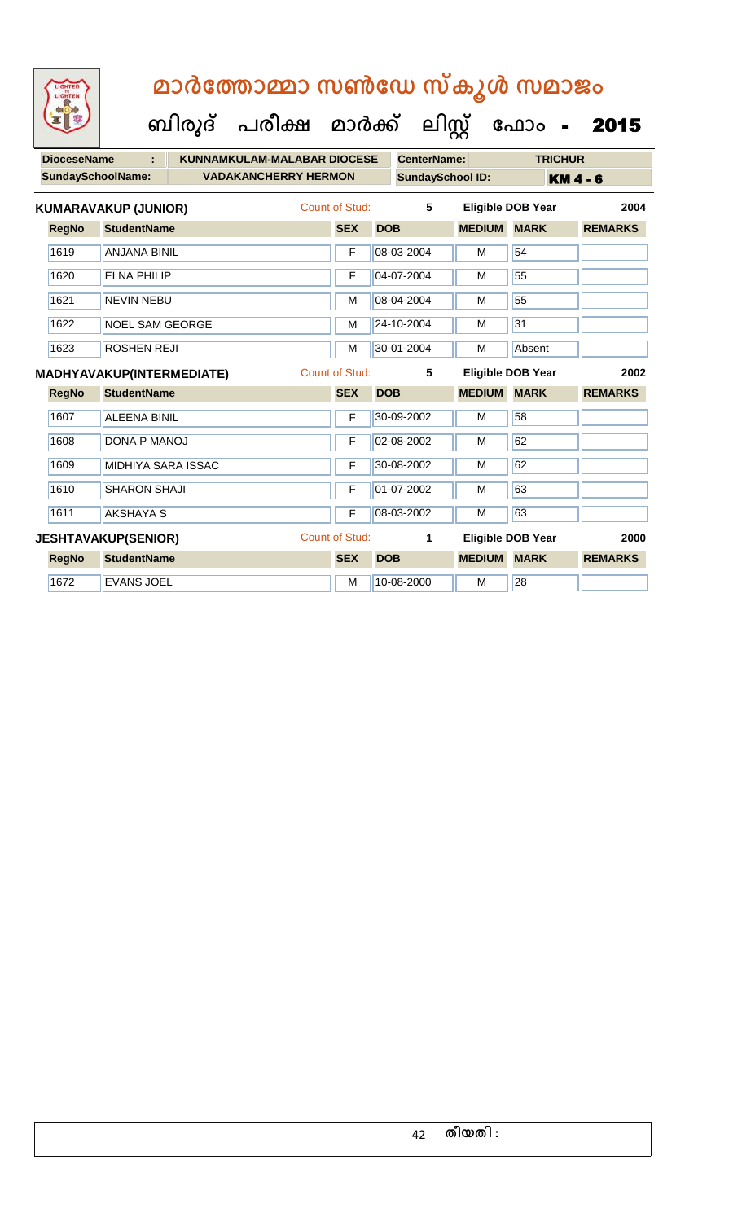# മാർത്തോമ്മാ സൺഡേ സ്കൂൾ സമാജം

## ബിരുദ് പരീക്ഷ മാർക്ക് ലിസ്റ്റ് ഫോം - 2015

| | | | |
|---|---|---|---|
| **DioceseName** : | KUNNAMKULAM-MALABAR DIOCESE | **CenterName:** | TRICHUR |
| **SundaySchoolName:** | VADAKANCHERRY HERMON | **SundaySchool ID:** | KM 4 - 6 |

**KUMARAVAKUP (JUNIOR)** Count of Stud: 5 Eligible DOB Year 2004

| RegNo | StudentName | SEX | DOB | MEDIUM | MARK | REMARKS |
|---|---|---|---|---|---|---|
| 1619 | ANJANA BINIL | F | 08-03-2004 | M | 54 | |
| 1620 | ELNA PHILIP | F | 04-07-2004 | M | 55 | |
| 1621 | NEVIN NEBU | M | 08-04-2004 | M | 55 | |
| 1622 | NOEL SAM GEORGE | M | 24-10-2004 | M | 31 | |
| 1623 | ROSHEN REJI | M | 30-01-2004 | M | Absent | |

**MADHYAVAKUP(INTERMEDIATE)** Count of Stud: 5 Eligible DOB Year 2002

| RegNo | StudentName | SEX | DOB | MEDIUM | MARK | REMARKS |
|---|---|---|---|---|---|---|
| 1607 | ALEENA BINIL | F | 30-09-2002 | M | 58 | |
| 1608 | DONA P MANOJ | F | 02-08-2002 | M | 62 | |
| 1609 | MIDHIYA SARA ISSAC | F | 30-08-2002 | M | 62 | |
| 1610 | SHARON SHAJI | F | 01-07-2002 | M | 63 | |
| 1611 | AKSHAYA S | F | 08-03-2002 | M | 63 | |

**JESHTAVAKUP(SENIOR)** Count of Stud: 1 Eligible DOB Year 2000

| RegNo | StudentName | SEX | DOB | MEDIUM | MARK | REMARKS |
|---|---|---|---|---|---|---|
| 1672 | EVANS JOEL | M | 10-08-2000 | M | 28 | |

തീയതി :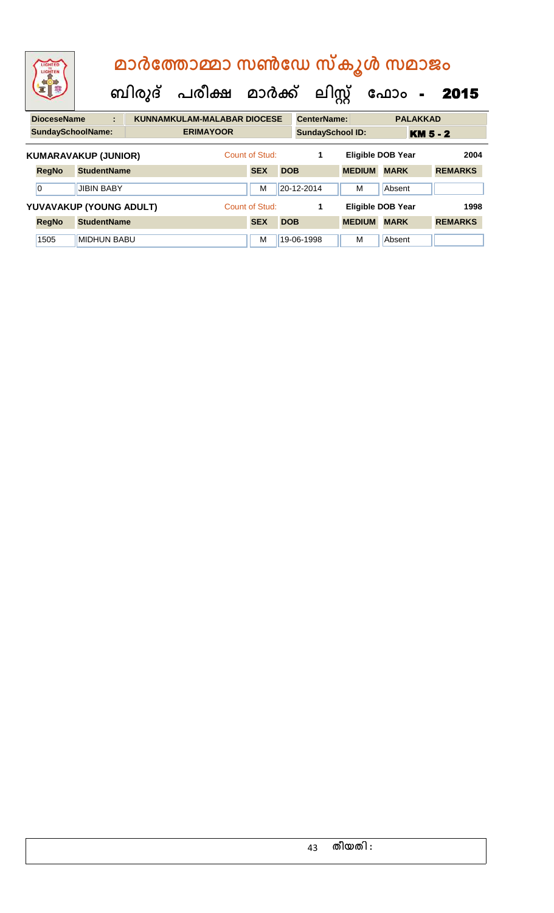# മാർത്തോമ്മാ സൺഡേ സ്കൂൾ സമാജം

## ബിരുദ് പരീക്ഷ മാർക്ക് ലിസ്റ്റ് ഫോം - 2015

| DioceseName | : | KUNNAMKULAM-MALABAR DIOCESE | CenterName: | PALAKKAD |
|---|---|---|---|---|
| SundaySchoolName: | | ERIMAYOOR | SundaySchool ID: | KM 5 - 2 |

**KUMARAVAKUP (JUNIOR)** Count of Stud: 1 Eligible DOB Year 2004

| RegNo | StudentName | SEX | DOB | MEDIUM | MARK | REMARKS |
|---|---|---|---|---|---|---|
| 0 | JIBIN BABY | M | 20-12-2014 | M | Absent | |

**YUVAVAKUP (YOUNG ADULT)** Count of Stud: 1 Eligible DOB Year 1998

| RegNo | StudentName | SEX | DOB | MEDIUM | MARK | REMARKS |
|---|---|---|---|---|---|---|
| 1505 | MIDHUN BABU | M | 19-06-1998 | M | Absent | |

തീയതി :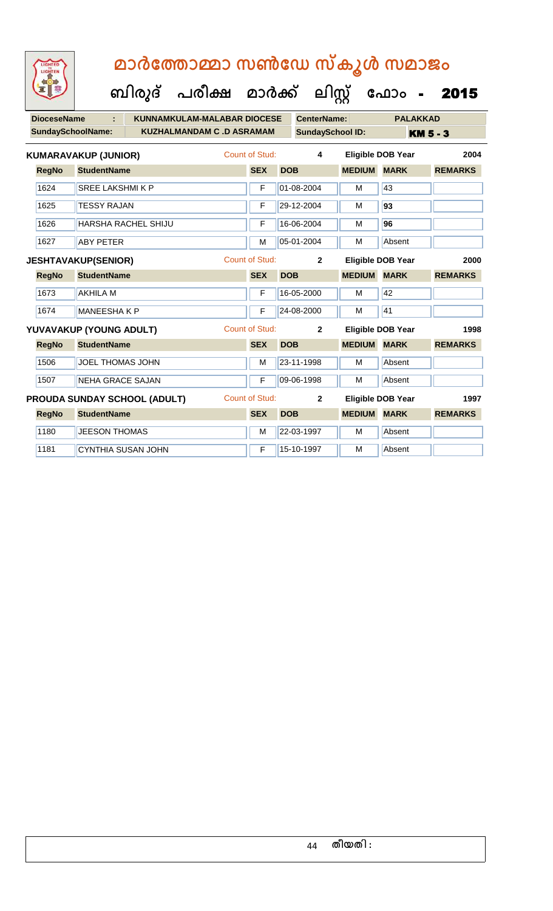# മാർത്തോമ്മാ സൺഡേ സ്കൂൾ സമാജം

## ബിരുദ് പരീക്ഷ മാർക്ക് ലിസ്റ്റ് ഫോം - 2015

| DioceseName : | KUNNAMKULAM-MALABAR DIOCESE | CenterName: | PALAKKAD |
|---|---|---|---|
| SundaySchoolName: | KUZHALMANDAM C .D ASRAMAM | SundaySchool ID: | KM 5 - 3 |

**KUMARAVAKUP (JUNIOR)** Count of Stud: 4 Eligible DOB Year 2004

| RegNo | StudentName | SEX | DOB | MEDIUM | MARK | REMARKS |
|---|---|---|---|---|---|---|
| 1624 | SREE LAKSHMI K P | F | 01-08-2004 | M | 43 | |
| 1625 | TESSY RAJAN | F | 29-12-2004 | M | 93 | |
| 1626 | HARSHA RACHEL SHIJU | F | 16-06-2004 | M | 96 | |
| 1627 | ABY PETER | M | 05-01-2004 | M | Absent | |

**JESHTAVAKUP(SENIOR)** Count of Stud: 2 Eligible DOB Year 2000

| RegNo | StudentName | SEX | DOB | MEDIUM | MARK | REMARKS |
|---|---|---|---|---|---|---|
| 1673 | AKHILA M | F | 16-05-2000 | M | 42 | |
| 1674 | MANEESHA K P | F | 24-08-2000 | M | 41 | |

**YUVAVAKUP (YOUNG ADULT)** Count of Stud: 2 Eligible DOB Year 1998

| RegNo | StudentName | SEX | DOB | MEDIUM | MARK | REMARKS |
|---|---|---|---|---|---|---|
| 1506 | JOEL THOMAS JOHN | M | 23-11-1998 | M | Absent | |
| 1507 | NEHA GRACE SAJAN | F | 09-06-1998 | M | Absent | |

**PROUDA SUNDAY SCHOOL (ADULT)** Count of Stud: 2 Eligible DOB Year 1997

| RegNo | StudentName | SEX | DOB | MEDIUM | MARK | REMARKS |
|---|---|---|---|---|---|---|
| 1180 | JEESON THOMAS | M | 22-03-1997 | M | Absent | |
| 1181 | CYNTHIA SUSAN JOHN | F | 15-10-1997 | M | Absent | |

തീയതി :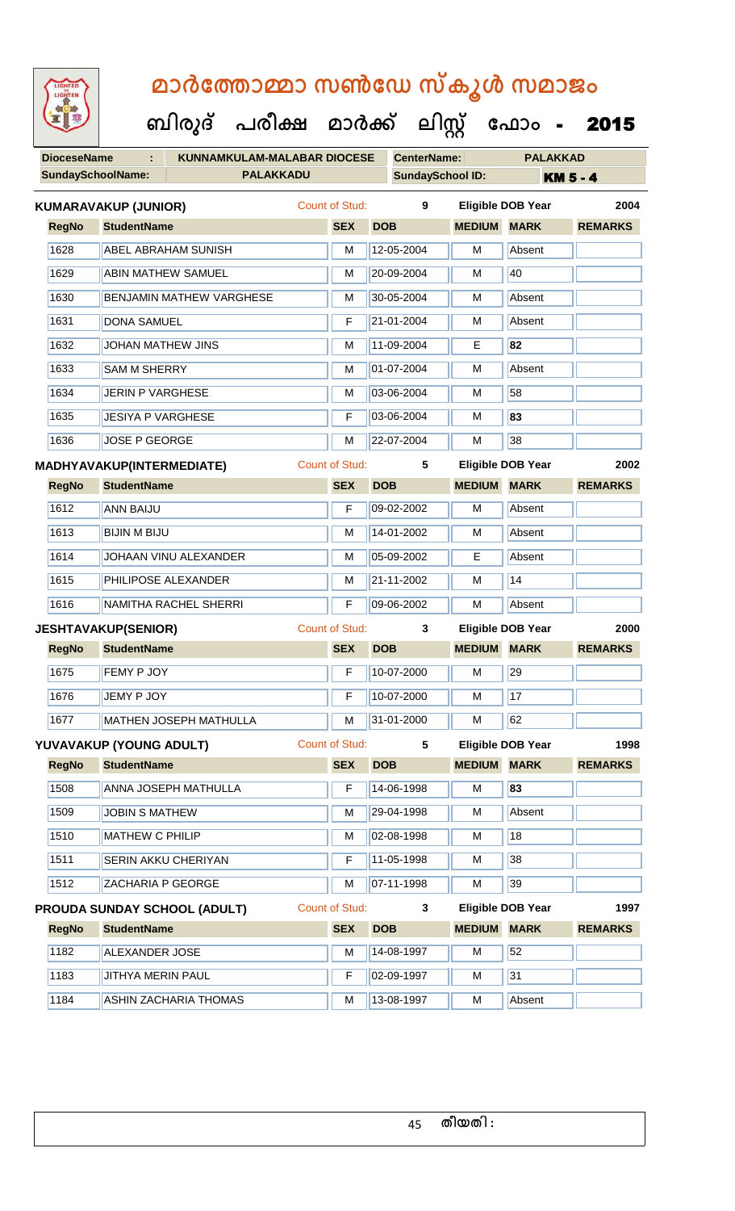# മാർത്തോമ്മാ സൺഡേ സ്കൂൾ സമാജം

## ബിരുദ് പരീക്ഷ മാർക്ക് ലിസ്റ്റ് ഫോം - 2015

| DioceseName | : | KUNNAMKULAM-MALABAR DIOCESE | CenterName: | PALAKKAD |
|---|---|---|---|---|
| SundaySchoolName: | | PALAKKADU | SundaySchool ID: | KM 5 - 4 |

**KUMARAVAKUP (JUNIOR)** Count of Stud: 9 Eligible DOB Year 2004

| RegNo | StudentName | SEX | DOB | MEDIUM | MARK | REMARKS |
|---|---|---|---|---|---|---|
| 1628 | ABEL ABRAHAM SUNISH | M | 12-05-2004 | M | Absent | |
| 1629 | ABIN MATHEW SAMUEL | M | 20-09-2004 | M | 40 | |
| 1630 | BENJAMIN MATHEW VARGHESE | M | 30-05-2004 | M | Absent | |
| 1631 | DONA SAMUEL | F | 21-01-2004 | M | Absent | |
| 1632 | JOHAN MATHEW JINS | M | 11-09-2004 | E | 82 | |
| 1633 | SAM M SHERRY | M | 01-07-2004 | M | Absent | |
| 1634 | JERIN P VARGHESE | M | 03-06-2004 | M | 58 | |
| 1635 | JESIYA P VARGHESE | F | 03-06-2004 | M | 83 | |
| 1636 | JOSE P GEORGE | M | 22-07-2004 | M | 38 | |

**MADHYAVAKUP(INTERMEDIATE)** Count of Stud: 5 Eligible DOB Year 2002

| RegNo | StudentName | SEX | DOB | MEDIUM | MARK | REMARKS |
|---|---|---|---|---|---|---|
| 1612 | ANN BAIJU | F | 09-02-2002 | M | Absent | |
| 1613 | BIJIN M BIJU | M | 14-01-2002 | M | Absent | |
| 1614 | JOHAAN VINU ALEXANDER | M | 05-09-2002 | E | Absent | |
| 1615 | PHILIPOSE ALEXANDER | M | 21-11-2002 | M | 14 | |
| 1616 | NAMITHA RACHEL SHERRI | F | 09-06-2002 | M | Absent | |

**JESHTAVAKUP(SENIOR)** Count of Stud: 3 Eligible DOB Year 2000

| RegNo | StudentName | SEX | DOB | MEDIUM | MARK | REMARKS |
|---|---|---|---|---|---|---|
| 1675 | FEMY P JOY | F | 10-07-2000 | M | 29 | |
| 1676 | JEMY P JOY | F | 10-07-2000 | M | 17 | |
| 1677 | MATHEN JOSEPH MATHULLA | M | 31-01-2000 | M | 62 | |

**YUVAVAKUP (YOUNG ADULT)** Count of Stud: 5 Eligible DOB Year 1998

| RegNo | StudentName | SEX | DOB | MEDIUM | MARK | REMARKS |
|---|---|---|---|---|---|---|
| 1508 | ANNA JOSEPH MATHULLA | F | 14-06-1998 | M | 83 | |
| 1509 | JOBIN S MATHEW | M | 29-04-1998 | M | Absent | |
| 1510 | MATHEW C PHILIP | M | 02-08-1998 | M | 18 | |
| 1511 | SERIN AKKU CHERIYAN | F | 11-05-1998 | M | 38 | |
| 1512 | ZACHARIA P GEORGE | M | 07-11-1998 | M | 39 | |

**PROUDA SUNDAY SCHOOL (ADULT)** Count of Stud: 3 Eligible DOB Year 1997

| RegNo | StudentName | SEX | DOB | MEDIUM | MARK | REMARKS |
|---|---|---|---|---|---|---|
| 1182 | ALEXANDER JOSE | M | 14-08-1997 | M | 52 | |
| 1183 | JITHYA MERIN PAUL | F | 02-09-1997 | M | 31 | |
| 1184 | ASHIN ZACHARIA THOMAS | M | 13-08-1997 | M | Absent | |

തീയതി :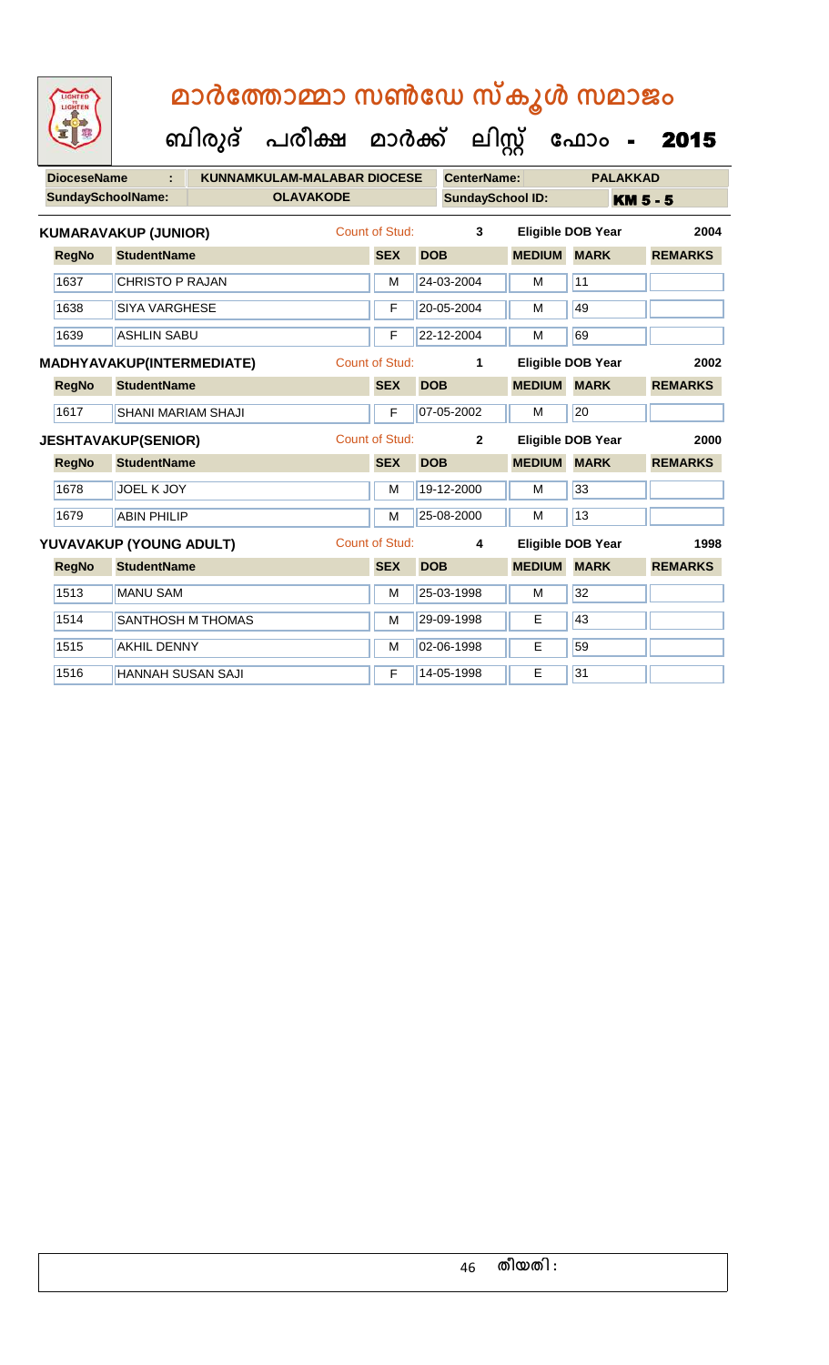# മാർത്തോമ്മാ സൺഡേ സ്കൂൾ സമാജം

## ബിരുദ് പരീക്ഷ മാർക്ക് ലിസ്റ്റ് ഫോം - 2015

| DioceseName : | KUNNAMKULAM-MALABAR DIOCESE | CenterName: | PALAKKAD |
|---|---|---|---|
| SundaySchoolName: | OLAVAKODE | SundaySchool ID: | KM 5 - 5 |

**KUMARAVAKUP (JUNIOR)** — Count of Stud: 3 — Eligible DOB Year: 2004

| RegNo | StudentName | SEX | DOB | MEDIUM | MARK | REMARKS |
|---|---|---|---|---|---|---|
| 1637 | CHRISTO P RAJAN | M | 24-03-2004 | M | 11 | |
| 1638 | SIYA VARGHESE | F | 20-05-2004 | M | 49 | |
| 1639 | ASHLIN SABU | F | 22-12-2004 | M | 69 | |

**MADHYAVAKUP(INTERMEDIATE)** — Count of Stud: 1 — Eligible DOB Year: 2002

| RegNo | StudentName | SEX | DOB | MEDIUM | MARK | REMARKS |
|---|---|---|---|---|---|---|
| 1617 | SHANI MARIAM SHAJI | F | 07-05-2002 | M | 20 | |

**JESHTAVAKUP(SENIOR)** — Count of Stud: 2 — Eligible DOB Year: 2000

| RegNo | StudentName | SEX | DOB | MEDIUM | MARK | REMARKS |
|---|---|---|---|---|---|---|
| 1678 | JOEL K JOY | M | 19-12-2000 | M | 33 | |
| 1679 | ABIN PHILIP | M | 25-08-2000 | M | 13 | |

**YUVAVAKUP (YOUNG ADULT)** — Count of Stud: 4 — Eligible DOB Year: 1998

| RegNo | StudentName | SEX | DOB | MEDIUM | MARK | REMARKS |
|---|---|---|---|---|---|---|
| 1513 | MANU SAM | M | 25-03-1998 | M | 32 | |
| 1514 | SANTHOSH M THOMAS | M | 29-09-1998 | E | 43 | |
| 1515 | AKHIL DENNY | M | 02-06-1998 | E | 59 | |
| 1516 | HANNAH SUSAN SAJI | F | 14-05-1998 | E | 31 | |

തീയതി :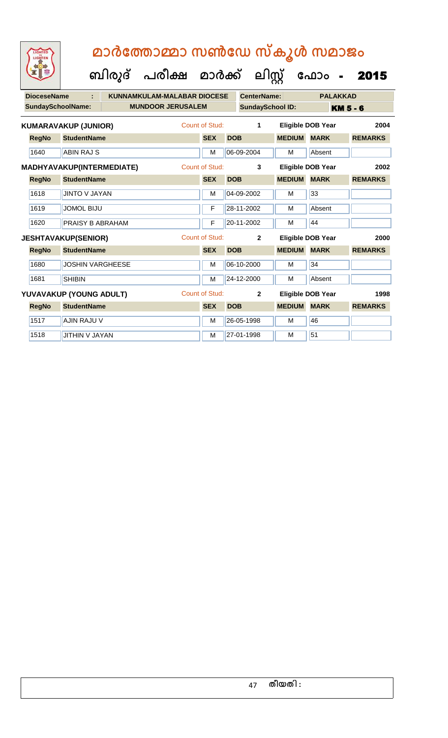# മാർത്തോമ്മാ സൺഡേ സ്കൂൾ സമാജം

## ബിരുദ് പരീക്ഷ മാർക്ക് ലിസ്റ്റ് ഫോം - 2015

| DioceseName : | KUNNAMKULAM-MALABAR DIOCESE | CenterName: | PALAKKAD |
|---|---|---|---|
| SundaySchoolName: | MUNDOOR JERUSALEM | SundaySchool ID: | KM 5 - 6 |

**KUMARAVAKUP (JUNIOR)** — Count of Stud: 1 — Eligible DOB Year: 2004

| RegNo | StudentName | SEX | DOB | MEDIUM | MARK | REMARKS |
|---|---|---|---|---|---|---|
| 1640 | ABIN RAJ S | M | 06-09-2004 | M | Absent | |

**MADHYAVAKUP(INTERMEDIATE)** — Count of Stud: 3 — Eligible DOB Year: 2002

| RegNo | StudentName | SEX | DOB | MEDIUM | MARK | REMARKS |
|---|---|---|---|---|---|---|
| 1618 | JINTO V JAYAN | M | 04-09-2002 | M | 33 | |
| 1619 | JOMOL BIJU | F | 28-11-2002 | M | Absent | |
| 1620 | PRAISY B ABRAHAM | F | 20-11-2002 | M | 44 | |

**JESHTAVAKUP(SENIOR)** — Count of Stud: 2 — Eligible DOB Year: 2000

| RegNo | StudentName | SEX | DOB | MEDIUM | MARK | REMARKS |
|---|---|---|---|---|---|---|
| 1680 | JOSHIN VARGHEESE | M | 06-10-2000 | M | 34 | |
| 1681 | SHIBIN | M | 24-12-2000 | M | Absent | |

**YUVAVAKUP (YOUNG ADULT)** — Count of Stud: 2 — Eligible DOB Year: 1998

| RegNo | StudentName | SEX | DOB | MEDIUM | MARK | REMARKS |
|---|---|---|---|---|---|---|
| 1517 | AJIN RAJU V | M | 26-05-1998 | M | 46 | |
| 1518 | JITHIN V JAYAN | M | 27-01-1998 | M | 51 | |

തീയതി :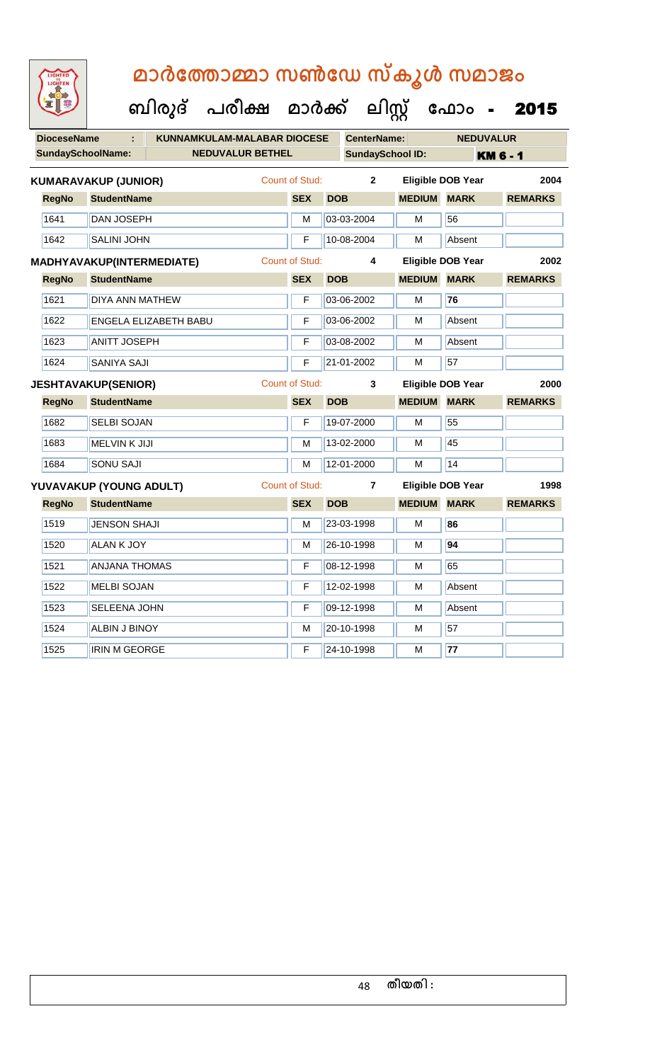# മാർത്തോമ്മാ സൺഡേ സ്കൂൾ സമാജം

## ബിരുദ് പരീക്ഷ മാർക്ക് ലിസ്റ്റ് ഫോം - 2015

| | | | |
|---|---|---|---|
| **DioceseName** : | KUNNAMKULAM-MALABAR DIOCESE | **CenterName:** | NEDUVALUR |
| **SundaySchoolName:** | NEDUVALUR BETHEL | **SundaySchool ID:** | KM 6 - 1 |

**KUMARAVAKUP (JUNIOR)** Count of Stud: 2 Eligible DOB Year 2004

| RegNo | StudentName | SEX | DOB | MEDIUM | MARK | REMARKS |
|---|---|---|---|---|---|---|
| 1641 | DAN JOSEPH | M | 03-03-2004 | M | 56 | |
| 1642 | SALINI JOHN | F | 10-08-2004 | M | Absent | |

**MADHYAVAKUP(INTERMEDIATE)** Count of Stud: 4 Eligible DOB Year 2002

| RegNo | StudentName | SEX | DOB | MEDIUM | MARK | REMARKS |
|---|---|---|---|---|---|---|
| 1621 | DIYA ANN MATHEW | F | 03-06-2002 | M | **76** | |
| 1622 | ENGELA ELIZABETH BABU | F | 03-06-2002 | M | Absent | |
| 1623 | ANITT JOSEPH | F | 03-08-2002 | M | Absent | |
| 1624 | SANIYA SAJI | F | 21-01-2002 | M | 57 | |

**JESHTAVAKUP(SENIOR)** Count of Stud: 3 Eligible DOB Year 2000

| RegNo | StudentName | SEX | DOB | MEDIUM | MARK | REMARKS |
|---|---|---|---|---|---|---|
| 1682 | SELBI SOJAN | F | 19-07-2000 | M | 55 | |
| 1683 | MELVIN K JIJI | M | 13-02-2000 | M | 45 | |
| 1684 | SONU SAJI | M | 12-01-2000 | M | 14 | |

**YUVAVAKUP (YOUNG ADULT)** Count of Stud: 7 Eligible DOB Year 1998

| RegNo | StudentName | SEX | DOB | MEDIUM | MARK | REMARKS |
|---|---|---|---|---|---|---|
| 1519 | JENSON SHAJI | M | 23-03-1998 | M | **86** | |
| 1520 | ALAN K JOY | M | 26-10-1998 | M | **94** | |
| 1521 | ANJANA THOMAS | F | 08-12-1998 | M | 65 | |
| 1522 | MELBI SOJAN | F | 12-02-1998 | M | Absent | |
| 1523 | SELEENA JOHN | F | 09-12-1998 | M | Absent | |
| 1524 | ALBIN J BINOY | M | 20-10-1998 | M | 57 | |
| 1525 | IRIN M GEORGE | F | 24-10-1998 | M | **77** | |

തീയതി :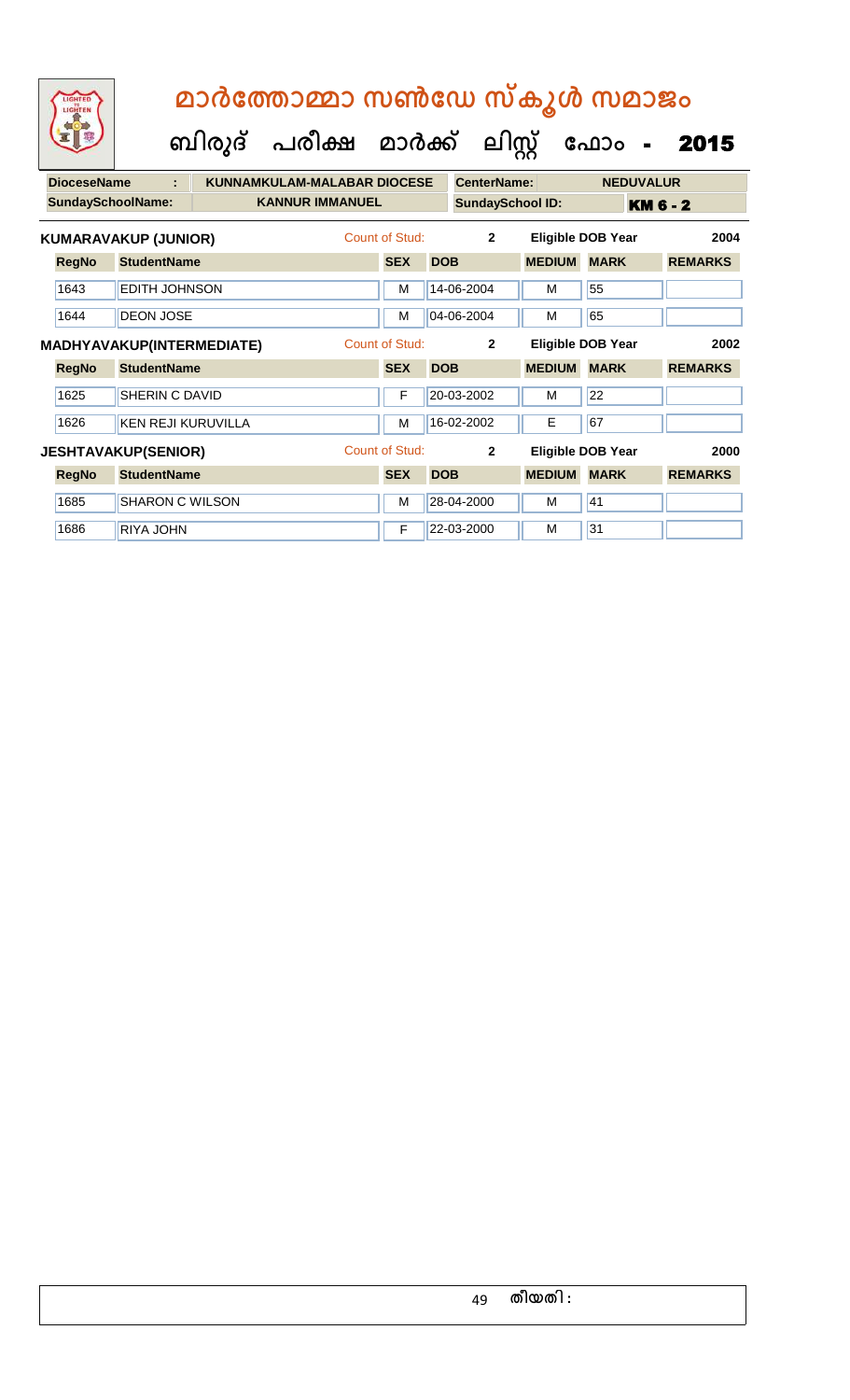# മാർത്തോമ്മാ സൺഡേ സ്കൂൾ സമാജം

## ബിരുദ് പരീക്ഷ മാർക്ക് ലിസ്റ്റ് ഫോം - 2015

| | | | |
|---|---|---|---|
| **DioceseName** : | KUNNAMKULAM-MALABAR DIOCESE | **CenterName:** | NEDUVALUR |
| **SundaySchoolName:** | KANNUR IMMANUEL | **SundaySchool ID:** | KM 6 - 2 |

**KUMARAVAKUP (JUNIOR)** Count of Stud: 2 Eligible DOB Year 2004

| RegNo | StudentName | SEX | DOB | MEDIUM | MARK | REMARKS |
|---|---|---|---|---|---|---|
| 1643 | EDITH JOHNSON | M | 14-06-2004 | M | 55 | |
| 1644 | DEON JOSE | M | 04-06-2004 | M | 65 | |

**MADHYAVAKUP(INTERMEDIATE)** Count of Stud: 2 Eligible DOB Year 2002

| RegNo | StudentName | SEX | DOB | MEDIUM | MARK | REMARKS |
|---|---|---|---|---|---|---|
| 1625 | SHERIN C DAVID | F | 20-03-2002 | M | 22 | |
| 1626 | KEN REJI KURUVILLA | M | 16-02-2002 | E | 67 | |

**JESHTAVAKUP(SENIOR)** Count of Stud: 2 Eligible DOB Year 2000

| RegNo | StudentName | SEX | DOB | MEDIUM | MARK | REMARKS |
|---|---|---|---|---|---|---|
| 1685 | SHARON C WILSON | M | 28-04-2000 | M | 41 | |
| 1686 | RIYA JOHN | F | 22-03-2000 | M | 31 | |

തീയതി :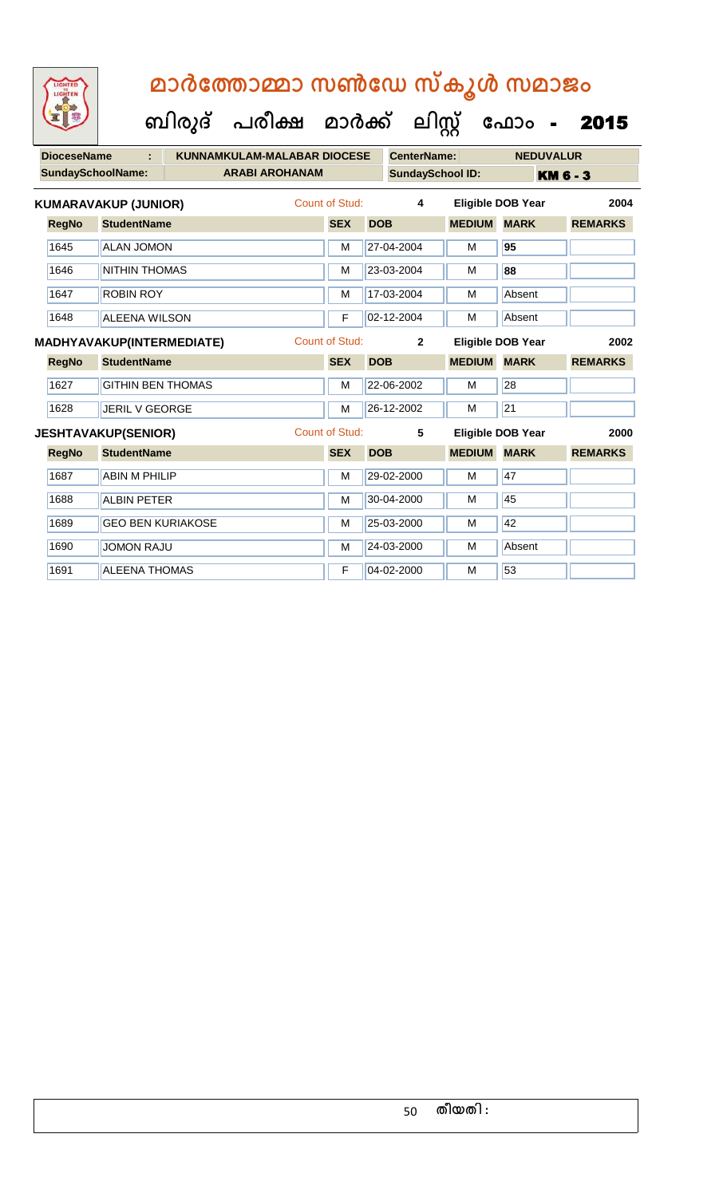# മാർത്തോമ്മാ സൺഡേ സ്കൂൾ സമാജം

## ബിരുദ് പരീക്ഷ മാർക്ക് ലിസ്റ്റ് ഫോം - 2015

| DioceseName : | KUNNAMKULAM-MALABAR DIOCESE | CenterName: | NEDUVALUR |
|---|---|---|---|
| SundaySchoolName: | ARABI AROHANAM | SundaySchool ID: | KM 6 - 3 |

**KUMARAVAKUP (JUNIOR)** Count of Stud: 4 Eligible DOB Year 2004

| RegNo | StudentName | SEX | DOB | MEDIUM | MARK | REMARKS |
|---|---|---|---|---|---|---|
| 1645 | ALAN JOMON | M | 27-04-2004 | M | 95 | |
| 1646 | NITHIN THOMAS | M | 23-03-2004 | M | 88 | |
| 1647 | ROBIN ROY | M | 17-03-2004 | M | Absent | |
| 1648 | ALEENA WILSON | F | 02-12-2004 | M | Absent | |

**MADHYAVAKUP(INTERMEDIATE)** Count of Stud: 2 Eligible DOB Year 2002

| RegNo | StudentName | SEX | DOB | MEDIUM | MARK | REMARKS |
|---|---|---|---|---|---|---|
| 1627 | GITHIN BEN THOMAS | M | 22-06-2002 | M | 28 | |
| 1628 | JERIL V GEORGE | M | 26-12-2002 | M | 21 | |

**JESHTAVAKUP(SENIOR)** Count of Stud: 5 Eligible DOB Year 2000

| RegNo | StudentName | SEX | DOB | MEDIUM | MARK | REMARKS |
|---|---|---|---|---|---|---|
| 1687 | ABIN M PHILIP | M | 29-02-2000 | M | 47 | |
| 1688 | ALBIN PETER | M | 30-04-2000 | M | 45 | |
| 1689 | GEO BEN KURIAKOSE | M | 25-03-2000 | M | 42 | |
| 1690 | JOMON RAJU | M | 24-03-2000 | M | Absent | |
| 1691 | ALEENA THOMAS | F | 04-02-2000 | M | 53 | |

തീയതി :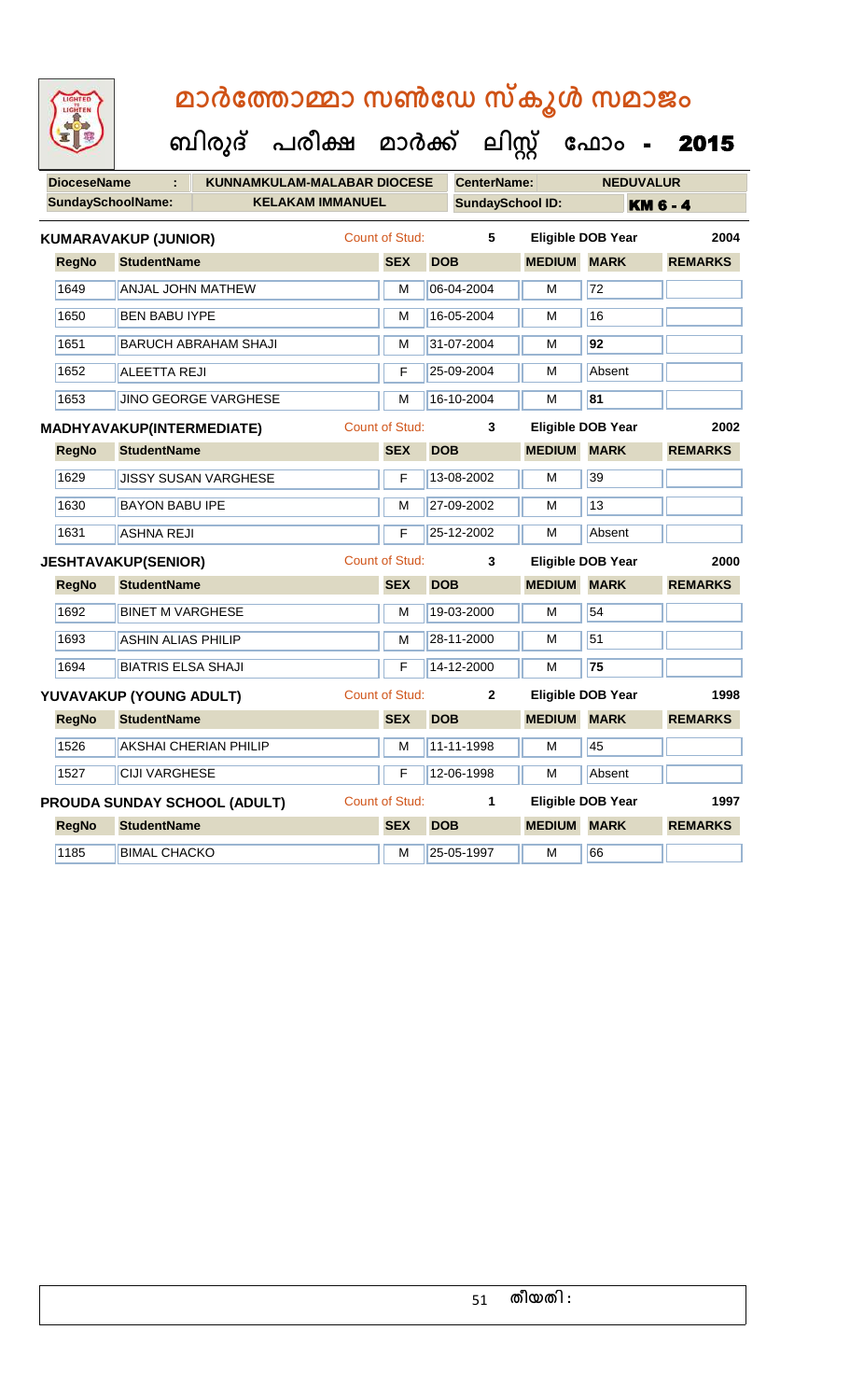# മാർത്തോമ്മാ സൺഡേ സ്കൂൾ സമാജം

## ബിരുദ് പരീക്ഷ മാർക്ക് ലിസ്റ്റ് ഫോം - 2015

**DioceseName** : KUNNAMKULAM-MALABAR DIOCESE **CenterName:** NEDUVALUR

**SundaySchoolName:** KELAKAM IMMANUEL **SundaySchool ID:** KM 6 - 4

**KUMARAVAKUP (JUNIOR)** Count of Stud: 5 Eligible DOB Year 2004

| RegNo | StudentName | SEX | DOB | MEDIUM | MARK | REMARKS |
|---|---|---|---|---|---|---|
| 1649 | ANJAL JOHN MATHEW | M | 06-04-2004 | M | 72 | |
| 1650 | BEN BABU IYPE | M | 16-05-2004 | M | 16 | |
| 1651 | BARUCH ABRAHAM SHAJI | M | 31-07-2004 | M | **92** | |
| 1652 | ALEETTA REJI | F | 25-09-2004 | M | Absent | |
| 1653 | JINO GEORGE VARGHESE | M | 16-10-2004 | M | **81** | |

**MADHYAVAKUP(INTERMEDIATE)** Count of Stud: 3 Eligible DOB Year 2002

| RegNo | StudentName | SEX | DOB | MEDIUM | MARK | REMARKS |
|---|---|---|---|---|---|---|
| 1629 | JISSY SUSAN VARGHESE | F | 13-08-2002 | M | 39 | |
| 1630 | BAYON BABU IPE | M | 27-09-2002 | M | 13 | |
| 1631 | ASHNA REJI | F | 25-12-2002 | M | Absent | |

**JESHTAVAKUP(SENIOR)** Count of Stud: 3 Eligible DOB Year 2000

| RegNo | StudentName | SEX | DOB | MEDIUM | MARK | REMARKS |
|---|---|---|---|---|---|---|
| 1692 | BINET M VARGHESE | M | 19-03-2000 | M | 54 | |
| 1693 | ASHIN ALIAS PHILIP | M | 28-11-2000 | M | 51 | |
| 1694 | BIATRIS ELSA SHAJI | F | 14-12-2000 | M | **75** | |

**YUVAVAKUP (YOUNG ADULT)** Count of Stud: 2 Eligible DOB Year 1998

| RegNo | StudentName | SEX | DOB | MEDIUM | MARK | REMARKS |
|---|---|---|---|---|---|---|
| 1526 | AKSHAI CHERIAN PHILIP | M | 11-11-1998 | M | 45 | |
| 1527 | CIJI VARGHESE | F | 12-06-1998 | M | Absent | |

**PROUDA SUNDAY SCHOOL (ADULT)** Count of Stud: 1 Eligible DOB Year 1997

| RegNo | StudentName | SEX | DOB | MEDIUM | MARK | REMARKS |
|---|---|---|---|---|---|---|
| 1185 | BIMAL CHACKO | M | 25-05-1997 | M | 66 | |

തീയതി :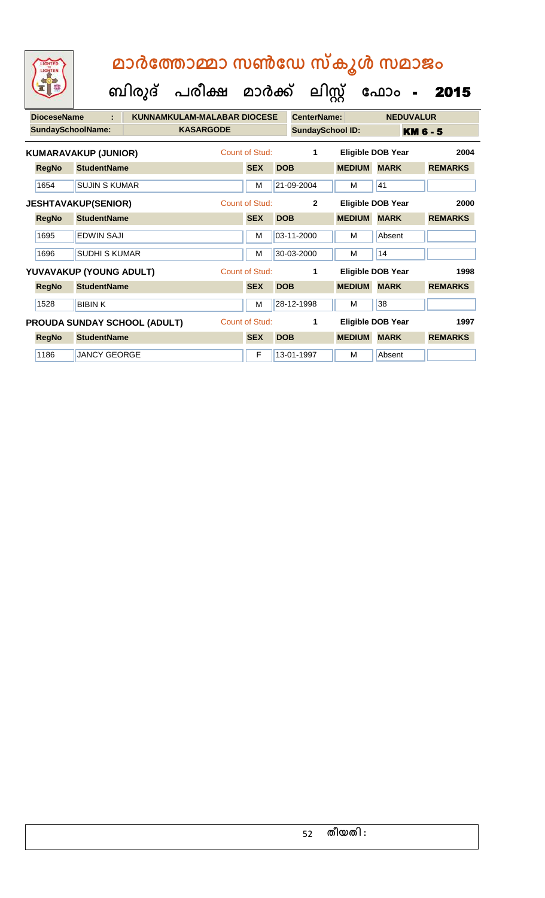# മാർത്തോമ്മാ സൺഡേ സ്കൂൾ സമാജം

## ബിരുദ് പരീക്ഷ മാർക്ക് ലിസ്റ്റ് ഫോം - 2015

| **DioceseName** | : | KUNNAMKULAM-MALABAR DIOCESE | **CenterName:** | NEDUVALUR |
|---|---|---|---|---|
| **SundaySchoolName:** | | KASARGODE | **SundaySchool ID:** | KM 6 - 5 |

**KUMARAVAKUP (JUNIOR)** — Count of Stud: 1 — Eligible DOB Year: 2004

| RegNo | StudentName | SEX | DOB | MEDIUM | MARK | REMARKS |
|---|---|---|---|---|---|---|
| 1654 | SUJIN S KUMAR | M | 21-09-2004 | M | 41 | |

**JESHTAVAKUP(SENIOR)** — Count of Stud: 2 — Eligible DOB Year: 2000

| RegNo | StudentName | SEX | DOB | MEDIUM | MARK | REMARKS |
|---|---|---|---|---|---|---|
| 1695 | EDWIN SAJI | M | 03-11-2000 | M | Absent | |
| 1696 | SUDHI S KUMAR | M | 30-03-2000 | M | 14 | |

**YUVAVAKUP (YOUNG ADULT)** — Count of Stud: 1 — Eligible DOB Year: 1998

| RegNo | StudentName | SEX | DOB | MEDIUM | MARK | REMARKS |
|---|---|---|---|---|---|---|
| 1528 | BIBIN K | M | 28-12-1998 | M | 38 | |

**PROUDA SUNDAY SCHOOL (ADULT)** — Count of Stud: 1 — Eligible DOB Year: 1997

| RegNo | StudentName | SEX | DOB | MEDIUM | MARK | REMARKS |
|---|---|---|---|---|---|---|
| 1186 | JANCY GEORGE | F | 13-01-1997 | M | Absent | |

തീയതി :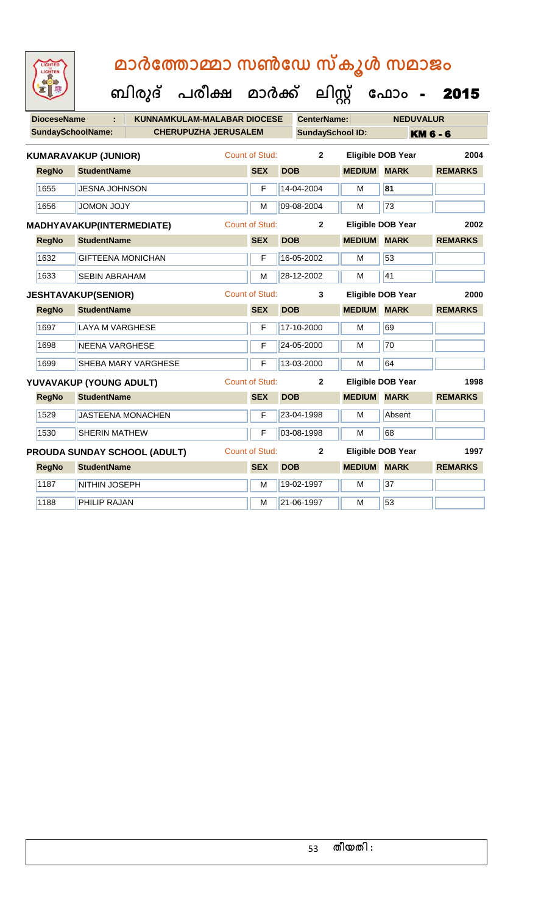# മാർത്തോമ്മാ സൺഡേ സ്കൂൾ സമാജം

## ബിരുദ് പരീക്ഷ മാർക്ക് ലിസ്റ്റ് ഫോം - 2015

**DioceseName :** KUNNAMKULAM-MALABAR DIOCESE **CenterName:** NEDUVALUR

**SundaySchoolName:** CHERUPUZHA JERUSALEM **SundaySchool ID:** KM 6 - 6

**KUMARAVAKUP (JUNIOR)** Count of Stud: 2 Eligible DOB Year 2004

| RegNo | StudentName | SEX | DOB | MEDIUM | MARK | REMARKS |
|---|---|---|---|---|---|---|
| 1655 | JESNA JOHNSON | F | 14-04-2004 | M | 81 | |
| 1656 | JOMON JOJY | M | 09-08-2004 | M | 73 | |

**MADHYAVAKUP(INTERMEDIATE)** Count of Stud: 2 Eligible DOB Year 2002

| RegNo | StudentName | SEX | DOB | MEDIUM | MARK | REMARKS |
|---|---|---|---|---|---|---|
| 1632 | GIFTEENA MONICHAN | F | 16-05-2002 | M | 53 | |
| 1633 | SEBIN ABRAHAM | M | 28-12-2002 | M | 41 | |

**JESHTAVAKUP(SENIOR)** Count of Stud: 3 Eligible DOB Year 2000

| RegNo | StudentName | SEX | DOB | MEDIUM | MARK | REMARKS |
|---|---|---|---|---|---|---|
| 1697 | LAYA M VARGHESE | F | 17-10-2000 | M | 69 | |
| 1698 | NEENA VARGHESE | F | 24-05-2000 | M | 70 | |
| 1699 | SHEBA MARY VARGHESE | F | 13-03-2000 | M | 64 | |

**YUVAVAKUP (YOUNG ADULT)** Count of Stud: 2 Eligible DOB Year 1998

| RegNo | StudentName | SEX | DOB | MEDIUM | MARK | REMARKS |
|---|---|---|---|---|---|---|
| 1529 | JASTEENA MONACHEN | F | 23-04-1998 | M | Absent | |
| 1530 | SHERIN MATHEW | F | 03-08-1998 | M | 68 | |

**PROUDA SUNDAY SCHOOL (ADULT)** Count of Stud: 2 Eligible DOB Year 1997

| RegNo | StudentName | SEX | DOB | MEDIUM | MARK | REMARKS |
|---|---|---|---|---|---|---|
| 1187 | NITHIN JOSEPH | M | 19-02-1997 | M | 37 | |
| 1188 | PHILIP RAJAN | M | 21-06-1997 | M | 53 | |

തീയതി :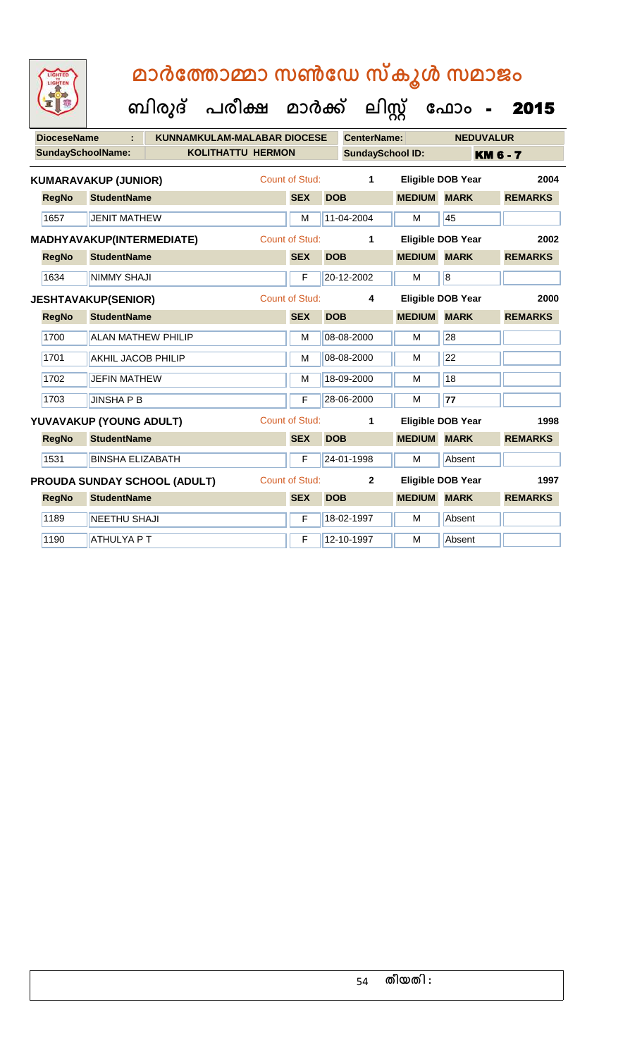# മാർത്തോമ്മാ സൺഡേ സ്കൂൾ സമാജം

## ബിരുദ് പരീക്ഷ മാർക്ക് ലിസ്റ്റ് ഫോം - 2015

**DioceseName :** KUNNAMKULAM-MALABAR DIOCESE **CenterName:** NEDUVALUR
**SundaySchoolName:** KOLITHATTU HERMON **SundaySchool ID:** KM 6 - 7

**KUMARAVAKUP (JUNIOR)** Count of Stud: 1 Eligible DOB Year 2004

| RegNo | StudentName | SEX | DOB | MEDIUM | MARK | REMARKS |
|---|---|---|---|---|---|---|
| 1657 | JENIT MATHEW | M | 11-04-2004 | M | 45 | |

**MADHYAVAKUP(INTERMEDIATE)** Count of Stud: 1 Eligible DOB Year 2002

| RegNo | StudentName | SEX | DOB | MEDIUM | MARK | REMARKS |
|---|---|---|---|---|---|---|
| 1634 | NIMMY SHAJI | F | 20-12-2002 | M | 8 | |

**JESHTAVAKUP(SENIOR)** Count of Stud: 4 Eligible DOB Year 2000

| RegNo | StudentName | SEX | DOB | MEDIUM | MARK | REMARKS |
|---|---|---|---|---|---|---|
| 1700 | ALAN MATHEW PHILIP | M | 08-08-2000 | M | 28 | |
| 1701 | AKHIL JACOB PHILIP | M | 08-08-2000 | M | 22 | |
| 1702 | JEFIN MATHEW | M | 18-09-2000 | M | 18 | |
| 1703 | JINSHA P B | F | 28-06-2000 | M | 77 | |

**YUVAVAKUP (YOUNG ADULT)** Count of Stud: 1 Eligible DOB Year 1998

| RegNo | StudentName | SEX | DOB | MEDIUM | MARK | REMARKS |
|---|---|---|---|---|---|---|
| 1531 | BINSHA ELIZABATH | F | 24-01-1998 | M | Absent | |

**PROUDA SUNDAY SCHOOL (ADULT)** Count of Stud: 2 Eligible DOB Year 1997

| RegNo | StudentName | SEX | DOB | MEDIUM | MARK | REMARKS |
|---|---|---|---|---|---|---|
| 1189 | NEETHU SHAJI | F | 18-02-1997 | M | Absent | |
| 1190 | ATHULYA P T | F | 12-10-1997 | M | Absent | |

തീയതി :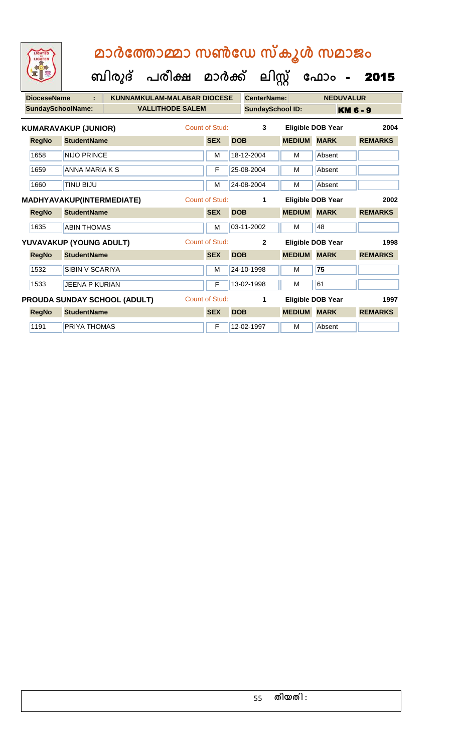# മാർത്തോമ്മാ സൺഡേ സ്കൂൾ സമാജം

## ബിരുദ് പരീക്ഷ മാർക്ക് ലിസ്റ്റ് ഫോം - 2015

| | | | |
|---|---|---|---|
| **DioceseName** : | **KUNNAMKULAM-MALABAR DIOCESE** | **CenterName:** | **NEDUVALUR** |
| **SundaySchoolName:** | **VALLITHODE SALEM** | **SundaySchool ID:** | **KM 6 - 9** |

**KUMARAVAKUP (JUNIOR)** Count of Stud: **3** Eligible DOB Year **2004**

| RegNo | StudentName | SEX | DOB | MEDIUM | MARK | REMARKS |
|---|---|---|---|---|---|---|
| 1658 | NIJO PRINCE | M | 18-12-2004 | M | Absent | |
| 1659 | ANNA MARIA K S | F | 25-08-2004 | M | Absent | |
| 1660 | TINU BIJU | M | 24-08-2004 | M | Absent | |

**MADHYAVAKUP(INTERMEDIATE)** Count of Stud: **1** Eligible DOB Year **2002**

| RegNo | StudentName | SEX | DOB | MEDIUM | MARK | REMARKS |
|---|---|---|---|---|---|---|
| 1635 | ABIN THOMAS | M | 03-11-2002 | M | 48 | |

**YUVAVAKUP (YOUNG ADULT)** Count of Stud: **2** Eligible DOB Year **1998**

| RegNo | StudentName | SEX | DOB | MEDIUM | MARK | REMARKS |
|---|---|---|---|---|---|---|
| 1532 | SIBIN V SCARIYA | M | 24-10-1998 | M | **75** | |
| 1533 | JEENA P KURIAN | F | 13-02-1998 | M | 61 | |

**PROUDA SUNDAY SCHOOL (ADULT)** Count of Stud: **1** Eligible DOB Year **1997**

| RegNo | StudentName | SEX | DOB | MEDIUM | MARK | REMARKS |
|---|---|---|---|---|---|---|
| 1191 | PRIYA THOMAS | F | 12-02-1997 | M | Absent | |

തീയതി :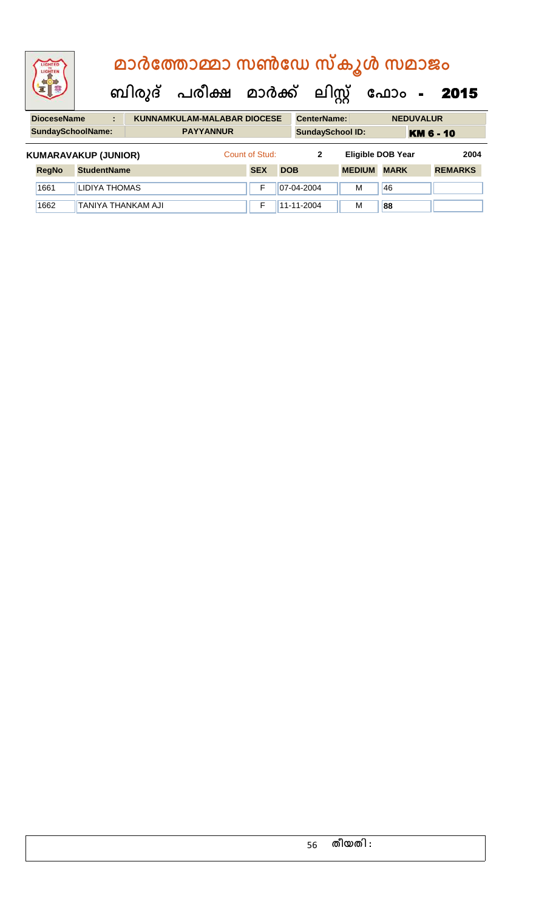# മാർത്തോമ്മാ സൺഡേ സ്കൂൾ സമാജം

## ബിരുദ് പരീക്ഷ മാർക്ക് ലിസ്റ്റ് ഫോം - 2015

| DioceseName : | KUNNAMKULAM-MALABAR DIOCESE | CenterName: | NEDUVALUR |
|---|---|---|---|
| SundaySchoolName: | PAYYANNUR | SundaySchool ID: | KM 6 - 10 |

**KUMARAVAKUP (JUNIOR)** Count of Stud: **2** **Eligible DOB Year** **2004**

| RegNo | StudentName | SEX | DOB | MEDIUM | MARK | REMARKS |
|---|---|---|---|---|---|---|
| 1661 | LIDIYA THOMAS | F | 07-04-2004 | M | 46 | |
| 1662 | TANIYA THANKAM AJI | F | 11-11-2004 | M | 88 | |

തീയതി :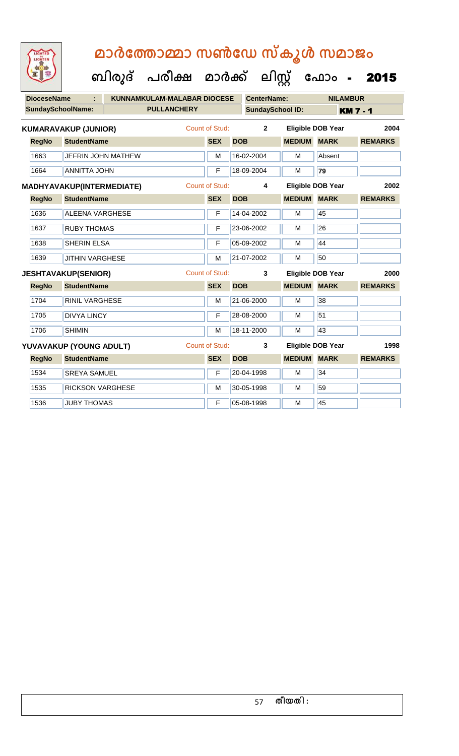# മാർത്തോമ്മാ സൺഡേ സ്കൂൾ സമാജം

**ബിരുദ് പരീക്ഷ മാർക്ക് ലിസ്റ്റ് ഫോം - 2015**

| DioceseName : | KUNNAMKULAM-MALABAR DIOCESE | CenterName: | NILAMBUR |
|---|---|---|---|
| SundaySchoolName: | PULLANCHERY | SundaySchool ID: | KM 7 - 1 |

**KUMARAVAKUP (JUNIOR)** Count of Stud: 2 Eligible DOB Year 2004

| RegNo | StudentName | SEX | DOB | MEDIUM | MARK | REMARKS |
|---|---|---|---|---|---|---|
| 1663 | JEFRIN JOHN MATHEW | M | 16-02-2004 | M | Absent | |
| 1664 | ANNITTA JOHN | F | 18-09-2004 | M | 79 | |

**MADHYAVAKUP(INTERMEDIATE)** Count of Stud: 4 Eligible DOB Year 2002

| RegNo | StudentName | SEX | DOB | MEDIUM | MARK | REMARKS |
|---|---|---|---|---|---|---|
| 1636 | ALEENA VARGHESE | F | 14-04-2002 | M | 45 | |
| 1637 | RUBY THOMAS | F | 23-06-2002 | M | 26 | |
| 1638 | SHERIN ELSA | F | 05-09-2002 | M | 44 | |
| 1639 | JITHIN VARGHESE | M | 21-07-2002 | M | 50 | |

**JESHTAVAKUP(SENIOR)** Count of Stud: 3 Eligible DOB Year 2000

| RegNo | StudentName | SEX | DOB | MEDIUM | MARK | REMARKS |
|---|---|---|---|---|---|---|
| 1704 | RINIL VARGHESE | M | 21-06-2000 | M | 38 | |
| 1705 | DIVYA LINCY | F | 28-08-2000 | M | 51 | |
| 1706 | SHIMIN | M | 18-11-2000 | M | 43 | |

**YUVAVAKUP (YOUNG ADULT)** Count of Stud: 3 Eligible DOB Year 1998

| RegNo | StudentName | SEX | DOB | MEDIUM | MARK | REMARKS |
|---|---|---|---|---|---|---|
| 1534 | SREYA SAMUEL | F | 20-04-1998 | M | 34 | |
| 1535 | RICKSON VARGHESE | M | 30-05-1998 | M | 59 | |
| 1536 | JUBY THOMAS | F | 05-08-1998 | M | 45 | |

തീയതി :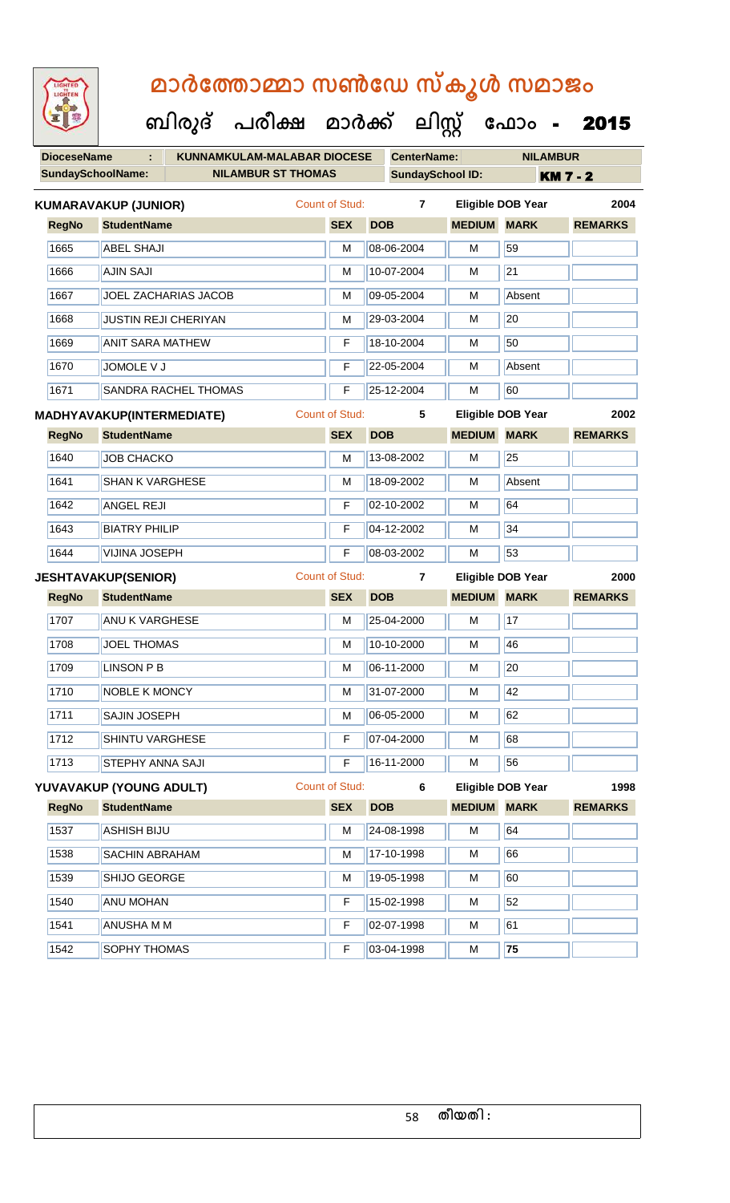# മാർത്തോമ്മാ സൺഡേ സ്കൂൾ സമാജം

## ബിരുദ് പരീക്ഷ മാർക്ക് ലിസ്റ്റ് ഫോം - 2015

| | | | |
|---|---|---|---|
| **DioceseName** : | KUNNAMKULAM-MALABAR DIOCESE | **CenterName:** | NILAMBUR |
| **SundaySchoolName:** | NILAMBUR ST THOMAS | **SundaySchool ID:** | KM 7 - 2 |

**KUMARAVAKUP (JUNIOR)** Count of Stud: 7 Eligible DOB Year 2004

| RegNo | StudentName | SEX | DOB | MEDIUM | MARK | REMARKS |
|---|---|---|---|---|---|---|
| 1665 | ABEL SHAJI | M | 08-06-2004 | M | 59 | |
| 1666 | AJIN SAJI | M | 10-07-2004 | M | 21 | |
| 1667 | JOEL ZACHARIAS JACOB | M | 09-05-2004 | M | Absent | |
| 1668 | JUSTIN REJI CHERIYAN | M | 29-03-2004 | M | 20 | |
| 1669 | ANIT SARA MATHEW | F | 18-10-2004 | M | 50 | |
| 1670 | JOMOLE V J | F | 22-05-2004 | M | Absent | |
| 1671 | SANDRA RACHEL THOMAS | F | 25-12-2004 | M | 60 | |

**MADHYAVAKUP(INTERMEDIATE)** Count of Stud: 5 Eligible DOB Year 2002

| RegNo | StudentName | SEX | DOB | MEDIUM | MARK | REMARKS |
|---|---|---|---|---|---|---|
| 1640 | JOB CHACKO | M | 13-08-2002 | M | 25 | |
| 1641 | SHAN K VARGHESE | M | 18-09-2002 | M | Absent | |
| 1642 | ANGEL REJI | F | 02-10-2002 | M | 64 | |
| 1643 | BIATRY PHILIP | F | 04-12-2002 | M | 34 | |
| 1644 | VIJINA JOSEPH | F | 08-03-2002 | M | 53 | |

**JESHTAVAKUP(SENIOR)** Count of Stud: 7 Eligible DOB Year 2000

| RegNo | StudentName | SEX | DOB | MEDIUM | MARK | REMARKS |
|---|---|---|---|---|---|---|
| 1707 | ANU K VARGHESE | M | 25-04-2000 | M | 17 | |
| 1708 | JOEL THOMAS | M | 10-10-2000 | M | 46 | |
| 1709 | LINSON P B | M | 06-11-2000 | M | 20 | |
| 1710 | NOBLE K MONCY | M | 31-07-2000 | M | 42 | |
| 1711 | SAJIN JOSEPH | M | 06-05-2000 | M | 62 | |
| 1712 | SHINTU VARGHESE | F | 07-04-2000 | M | 68 | |
| 1713 | STEPHY ANNA SAJI | F | 16-11-2000 | M | 56 | |

**YUVAVAKUP (YOUNG ADULT)** Count of Stud: 6 Eligible DOB Year 1998

| RegNo | StudentName | SEX | DOB | MEDIUM | MARK | REMARKS |
|---|---|---|---|---|---|---|
| 1537 | ASHISH BIJU | M | 24-08-1998 | M | 64 | |
| 1538 | SACHIN ABRAHAM | M | 17-10-1998 | M | 66 | |
| 1539 | SHIJO GEORGE | M | 19-05-1998 | M | 60 | |
| 1540 | ANU MOHAN | F | 15-02-1998 | M | 52 | |
| 1541 | ANUSHA M M | F | 02-07-1998 | M | 61 | |
| 1542 | SOPHY THOMAS | F | 03-04-1998 | M | **75** | |

തീയതി :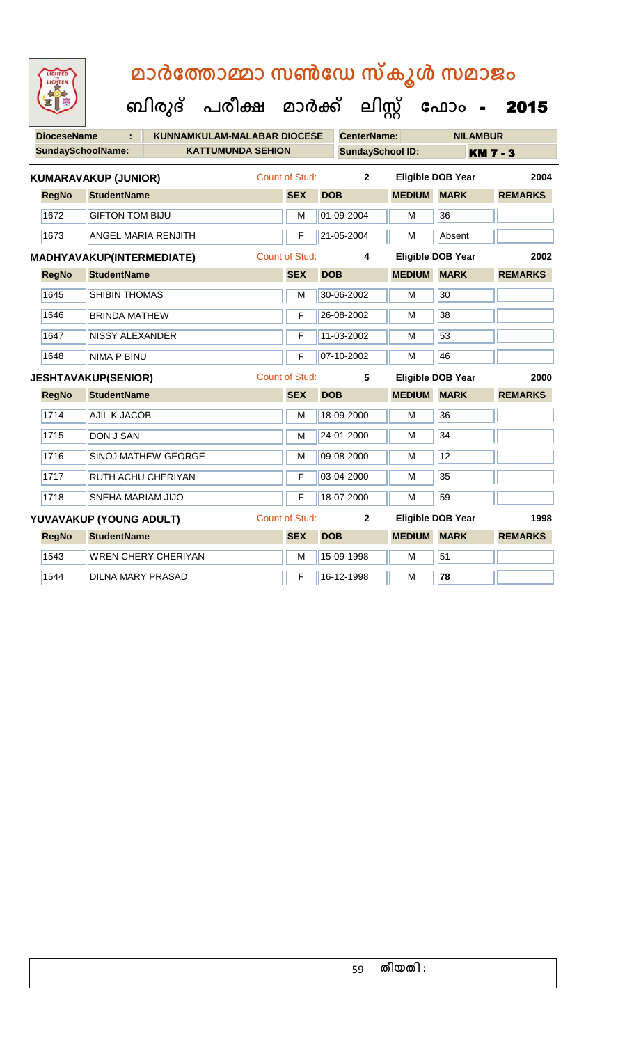# മാർത്തോമ്മാ സൺഡേ സ്കൂൾ സമാജം

**ബിരുദ് പരീക്ഷ മാർക്ക് ലിസ്റ്റ് ഫോം - 2015**

| DioceseName : | KUNNAMKULAM-MALABAR DIOCESE | CenterName: | NILAMBUR |
|---|---|---|---|
| SundaySchoolName: | KATTUMUNDA SEHION | SundaySchool ID: | KM 7 - 3 |

**KUMARAVAKUP (JUNIOR)** Count of Stud: 2 Eligible DOB Year 2004

| RegNo | StudentName | SEX | DOB | MEDIUM | MARK | REMARKS |
|---|---|---|---|---|---|---|
| 1672 | GIFTON TOM BIJU | M | 01-09-2004 | M | 36 | |
| 1673 | ANGEL MARIA RENJITH | F | 21-05-2004 | M | Absent | |

**MADHYAVAKUP(INTERMEDIATE)** Count of Stud: 4 Eligible DOB Year 2002

| RegNo | StudentName | SEX | DOB | MEDIUM | MARK | REMARKS |
|---|---|---|---|---|---|---|
| 1645 | SHIBIN THOMAS | M | 30-06-2002 | M | 30 | |
| 1646 | BRINDA MATHEW | F | 26-08-2002 | M | 38 | |
| 1647 | NISSY ALEXANDER | F | 11-03-2002 | M | 53 | |
| 1648 | NIMA P BINU | F | 07-10-2002 | M | 46 | |

**JESHTAVAKUP(SENIOR)** Count of Stud: 5 Eligible DOB Year 2000

| RegNo | StudentName | SEX | DOB | MEDIUM | MARK | REMARKS |
|---|---|---|---|---|---|---|
| 1714 | AJIL K JACOB | M | 18-09-2000 | M | 36 | |
| 1715 | DON J SAN | M | 24-01-2000 | M | 34 | |
| 1716 | SINOJ MATHEW GEORGE | M | 09-08-2000 | M | 12 | |
| 1717 | RUTH ACHU CHERIYAN | F | 03-04-2000 | M | 35 | |
| 1718 | SNEHA MARIAM JIJO | F | 18-07-2000 | M | 59 | |

**YUVAVAKUP (YOUNG ADULT)** Count of Stud: 2 Eligible DOB Year 1998

| RegNo | StudentName | SEX | DOB | MEDIUM | MARK | REMARKS |
|---|---|---|---|---|---|---|
| 1543 | WREN CHERY CHERIYAN | M | 15-09-1998 | M | 51 | |
| 1544 | DILNA MARY PRASAD | F | 16-12-1998 | M | **78** | |

തീയതി :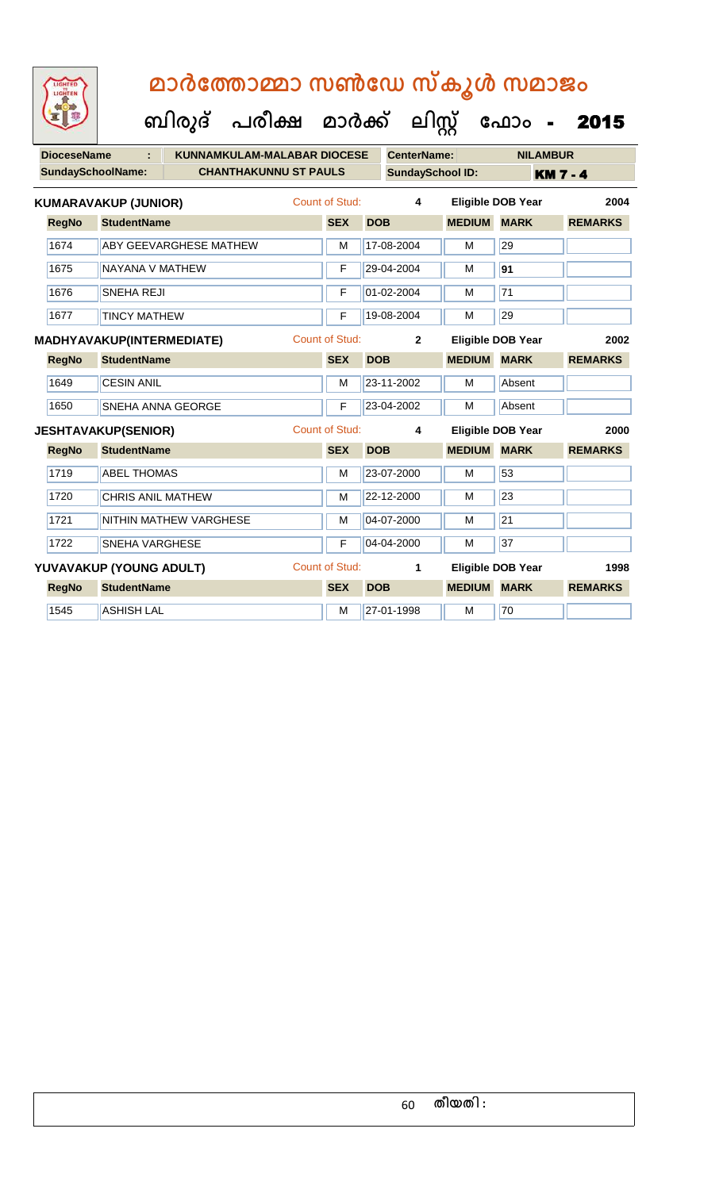# മാർത്തോമ്മാ സൺഡേ സ്കൂൾ സമാജം

## ബിരുദ് പരീക്ഷ മാർക്ക് ലിസ്റ്റ് ഫോം - 2015

| **DioceseName** : | KUNNAMKULAM-MALABAR DIOCESE | **CenterName:** | NILAMBUR |
|---|---|---|---|
| **SundaySchoolName:** | CHANTHAKUNNU ST PAULS | **SundaySchool ID:** | KM 7 - 4 |

**KUMARAVAKUP (JUNIOR)** Count of Stud: 4 Eligible DOB Year 2004

| RegNo | StudentName | SEX | DOB | MEDIUM | MARK | REMARKS |
|---|---|---|---|---|---|---|
| 1674 | ABY GEEVARGHESE MATHEW | M | 17-08-2004 | M | 29 | |
| 1675 | NAYANA V MATHEW | F | 29-04-2004 | M | 91 | |
| 1676 | SNEHA REJI | F | 01-02-2004 | M | 71 | |
| 1677 | TINCY MATHEW | F | 19-08-2004 | M | 29 | |

**MADHYAVAKUP(INTERMEDIATE)** Count of Stud: 2 Eligible DOB Year 2002

| RegNo | StudentName | SEX | DOB | MEDIUM | MARK | REMARKS |
|---|---|---|---|---|---|---|
| 1649 | CESIN ANIL | M | 23-11-2002 | M | Absent | |
| 1650 | SNEHA ANNA GEORGE | F | 23-04-2002 | M | Absent | |

**JESHTAVAKUP(SENIOR)** Count of Stud: 4 Eligible DOB Year 2000

| RegNo | StudentName | SEX | DOB | MEDIUM | MARK | REMARKS |
|---|---|---|---|---|---|---|
| 1719 | ABEL THOMAS | M | 23-07-2000 | M | 53 | |
| 1720 | CHRIS ANIL MATHEW | M | 22-12-2000 | M | 23 | |
| 1721 | NITHIN MATHEW VARGHESE | M | 04-07-2000 | M | 21 | |
| 1722 | SNEHA VARGHESE | F | 04-04-2000 | M | 37 | |

**YUVAVAKUP (YOUNG ADULT)** Count of Stud: 1 Eligible DOB Year 1998

| RegNo | StudentName | SEX | DOB | MEDIUM | MARK | REMARKS |
|---|---|---|---|---|---|---|
| 1545 | ASHISH LAL | M | 27-01-1998 | M | 70 | |

തീയതി :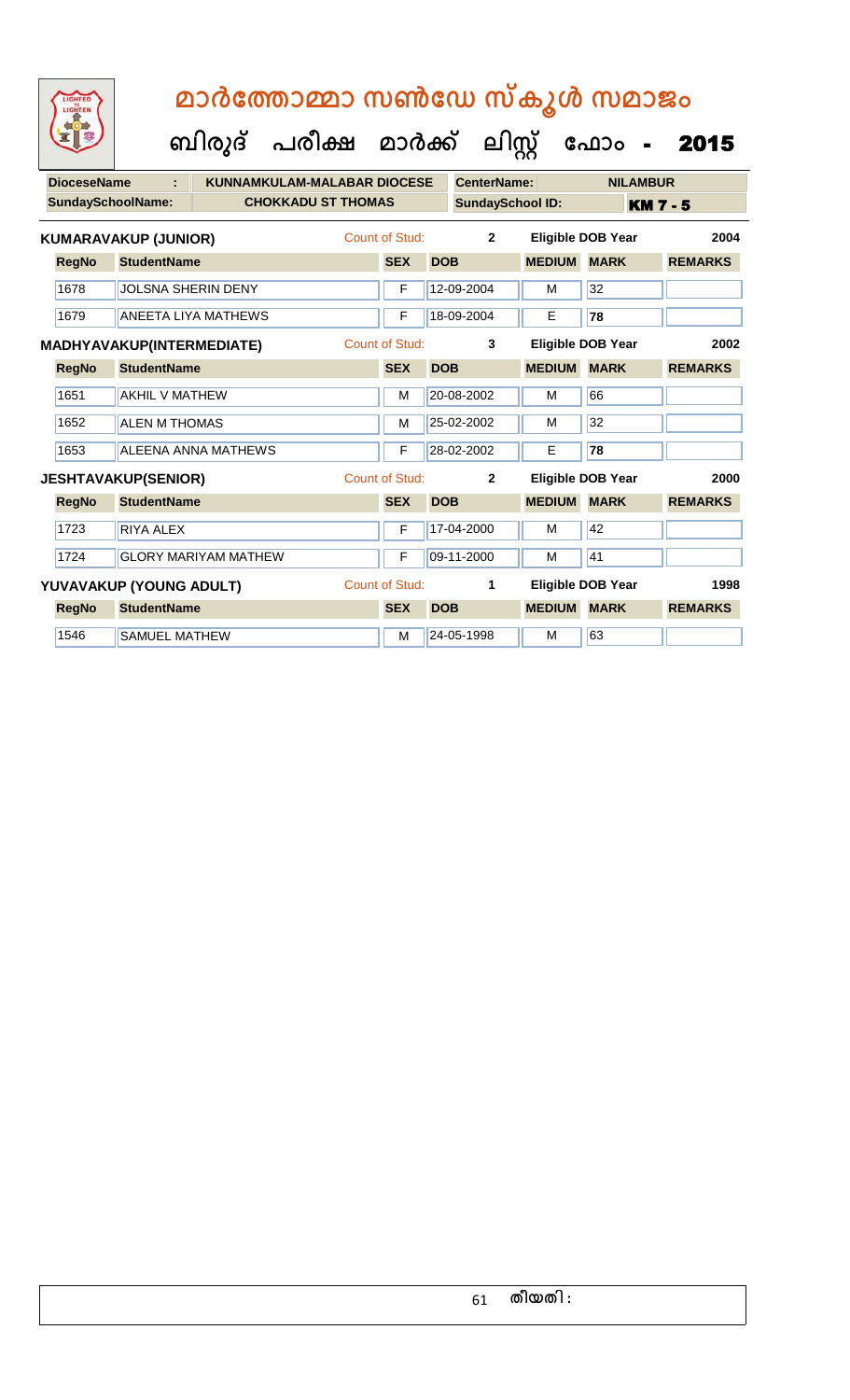# മാർത്തോമ്മാ സൺഡേ സ്കൂൾ സമാജം

## ബിരുദ് പരീക്ഷ മാർക്ക് ലിസ്റ്റ് ഫോം - 2015

| DioceseName : | KUNNAMKULAM-MALABAR DIOCESE | CenterName: | NILAMBUR |
|---|---|---|---|
| SundaySchoolName: | CHOKKADU ST THOMAS | SundaySchool ID: | KM 7 - 5 |

**KUMARAVAKUP (JUNIOR)** Count of Stud: 2 Eligible DOB Year 2004

| RegNo | StudentName | SEX | DOB | MEDIUM | MARK | REMARKS |
|---|---|---|---|---|---|---|
| 1678 | JOLSNA SHERIN DENY | F | 12-09-2004 | M | 32 | |
| 1679 | ANEETA LIYA MATHEWS | F | 18-09-2004 | E | **78** | |

**MADHYAVAKUP(INTERMEDIATE)** Count of Stud: 3 Eligible DOB Year 2002

| RegNo | StudentName | SEX | DOB | MEDIUM | MARK | REMARKS |
|---|---|---|---|---|---|---|
| 1651 | AKHIL V MATHEW | M | 20-08-2002 | M | 66 | |
| 1652 | ALEN M THOMAS | M | 25-02-2002 | M | 32 | |
| 1653 | ALEENA ANNA MATHEWS | F | 28-02-2002 | E | **78** | |

**JESHTAVAKUP(SENIOR)** Count of Stud: 2 Eligible DOB Year 2000

| RegNo | StudentName | SEX | DOB | MEDIUM | MARK | REMARKS |
|---|---|---|---|---|---|---|
| 1723 | RIYA ALEX | F | 17-04-2000 | M | 42 | |
| 1724 | GLORY MARIYAM MATHEW | F | 09-11-2000 | M | 41 | |

**YUVAVAKUP (YOUNG ADULT)** Count of Stud: 1 Eligible DOB Year 1998

| RegNo | StudentName | SEX | DOB | MEDIUM | MARK | REMARKS |
|---|---|---|---|---|---|---|
| 1546 | SAMUEL MATHEW | M | 24-05-1998 | M | 63 | |

തീയതി :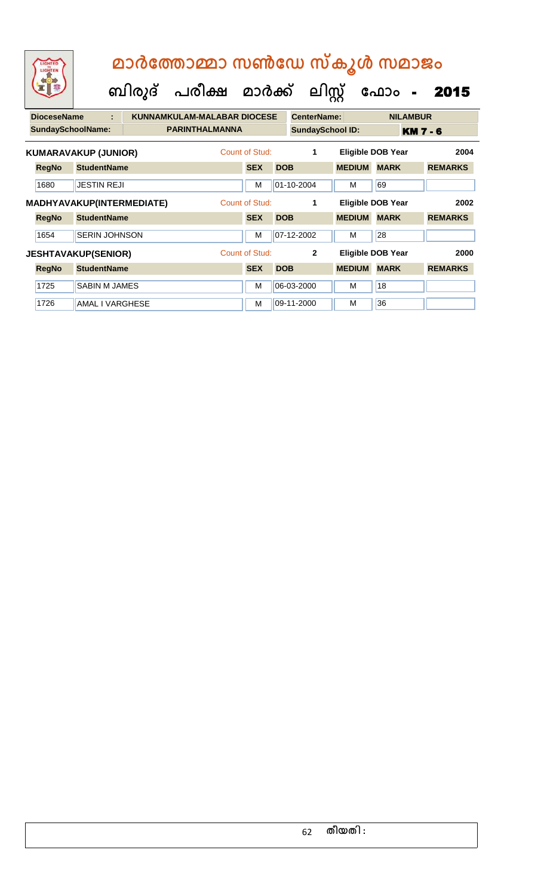# മാർത്തോമ്മാ സൺഡേ സ്കൂൾ സമാജം

## ബിരുദ് പരീക്ഷ മാർക്ക് ലിസ്റ്റ് ഫോം - 2015

| DioceseName : | KUNNAMKULAM-MALABAR DIOCESE | CenterName: | NILAMBUR |
|---|---|---|---|
| SundaySchoolName: | PARINTHALMANNA | SundaySchool ID: | KM 7 - 6 |

**KUMARAVAKUP (JUNIOR)** Count of Stud: 1 Eligible DOB Year 2004

| RegNo | StudentName | SEX | DOB | MEDIUM | MARK | REMARKS |
|---|---|---|---|---|---|---|
| 1680 | JESTIN REJI | M | 01-10-2004 | M | 69 | |

**MADHYAVAKUP(INTERMEDIATE)** Count of Stud: 1 Eligible DOB Year 2002

| RegNo | StudentName | SEX | DOB | MEDIUM | MARK | REMARKS |
|---|---|---|---|---|---|---|
| 1654 | SERIN JOHNSON | M | 07-12-2002 | M | 28 | |

**JESHTAVAKUP(SENIOR)** Count of Stud: 2 Eligible DOB Year 2000

| RegNo | StudentName | SEX | DOB | MEDIUM | MARK | REMARKS |
|---|---|---|---|---|---|---|
| 1725 | SABIN M JAMES | M | 06-03-2000 | M | 18 | |
| 1726 | AMAL I VARGHESE | M | 09-11-2000 | M | 36 | |

തീയതി :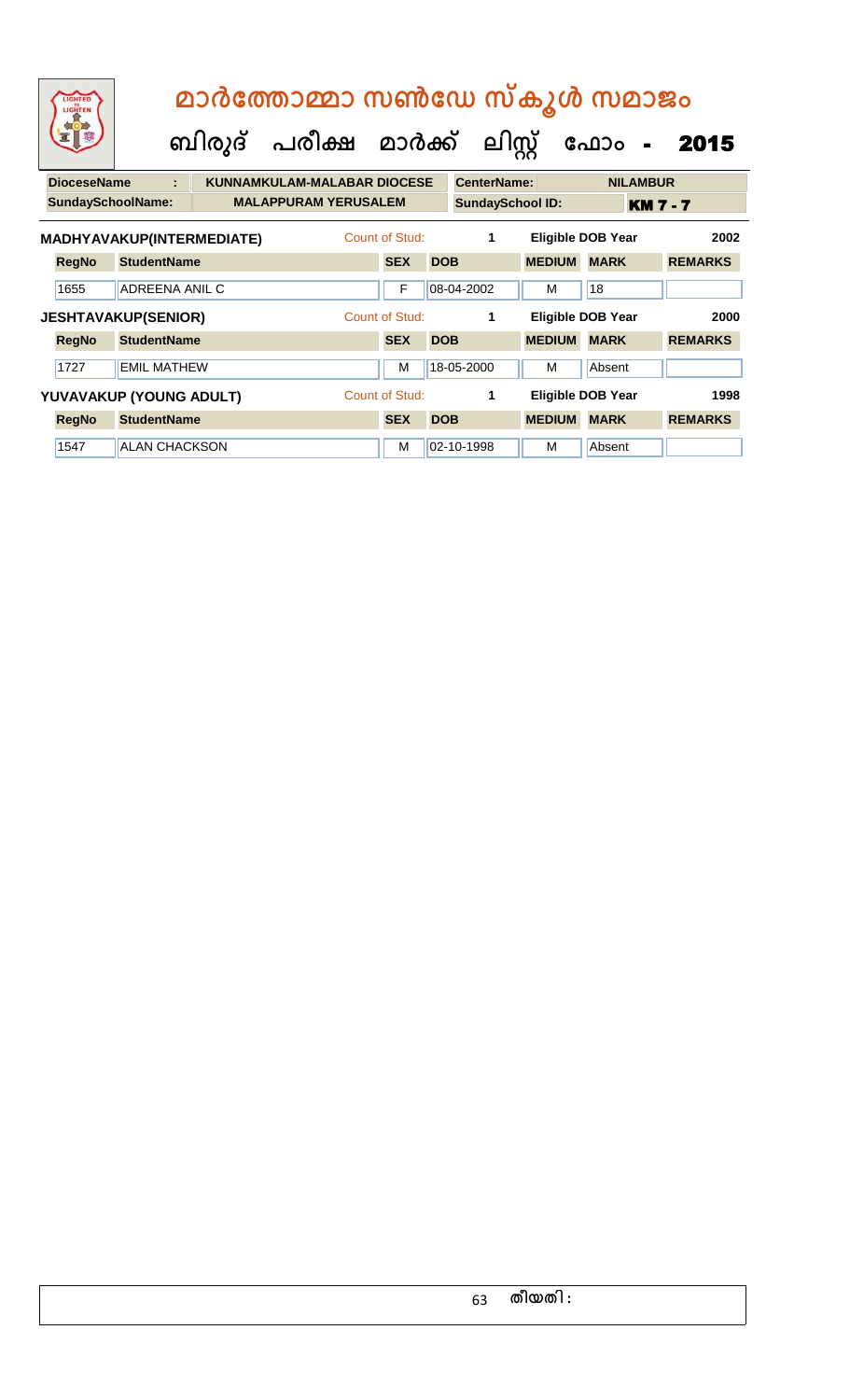# മാർത്തോമ്മാ സൺഡേ സ്കൂൾ സമാജം

## ബിരുദ് പരീക്ഷ മാർക്ക് ലിസ്റ്റ് ഫോം - 2015

| DioceseName : | KUNNAMKULAM-MALABAR DIOCESE | CenterName: | NILAMBUR |
|---|---|---|---|
| SundaySchoolName: | MALAPPURAM YERUSALEM | SundaySchool ID: | KM 7 - 7 |

**MADHYAVAKUP(INTERMEDIATE)** Count of Stud: 1 Eligible DOB Year 2002

| RegNo | StudentName | SEX | DOB | MEDIUM | MARK | REMARKS |
|---|---|---|---|---|---|---|
| 1655 | ADREENA ANIL C | F | 08-04-2002 | M | 18 | |

**JESHTAVAKUP(SENIOR)** Count of Stud: 1 Eligible DOB Year 2000

| RegNo | StudentName | SEX | DOB | MEDIUM | MARK | REMARKS |
|---|---|---|---|---|---|---|
| 1727 | EMIL MATHEW | M | 18-05-2000 | M | Absent | |

**YUVAVAKUP (YOUNG ADULT)** Count of Stud: 1 Eligible DOB Year 1998

| RegNo | StudentName | SEX | DOB | MEDIUM | MARK | REMARKS |
|---|---|---|---|---|---|---|
| 1547 | ALAN CHACKSON | M | 02-10-1998 | M | Absent | |

തീയതി :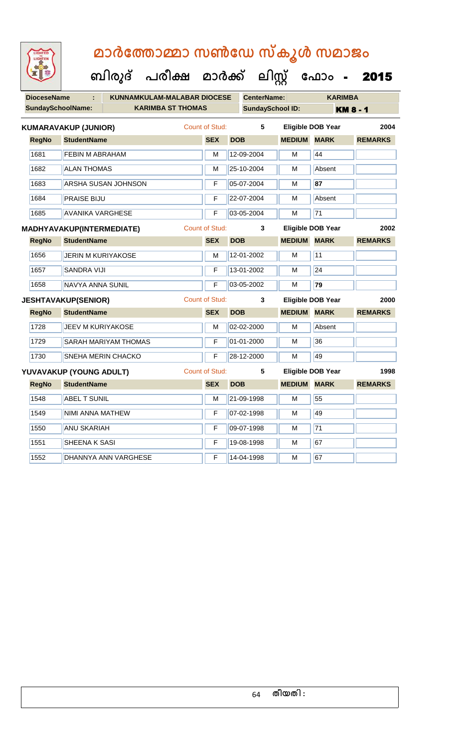# മാർത്തോമ്മാ സൺഡേ സ്കൂൾ സമാജം

## ബിരുദ് പരീക്ഷ മാർക്ക് ലിസ്റ്റ് ഫോം - 2015

| DioceseName : | KUNNAMKULAM-MALABAR DIOCESE | CenterName: | KARIMBA |
|---|---|---|---|
| SundaySchoolName: | KARIMBA ST THOMAS | SundaySchool ID: | KM 8 - 1 |

**KUMARAVAKUP (JUNIOR)** Count of Stud: 5 Eligible DOB Year 2004

| RegNo | StudentName | SEX | DOB | MEDIUM | MARK | REMARKS |
|---|---|---|---|---|---|---|
| 1681 | FEBIN M ABRAHAM | M | 12-09-2004 | M | 44 | |
| 1682 | ALAN THOMAS | M | 25-10-2004 | M | Absent | |
| 1683 | ARSHA SUSAN JOHNSON | F | 05-07-2004 | M | 87 | |
| 1684 | PRAISE BIJU | F | 22-07-2004 | M | Absent | |
| 1685 | AVANIKA VARGHESE | F | 03-05-2004 | M | 71 | |

**MADHYAVAKUP(INTERMEDIATE)** Count of Stud: 3 Eligible DOB Year 2002

| RegNo | StudentName | SEX | DOB | MEDIUM | MARK | REMARKS |
|---|---|---|---|---|---|---|
| 1656 | JERIN M KURIYAKOSE | M | 12-01-2002 | M | 11 | |
| 1657 | SANDRA VIJI | F | 13-01-2002 | M | 24 | |
| 1658 | NAVYA ANNA SUNIL | F | 03-05-2002 | M | 79 | |

**JESHTAVAKUP(SENIOR)** Count of Stud: 3 Eligible DOB Year 2000

| RegNo | StudentName | SEX | DOB | MEDIUM | MARK | REMARKS |
|---|---|---|---|---|---|---|
| 1728 | JEEV M KURIYAKOSE | M | 02-02-2000 | M | Absent | |
| 1729 | SARAH MARIYAM THOMAS | F | 01-01-2000 | M | 36 | |
| 1730 | SNEHA MERIN CHACKO | F | 28-12-2000 | M | 49 | |

**YUVAVAKUP (YOUNG ADULT)** Count of Stud: 5 Eligible DOB Year 1998

| RegNo | StudentName | SEX | DOB | MEDIUM | MARK | REMARKS |
|---|---|---|---|---|---|---|
| 1548 | ABEL T SUNIL | M | 21-09-1998 | M | 55 | |
| 1549 | NIMI ANNA MATHEW | F | 07-02-1998 | M | 49 | |
| 1550 | ANU SKARIAH | F | 09-07-1998 | M | 71 | |
| 1551 | SHEENA K SASI | F | 19-08-1998 | M | 67 | |
| 1552 | DHANNYA ANN VARGHESE | F | 14-04-1998 | M | 67 | |

തീയതി :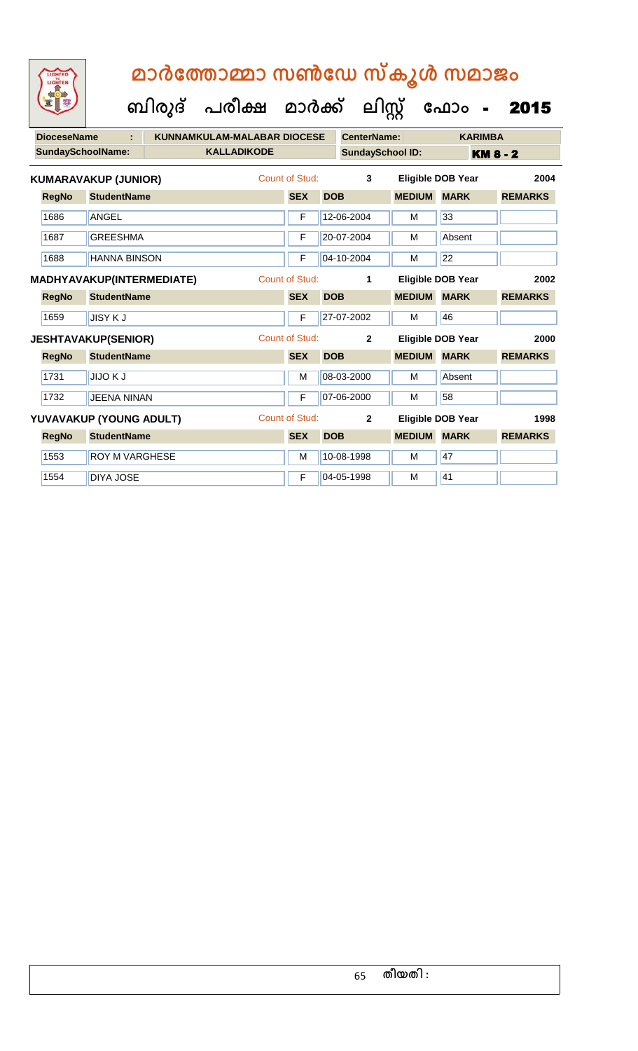# മാർത്തോമ്മാ സൺഡേ സ്കൂൾ സമാജം

## ബിരുദ് പരീക്ഷ മാർക്ക് ലിസ്റ്റ് ഫോം - 2015

| DioceseName : | KUNNAMKULAM-MALABAR DIOCESE | CenterName: | KARIMBA |
|---|---|---|---|
| SundaySchoolName: | KALLADIKODE | SundaySchool ID: | KM 8 - 2 |

**KUMARAVAKUP (JUNIOR)** Count of Stud: 3 Eligible DOB Year 2004

| RegNo | StudentName | SEX | DOB | MEDIUM | MARK | REMARKS |
|---|---|---|---|---|---|---|
| 1686 | ANGEL | F | 12-06-2004 | M | 33 | |
| 1687 | GREESHMA | F | 20-07-2004 | M | Absent | |
| 1688 | HANNA BINSON | F | 04-10-2004 | M | 22 | |

**MADHYAVAKUP(INTERMEDIATE)** Count of Stud: 1 Eligible DOB Year 2002

| RegNo | StudentName | SEX | DOB | MEDIUM | MARK | REMARKS |
|---|---|---|---|---|---|---|
| 1659 | JISY K J | F | 27-07-2002 | M | 46 | |

**JESHTAVAKUP(SENIOR)** Count of Stud: 2 Eligible DOB Year 2000

| RegNo | StudentName | SEX | DOB | MEDIUM | MARK | REMARKS |
|---|---|---|---|---|---|---|
| 1731 | JIJO K J | M | 08-03-2000 | M | Absent | |
| 1732 | JEENA NINAN | F | 07-06-2000 | M | 58 | |

**YUVAVAKUP (YOUNG ADULT)** Count of Stud: 2 Eligible DOB Year 1998

| RegNo | StudentName | SEX | DOB | MEDIUM | MARK | REMARKS |
|---|---|---|---|---|---|---|
| 1553 | ROY M VARGHESE | M | 10-08-1998 | M | 47 | |
| 1554 | DIYA JOSE | F | 04-05-1998 | M | 41 | |

തീയതി :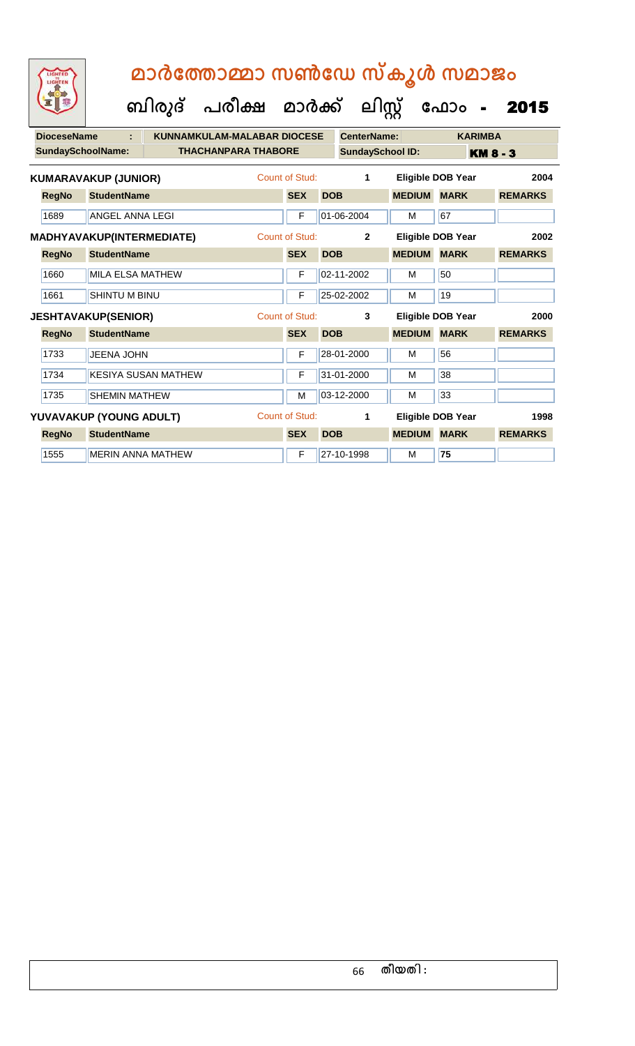# മാർത്തോമ്മാ സൺഡേ സ്കൂൾ സമാജം

## ബിരുദ് പരീക്ഷ മാർക്ക് ലിസ്റ്റ് ഫോം - 2015

| DioceseName : | KUNNAMKULAM-MALABAR DIOCESE | CenterName: | KARIMBA |
|---|---|---|---|
| SundaySchoolName: | THACHANPARA THABORE | SundaySchool ID: | KM 8 - 3 |

**KUMARAVAKUP (JUNIOR)** Count of Stud: 1 Eligible DOB Year 2004

| RegNo | StudentName | SEX | DOB | MEDIUM | MARK | REMARKS |
|---|---|---|---|---|---|---|
| 1689 | ANGEL ANNA LEGI | F | 01-06-2004 | M | 67 | |

**MADHYAVAKUP(INTERMEDIATE)** Count of Stud: 2 Eligible DOB Year 2002

| RegNo | StudentName | SEX | DOB | MEDIUM | MARK | REMARKS |
|---|---|---|---|---|---|---|
| 1660 | MILA ELSA MATHEW | F | 02-11-2002 | M | 50 | |
| 1661 | SHINTU M BINU | F | 25-02-2002 | M | 19 | |

**JESHTAVAKUP(SENIOR)** Count of Stud: 3 Eligible DOB Year 2000

| RegNo | StudentName | SEX | DOB | MEDIUM | MARK | REMARKS |
|---|---|---|---|---|---|---|
| 1733 | JEENA JOHN | F | 28-01-2000 | M | 56 | |
| 1734 | KESIYA SUSAN MATHEW | F | 31-01-2000 | M | 38 | |
| 1735 | SHEMIN MATHEW | M | 03-12-2000 | M | 33 | |

**YUVAVAKUP (YOUNG ADULT)** Count of Stud: 1 Eligible DOB Year 1998

| RegNo | StudentName | SEX | DOB | MEDIUM | MARK | REMARKS |
|---|---|---|---|---|---|---|
| 1555 | MERIN ANNA MATHEW | F | 27-10-1998 | M | **75** | |

തീയതി :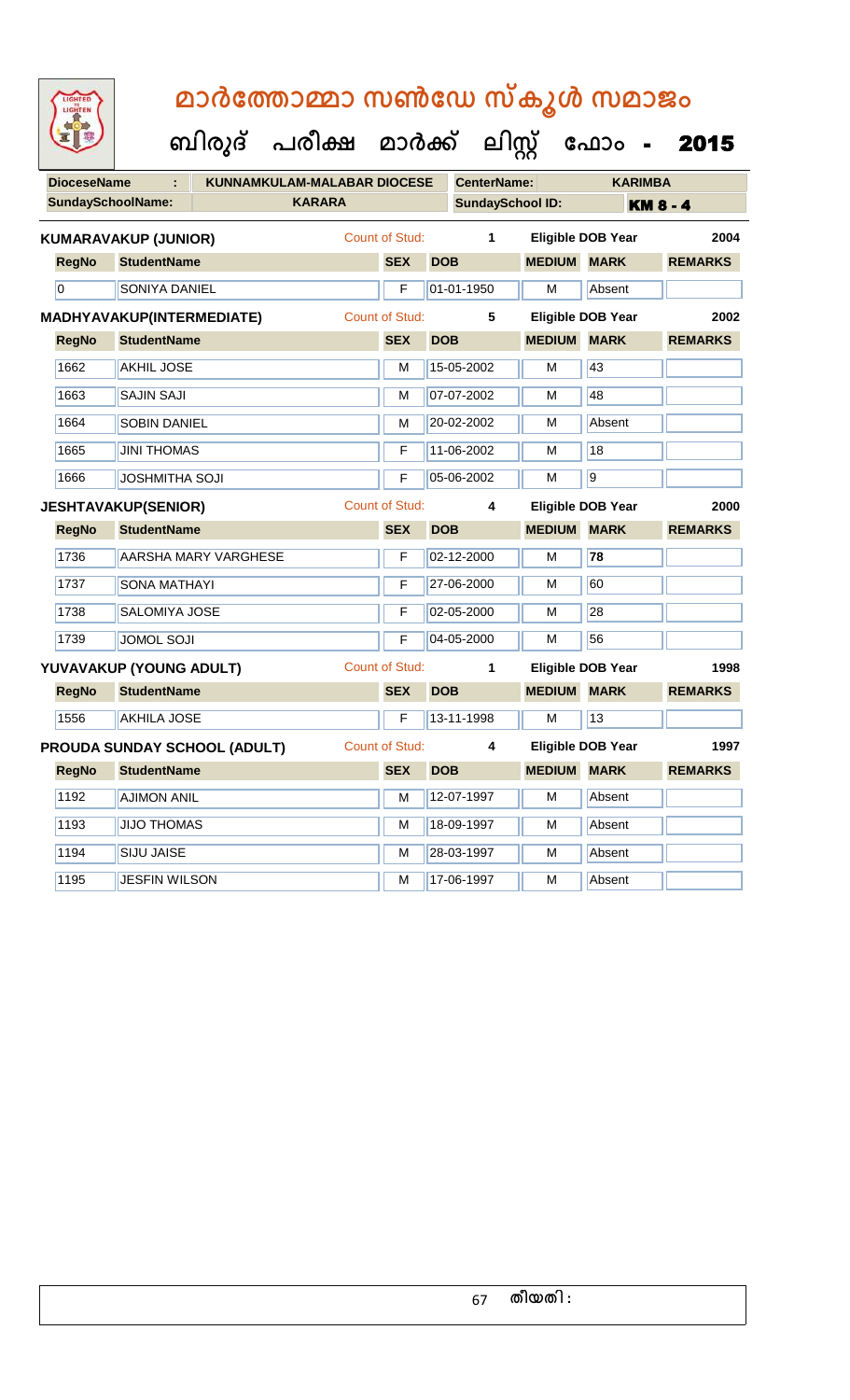# മാർത്തോമ്മാ സൺഡേ സ്കൂൾ സമാജം

## ബിരുദ് പരീക്ഷ മാർക്ക് ലിസ്റ്റ് ഫോം - 2015

| DioceseName | : | KUNNAMKULAM-MALABAR DIOCESE | CenterName: | KARIMBA |
|---|---|---|---|---|
| SundaySchoolName: | | KARARA | SundaySchool ID: | KM 8 - 4 |

**KUMARAVAKUP (JUNIOR)** Count of Stud: 1 Eligible DOB Year 2004

| RegNo | StudentName | SEX | DOB | MEDIUM | MARK | REMARKS |
|---|---|---|---|---|---|---|
| 0 | SONIYA DANIEL | F | 01-01-1950 | M | Absent | |

**MADHYAVAKUP(INTERMEDIATE)** Count of Stud: 5 Eligible DOB Year 2002

| RegNo | StudentName | SEX | DOB | MEDIUM | MARK | REMARKS |
|---|---|---|---|---|---|---|
| 1662 | AKHIL JOSE | M | 15-05-2002 | M | 43 | |
| 1663 | SAJIN SAJI | M | 07-07-2002 | M | 48 | |
| 1664 | SOBIN DANIEL | M | 20-02-2002 | M | Absent | |
| 1665 | JINI THOMAS | F | 11-06-2002 | M | 18 | |
| 1666 | JOSHMITHA SOJI | F | 05-06-2002 | M | 9 | |

**JESHTAVAKUP(SENIOR)** Count of Stud: 4 Eligible DOB Year 2000

| RegNo | StudentName | SEX | DOB | MEDIUM | MARK | REMARKS |
|---|---|---|---|---|---|---|
| 1736 | AARSHA MARY VARGHESE | F | 02-12-2000 | M | **78** | |
| 1737 | SONA MATHAYI | F | 27-06-2000 | M | 60 | |
| 1738 | SALOMIYA JOSE | F | 02-05-2000 | M | 28 | |
| 1739 | JOMOL SOJI | F | 04-05-2000 | M | 56 | |

**YUVAVAKUP (YOUNG ADULT)** Count of Stud: 1 Eligible DOB Year 1998

| RegNo | StudentName | SEX | DOB | MEDIUM | MARK | REMARKS |
|---|---|---|---|---|---|---|
| 1556 | AKHILA JOSE | F | 13-11-1998 | M | 13 | |

**PROUDA SUNDAY SCHOOL (ADULT)** Count of Stud: 4 Eligible DOB Year 1997

| RegNo | StudentName | SEX | DOB | MEDIUM | MARK | REMARKS |
|---|---|---|---|---|---|---|
| 1192 | AJIMON ANIL | M | 12-07-1997 | M | Absent | |
| 1193 | JIJO THOMAS | M | 18-09-1997 | M | Absent | |
| 1194 | SIJU JAISE | M | 28-03-1997 | M | Absent | |
| 1195 | JESFIN WILSON | M | 17-06-1997 | M | Absent | |

തീയതി :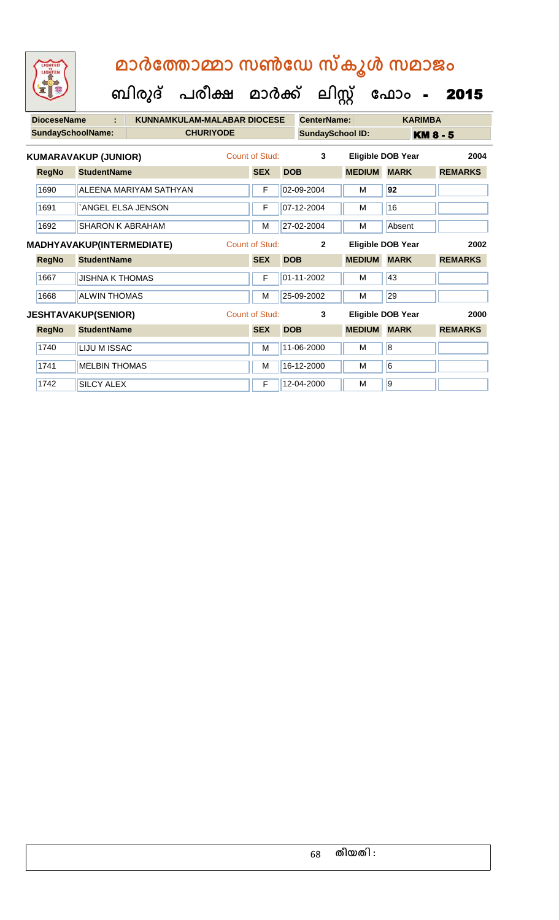# മാർത്തോമ്മാ സൺഡേ സ്കൂൾ സമാജം

## ബിരുദ് പരീക്ഷ മാർക്ക് ലിസ്റ്റ് ഫോം - 2015

| DioceseName : | KUNNAMKULAM-MALABAR DIOCESE | CenterName: | KARIMBA |
|---|---|---|---|
| SundaySchoolName: | CHURIYODE | SundaySchool ID: | KM 8 - 5 |

**KUMARAVAKUP (JUNIOR)** Count of Stud: 3 Eligible DOB Year 2004

| RegNo | StudentName | SEX | DOB | MEDIUM | MARK | REMARKS |
|---|---|---|---|---|---|---|
| 1690 | ALEENA MARIYAM SATHYAN | F | 02-09-2004 | M | 92 | |
| 1691 | `ANGEL ELSA JENSON | F | 07-12-2004 | M | 16 | |
| 1692 | SHARON K ABRAHAM | M | 27-02-2004 | M | Absent | |

**MADHYAVAKUP(INTERMEDIATE)** Count of Stud: 2 Eligible DOB Year 2002

| RegNo | StudentName | SEX | DOB | MEDIUM | MARK | REMARKS |
|---|---|---|---|---|---|---|
| 1667 | JISHNA K THOMAS | F | 01-11-2002 | M | 43 | |
| 1668 | ALWIN THOMAS | M | 25-09-2002 | M | 29 | |

**JESHTAVAKUP(SENIOR)** Count of Stud: 3 Eligible DOB Year 2000

| RegNo | StudentName | SEX | DOB | MEDIUM | MARK | REMARKS |
|---|---|---|---|---|---|---|
| 1740 | LIJU M ISSAC | M | 11-06-2000 | M | 8 | |
| 1741 | MELBIN THOMAS | M | 16-12-2000 | M | 6 | |
| 1742 | SILCY ALEX | F | 12-04-2000 | M | 9 | |

തീയതി :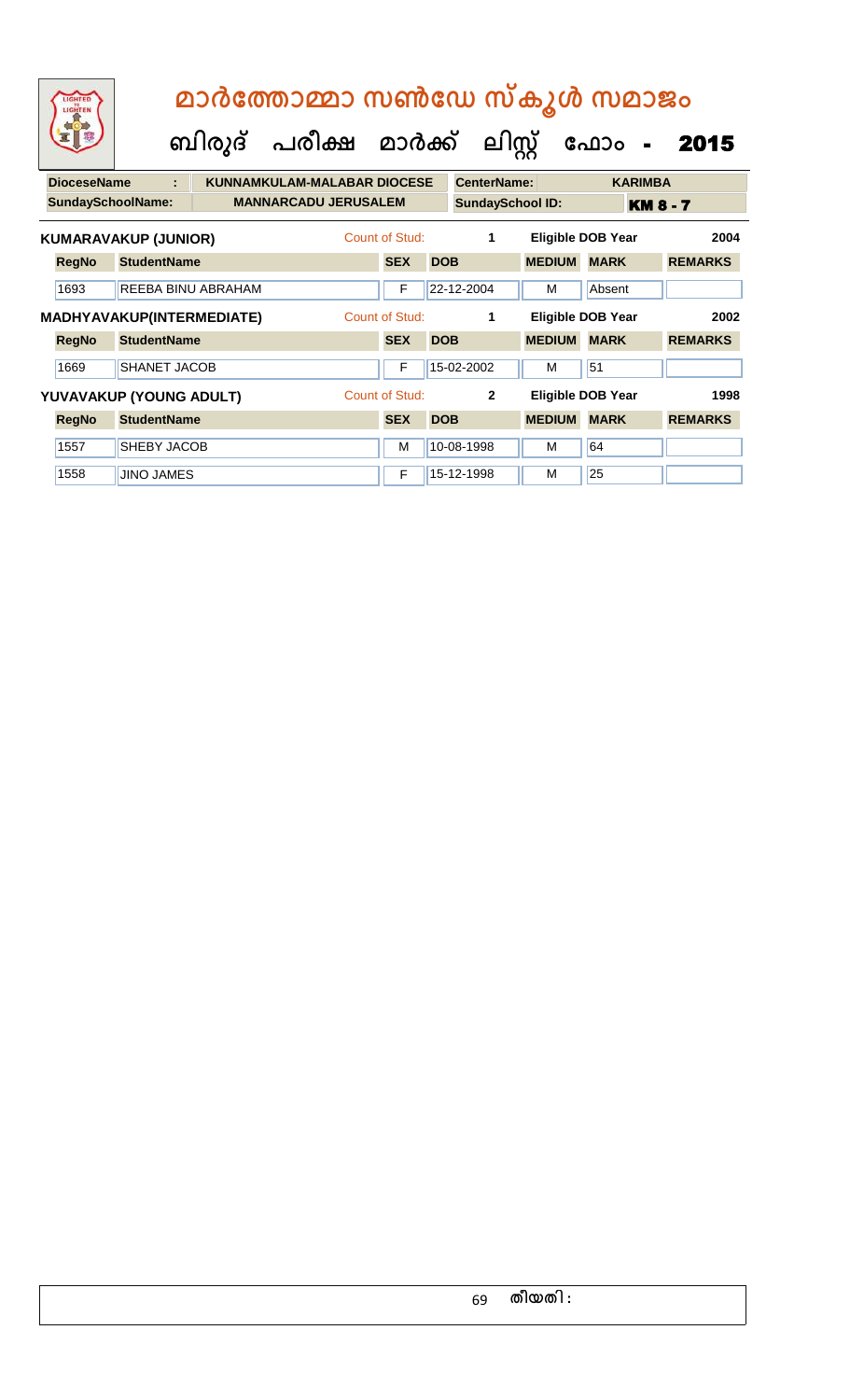# മാർത്തോമ്മാ സൺഡേ സ്കൂൾ സമാജം

## ബിരുദ് പരീക്ഷ മാർക്ക് ലിസ്റ്റ് ഫോം - 2015

| | | | |
|---|---|---|---|
| **DioceseName** : | KUNNAMKULAM-MALABAR DIOCESE | **CenterName:** | KARIMBA |
| **SundaySchoolName:** | MANNARCADU JERUSALEM | **SundaySchool ID:** | KM 8 - 7 |

**KUMARAVAKUP (JUNIOR)** Count of Stud: 1 Eligible DOB Year 2004

| RegNo | StudentName | SEX | DOB | MEDIUM | MARK | REMARKS |
|---|---|---|---|---|---|---|
| 1693 | REEBA BINU ABRAHAM | F | 22-12-2004 | M | Absent | |

**MADHYAVAKUP(INTERMEDIATE)** Count of Stud: 1 Eligible DOB Year 2002

| RegNo | StudentName | SEX | DOB | MEDIUM | MARK | REMARKS |
|---|---|---|---|---|---|---|
| 1669 | SHANET JACOB | F | 15-02-2002 | M | 51 | |

**YUVAVAKUP (YOUNG ADULT)** Count of Stud: 2 Eligible DOB Year 1998

| RegNo | StudentName | SEX | DOB | MEDIUM | MARK | REMARKS |
|---|---|---|---|---|---|---|
| 1557 | SHEBY JACOB | M | 10-08-1998 | M | 64 | |
| 1558 | JINO JAMES | F | 15-12-1998 | M | 25 | |

തീയതി :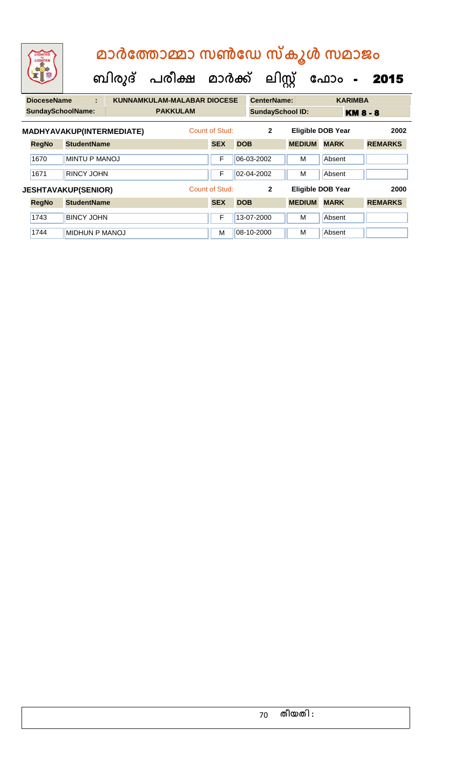# മാർത്തോമ്മാ സൺഡേ സ്കൂൾ സമാജം

## ബിരുദ് പരീക്ഷ മാർക്ക് ലിസ്റ്റ് ഫോം - 2015

| | | | |
|---|---|---|---|
| **DioceseName** : | KUNNAMKULAM-MALABAR DIOCESE | **CenterName:** | KARIMBA |
| **SundaySchoolName:** | PAKKULAM | **SundaySchool ID:** | KM 8 - 8 |

**MADHYAVAKUP(INTERMEDIATE)** Count of Stud: 2 Eligible DOB Year 2002

| RegNo | StudentName | SEX | DOB | MEDIUM | MARK | REMARKS |
|---|---|---|---|---|---|---|
| 1670 | MINTU P MANOJ | F | 06-03-2002 | M | Absent | |
| 1671 | RINCY JOHN | F | 02-04-2002 | M | Absent | |

**JESHTAVAKUP(SENIOR)** Count of Stud: 2 Eligible DOB Year 2000

| RegNo | StudentName | SEX | DOB | MEDIUM | MARK | REMARKS |
|---|---|---|---|---|---|---|
| 1743 | BINCY JOHN | F | 13-07-2000 | M | Absent | |
| 1744 | MIDHUN P MANOJ | M | 08-10-2000 | M | Absent | |

തീയതി :